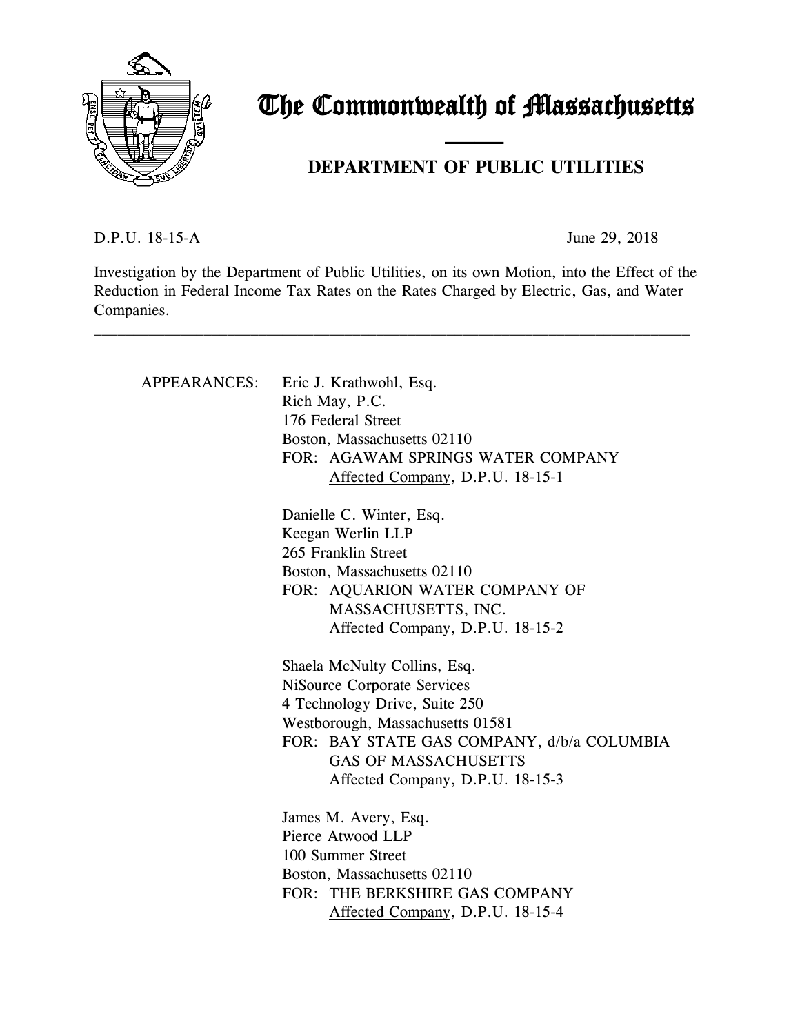# The Commonwealth of Massachusetts

## DEPARTMENT OF PUBLIC UTILITIES

D.P.U. 18-15-A June 29, 2018

Investigation by the Department of Public Utilities, on its own Motion, into the Effect of the Reduction in Federal Income Tax Rates on the Rates Charged by Electric, Gas, and Water Companies.

---

APPEARANCES:

Eric J. Krathwohl, Esq.
Rich May, P.C.
176 Federal Street
Boston, Massachusetts 02110
FOR: AGAWAM SPRINGS WATER COMPANY
Affected Company, D.P.U. 18-15-1

Danielle C. Winter, Esq.
Keegan Werlin LLP
265 Franklin Street
Boston, Massachusetts 02110
FOR: AQUARION WATER COMPANY OF MASSACHUSETTS, INC.
Affected Company, D.P.U. 18-15-2

Shaela McNulty Collins, Esq.
NiSource Corporate Services
4 Technology Drive, Suite 250
Westborough, Massachusetts 01581
FOR: BAY STATE GAS COMPANY, d/b/a COLUMBIA GAS OF MASSACHUSETTS
Affected Company, D.P.U. 18-15-3

James M. Avery, Esq.
Pierce Atwood LLP
100 Summer Street
Boston, Massachusetts 02110
FOR: THE BERKSHIRE GAS COMPANY
Affected Company, D.P.U. 18-15-4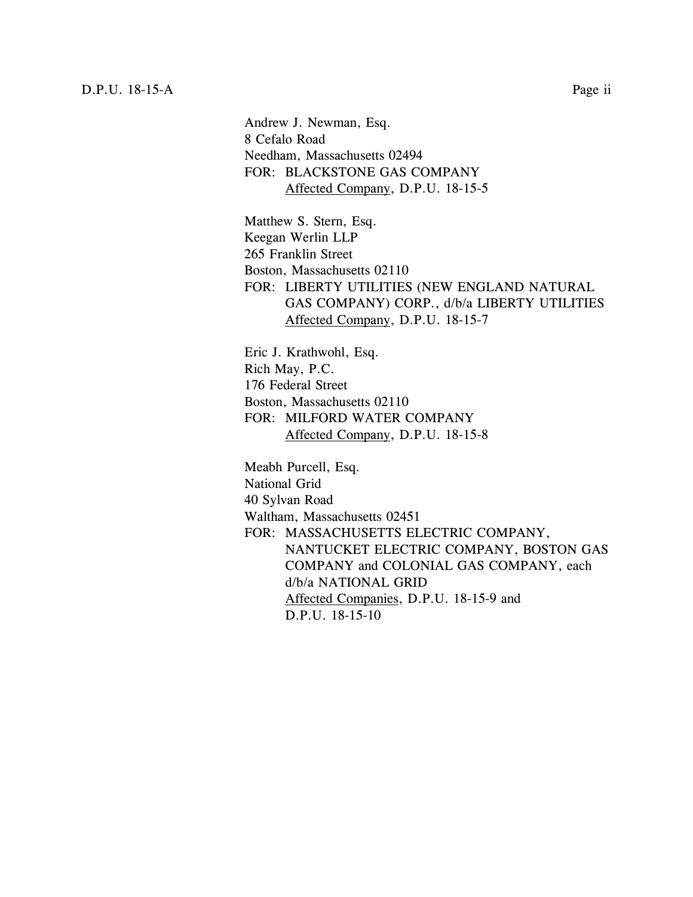Andrew J. Newman, Esq.
8 Cefalo Road
Needham, Massachusetts 02494
FOR: BLACKSTONE GAS COMPANY
Affected Company, D.P.U. 18-15-5

Matthew S. Stern, Esq.
Keegan Werlin LLP
265 Franklin Street
Boston, Massachusetts 02110
FOR: LIBERTY UTILITIES (NEW ENGLAND NATURAL GAS COMPANY) CORP., d/b/a LIBERTY UTILITIES
Affected Company, D.P.U. 18-15-7

Eric J. Krathwohl, Esq.
Rich May, P.C.
176 Federal Street
Boston, Massachusetts 02110
FOR: MILFORD WATER COMPANY
Affected Company, D.P.U. 18-15-8

Meabh Purcell, Esq.
National Grid
40 Sylvan Road
Waltham, Massachusetts 02451
FOR: MASSACHUSETTS ELECTRIC COMPANY, NANTUCKET ELECTRIC COMPANY, BOSTON GAS COMPANY and COLONIAL GAS COMPANY, each d/b/a NATIONAL GRID
Affected Companies, D.P.U. 18-15-9 and D.P.U. 18-15-10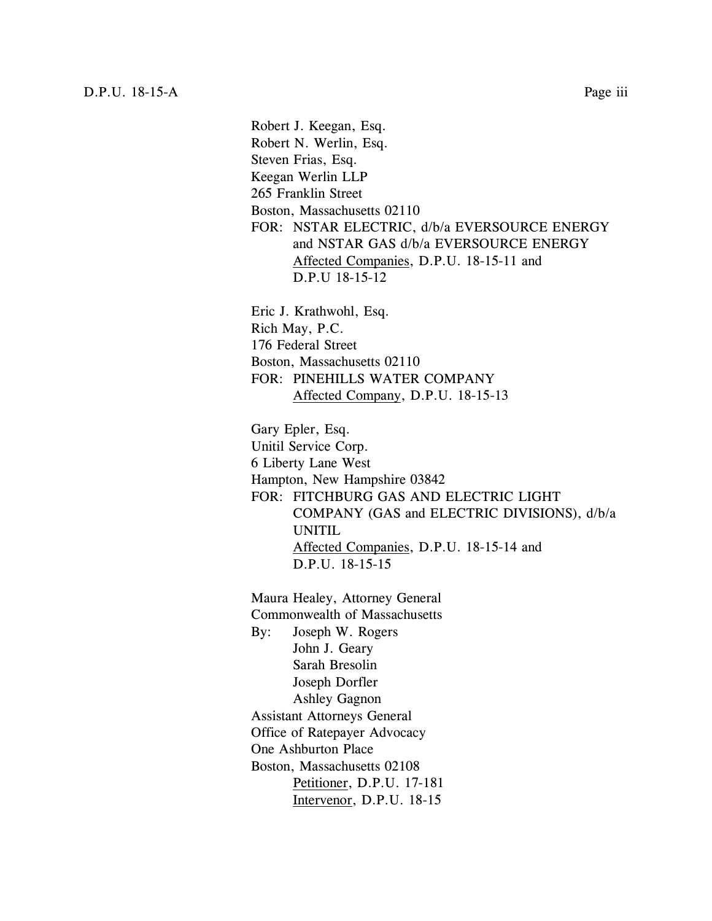Robert J. Keegan, Esq.  
Robert N. Werlin, Esq.  
Steven Frias, Esq.  
Keegan Werlin LLP  
265 Franklin Street  
Boston, Massachusetts 02110  
FOR: NSTAR ELECTRIC, d/b/a EVERSOURCE ENERGY and NSTAR GAS d/b/a EVERSOURCE ENERGY  
Affected Companies, D.P.U. 18-15-11 and D.P.U 18-15-12

Eric J. Krathwohl, Esq.  
Rich May, P.C.  
176 Federal Street  
Boston, Massachusetts 02110  
FOR: PINEHILLS WATER COMPANY  
Affected Company, D.P.U. 18-15-13

Gary Epler, Esq.  
Unitil Service Corp.  
6 Liberty Lane West  
Hampton, New Hampshire 03842  
FOR: FITCHBURG GAS AND ELECTRIC LIGHT COMPANY (GAS and ELECTRIC DIVISIONS), d/b/a UNITIL  
Affected Companies, D.P.U. 18-15-14 and D.P.U. 18-15-15

Maura Healey, Attorney General  
Commonwealth of Massachusetts  
By: Joseph W. Rogers  
John J. Geary  
Sarah Bresolin  
Joseph Dorfler  
Ashley Gagnon  
Assistant Attorneys General  
Office of Ratepayer Advocacy  
One Ashburton Place  
Boston, Massachusetts 02108  
Petitioner, D.P.U. 17-181  
Intervenor, D.P.U. 18-15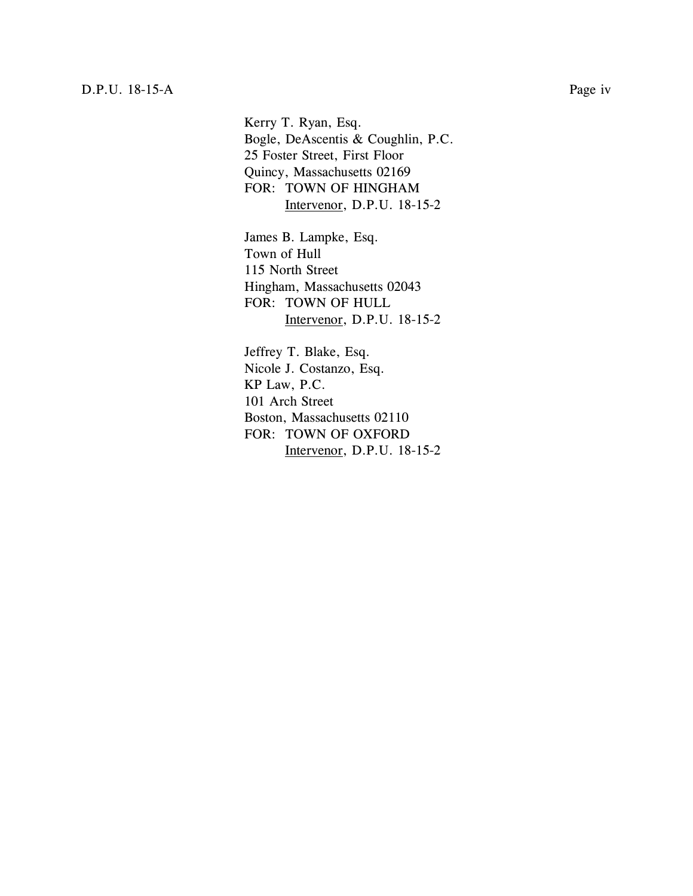Kerry T. Ryan, Esq.
Bogle, DeAscentis & Coughlin, P.C.
25 Foster Street, First Floor
Quincy, Massachusetts 02169
FOR: TOWN OF HINGHAM
Intervenor, D.P.U. 18-15-2

James B. Lampke, Esq.
Town of Hull
115 North Street
Hingham, Massachusetts 02043
FOR: TOWN OF HULL
Intervenor, D.P.U. 18-15-2

Jeffrey T. Blake, Esq.
Nicole J. Costanzo, Esq.
KP Law, P.C.
101 Arch Street
Boston, Massachusetts 02110
FOR: TOWN OF OXFORD
Intervenor, D.P.U. 18-15-2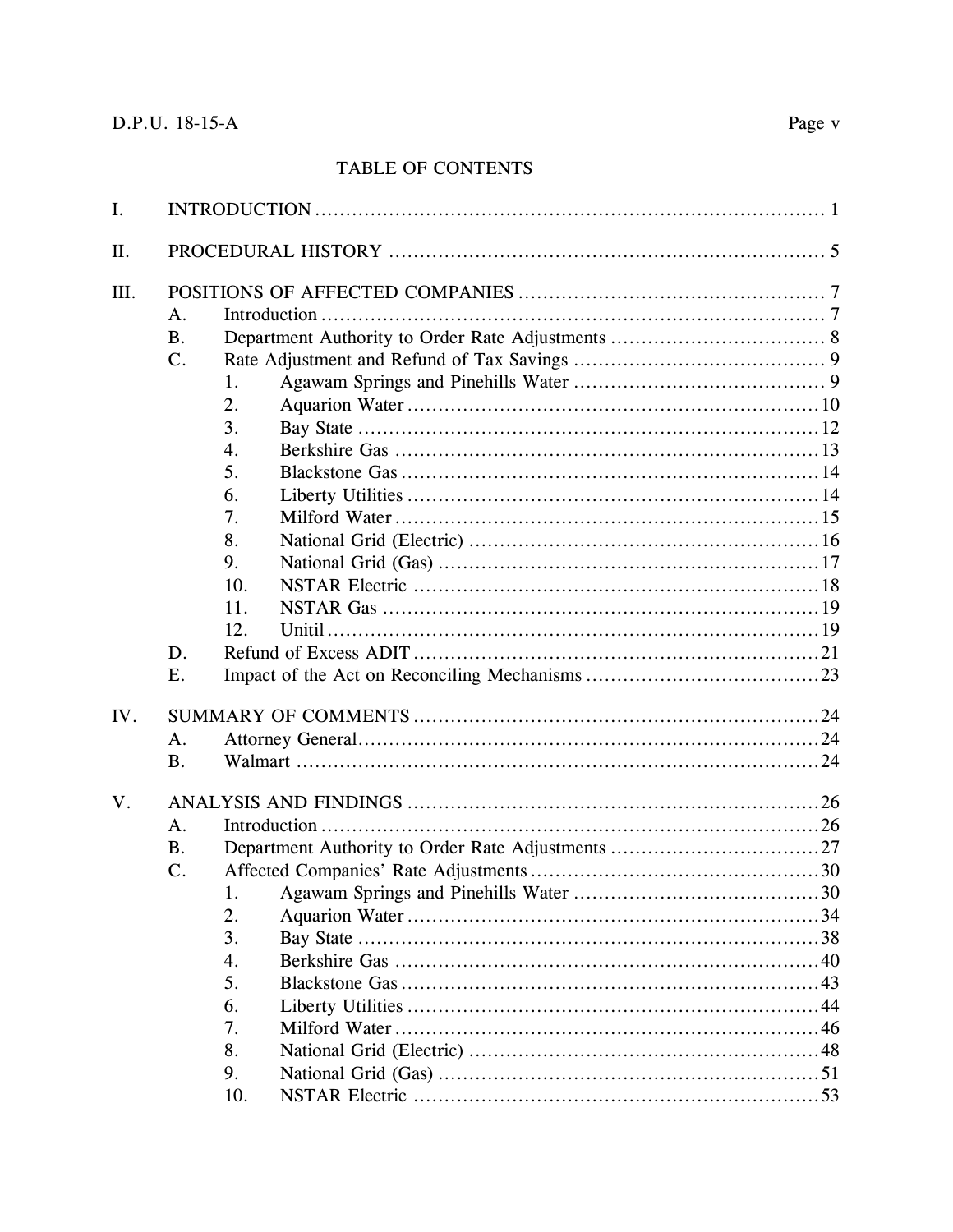## TABLE OF CONTENTS

I. INTRODUCTION ........................................................................... 1

II. PROCEDURAL HISTORY ........................................................... 5

III. POSITIONS OF AFFECTED COMPANIES ........................................ 7
- A. Introduction ........................................................................ 7
- B. Department Authority to Order Rate Adjustments ................................ 8
- C. Rate Adjustment and Refund of Tax Savings ...................................... 9
  1. Agawam Springs and Pinehills Water ........................................ 9
  2. Aquarion Water ........................................................... 10
  3. Bay State .................................................................. 12
  4. Berkshire Gas ............................................................ 13
  5. Blackstone Gas ............................................................ 14
  6. Liberty Utilities ........................................................ 14
  7. Milford Water ............................................................ 15
  8. National Grid (Electric) ................................................ 16
  9. National Grid (Gas) ...................................................... 17
  10. NSTAR Electric .......................................................... 18
  11. NSTAR Gas ............................................................... 19
  12. Unitil ..................................................................... 19
- D. Refund of Excess ADIT ............................................................ 21
- E. Impact of the Act on Reconciling Mechanisms ..................................... 23

IV. SUMMARY OF COMMENTS ........................................................ 24
- A. Attorney General .................................................................. 24
- B. Walmart ............................................................................ 24

V. ANALYSIS AND FINDINGS ........................................................ 26
- A. Introduction ........................................................................ 26
- B. Department Authority to Order Rate Adjustments ................................ 27
- C. Affected Companies' Rate Adjustments ........................................... 30
  1. Agawam Springs and Pinehills Water ....................................... 30
  2. Aquarion Water ........................................................... 34
  3. Bay State .................................................................. 38
  4. Berkshire Gas ............................................................ 40
  5. Blackstone Gas ............................................................ 43
  6. Liberty Utilities ........................................................ 44
  7. Milford Water ............................................................ 46
  8. National Grid (Electric) ................................................ 48
  9. National Grid (Gas) ...................................................... 51
  10. NSTAR Electric .......................................................... 53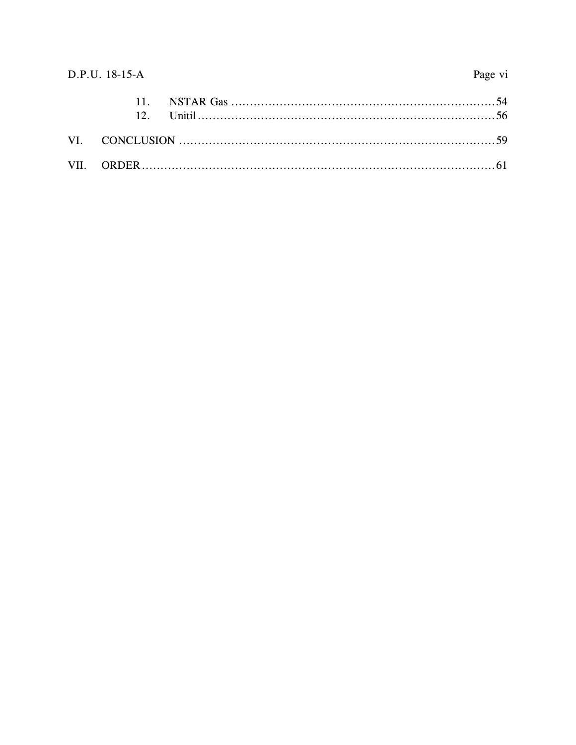11. NSTAR Gas ........................................................................ 54
12. Unitil ................................................................................ 56

VI. CONCLUSION ........................................................................ 59

VII. ORDER ................................................................................. 61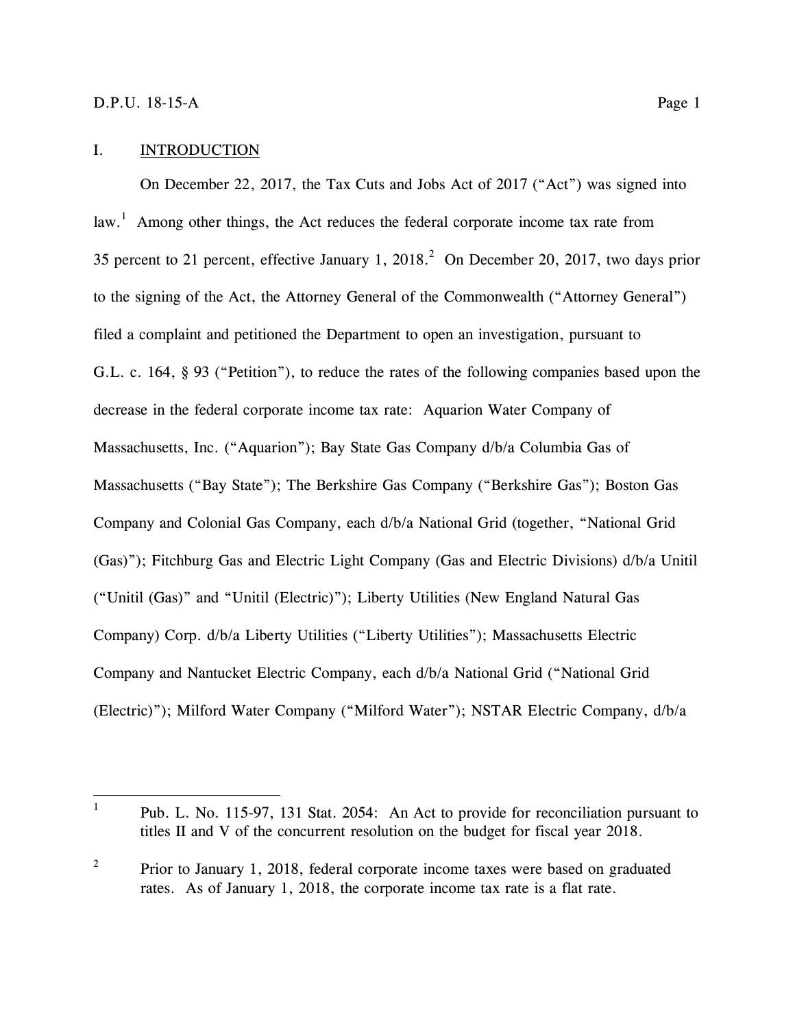## I. INTRODUCTION

On December 22, 2017, the Tax Cuts and Jobs Act of 2017 ("Act") was signed into law.[1] Among other things, the Act reduces the federal corporate income tax rate from 35 percent to 21 percent, effective January 1, 2018.[2] On December 20, 2017, two days prior to the signing of the Act, the Attorney General of the Commonwealth ("Attorney General") filed a complaint and petitioned the Department to open an investigation, pursuant to G.L. c. 164, § 93 ("Petition"), to reduce the rates of the following companies based upon the decrease in the federal corporate income tax rate: Aquarion Water Company of Massachusetts, Inc. ("Aquarion"); Bay State Gas Company d/b/a Columbia Gas of Massachusetts ("Bay State"); The Berkshire Gas Company ("Berkshire Gas"); Boston Gas Company and Colonial Gas Company, each d/b/a National Grid (together, "National Grid (Gas)"); Fitchburg Gas and Electric Light Company (Gas and Electric Divisions) d/b/a Unitil ("Unitil (Gas)" and "Unitil (Electric)"); Liberty Utilities (New England Natural Gas Company) Corp. d/b/a Liberty Utilities ("Liberty Utilities"); Massachusetts Electric Company and Nantucket Electric Company, each d/b/a National Grid ("National Grid (Electric)"); Milford Water Company ("Milford Water"); NSTAR Electric Company, d/b/a

---

[1] Pub. L. No. 115-97, 131 Stat. 2054: An Act to provide for reconciliation pursuant to titles II and V of the concurrent resolution on the budget for fiscal year 2018.

[2] Prior to January 1, 2018, federal corporate income taxes were based on graduated rates. As of January 1, 2018, the corporate income tax rate is a flat rate.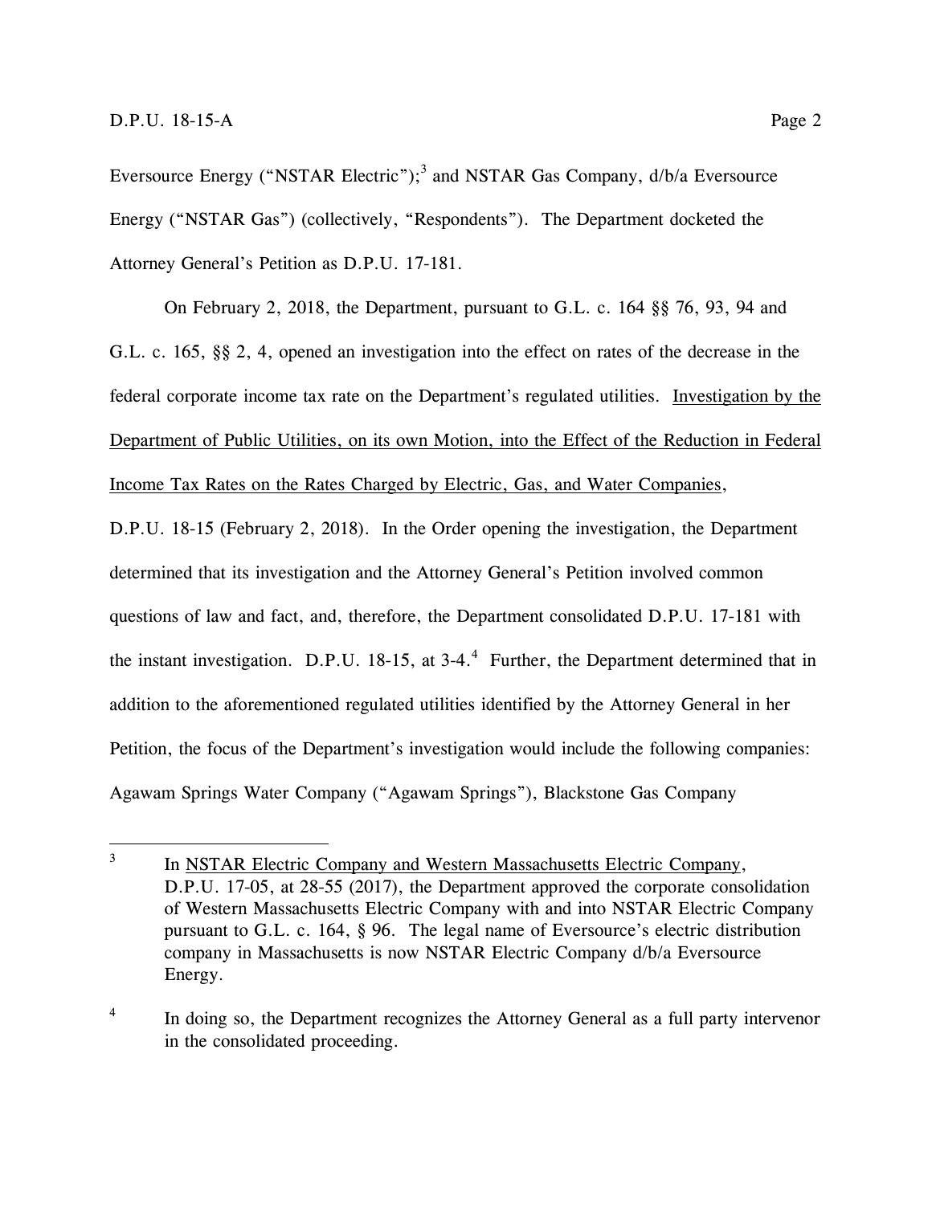Eversource Energy ("NSTAR Electric");[3] and NSTAR Gas Company, d/b/a Eversource Energy ("NSTAR Gas") (collectively, "Respondents"). The Department docketed the Attorney General's Petition as D.P.U. 17-181.

On February 2, 2018, the Department, pursuant to G.L. c. 164 §§ 76, 93, 94 and G.L. c. 165, §§ 2, 4, opened an investigation into the effect on rates of the decrease in the federal corporate income tax rate on the Department's regulated utilities. Investigation by the Department of Public Utilities, on its own Motion, into the Effect of the Reduction in Federal Income Tax Rates on the Rates Charged by Electric, Gas, and Water Companies, D.P.U. 18-15 (February 2, 2018). In the Order opening the investigation, the Department determined that its investigation and the Attorney General's Petition involved common questions of law and fact, and, therefore, the Department consolidated D.P.U. 17-181 with the instant investigation. D.P.U. 18-15, at 3-4.[4] Further, the Department determined that in addition to the aforementioned regulated utilities identified by the Attorney General in her Petition, the focus of the Department's investigation would include the following companies: Agawam Springs Water Company ("Agawam Springs"), Blackstone Gas Company

---

[3] In NSTAR Electric Company and Western Massachusetts Electric Company, D.P.U. 17-05, at 28-55 (2017), the Department approved the corporate consolidation of Western Massachusetts Electric Company with and into NSTAR Electric Company pursuant to G.L. c. 164, § 96. The legal name of Eversource's electric distribution company in Massachusetts is now NSTAR Electric Company d/b/a Eversource Energy.

[4] In doing so, the Department recognizes the Attorney General as a full party intervenor in the consolidated proceeding.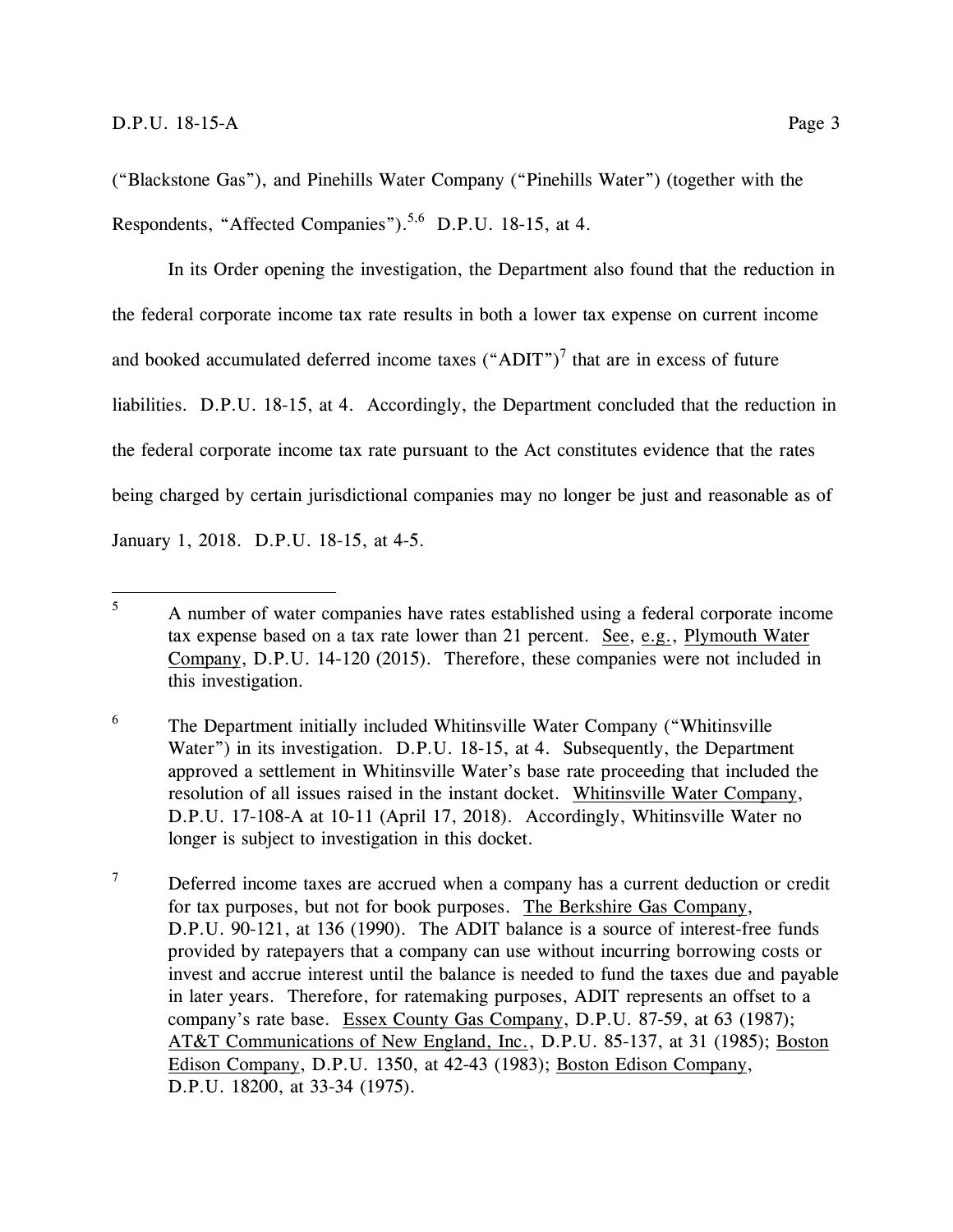("Blackstone Gas"), and Pinehills Water Company ("Pinehills Water") (together with the Respondents, "Affected Companies").[5,6] D.P.U. 18-15, at 4.

In its Order opening the investigation, the Department also found that the reduction in the federal corporate income tax rate results in both a lower tax expense on current income and booked accumulated deferred income taxes ("ADIT")[7] that are in excess of future liabilities. D.P.U. 18-15, at 4. Accordingly, the Department concluded that the reduction in the federal corporate income tax rate pursuant to the Act constitutes evidence that the rates being charged by certain jurisdictional companies may no longer be just and reasonable as of January 1, 2018. D.P.U. 18-15, at 4-5.

---

[5] A number of water companies have rates established using a federal corporate income tax expense based on a tax rate lower than 21 percent. See, e.g., Plymouth Water Company, D.P.U. 14-120 (2015). Therefore, these companies were not included in this investigation.

[6] The Department initially included Whitinsville Water Company ("Whitinsville Water") in its investigation. D.P.U. 18-15, at 4. Subsequently, the Department approved a settlement in Whitinsville Water's base rate proceeding that included the resolution of all issues raised in the instant docket. Whitinsville Water Company, D.P.U. 17-108-A at 10-11 (April 17, 2018). Accordingly, Whitinsville Water no longer is subject to investigation in this docket.

[7] Deferred income taxes are accrued when a company has a current deduction or credit for tax purposes, but not for book purposes. The Berkshire Gas Company, D.P.U. 90-121, at 136 (1990). The ADIT balance is a source of interest-free funds provided by ratepayers that a company can use without incurring borrowing costs or invest and accrue interest until the balance is needed to fund the taxes due and payable in later years. Therefore, for ratemaking purposes, ADIT represents an offset to a company's rate base. Essex County Gas Company, D.P.U. 87-59, at 63 (1987); AT&T Communications of New England, Inc., D.P.U. 85-137, at 31 (1985); Boston Edison Company, D.P.U. 1350, at 42-43 (1983); Boston Edison Company, D.P.U. 18200, at 33-34 (1975).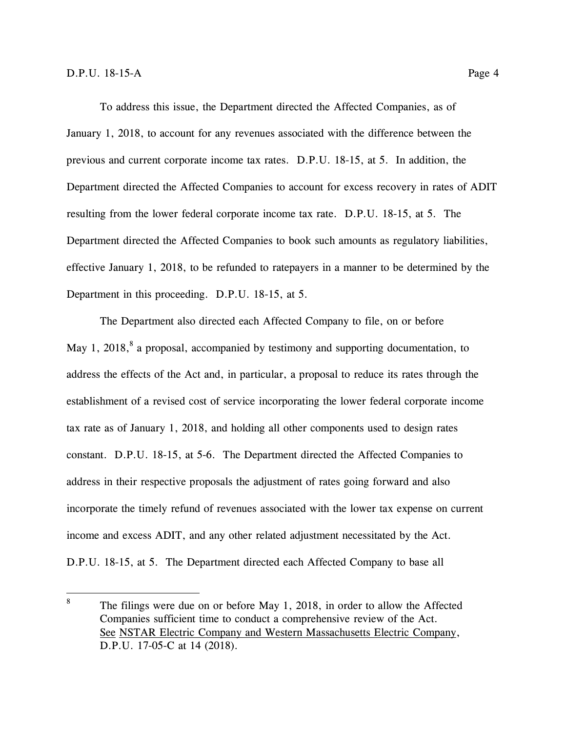To address this issue, the Department directed the Affected Companies, as of January 1, 2018, to account for any revenues associated with the difference between the previous and current corporate income tax rates. D.P.U. 18-15, at 5. In addition, the Department directed the Affected Companies to account for excess recovery in rates of ADIT resulting from the lower federal corporate income tax rate. D.P.U. 18-15, at 5. The Department directed the Affected Companies to book such amounts as regulatory liabilities, effective January 1, 2018, to be refunded to ratepayers in a manner to be determined by the Department in this proceeding. D.P.U. 18-15, at 5.

The Department also directed each Affected Company to file, on or before May 1, 2018,[8] a proposal, accompanied by testimony and supporting documentation, to address the effects of the Act and, in particular, a proposal to reduce its rates through the establishment of a revised cost of service incorporating the lower federal corporate income tax rate as of January 1, 2018, and holding all other components used to design rates constant. D.P.U. 18-15, at 5-6. The Department directed the Affected Companies to address in their respective proposals the adjustment of rates going forward and also incorporate the timely refund of revenues associated with the lower tax expense on current income and excess ADIT, and any other related adjustment necessitated by the Act. D.P.U. 18-15, at 5. The Department directed each Affected Company to base all

[8] The filings were due on or before May 1, 2018, in order to allow the Affected Companies sufficient time to conduct a comprehensive review of the Act. See NSTAR Electric Company and Western Massachusetts Electric Company, D.P.U. 17-05-C at 14 (2018).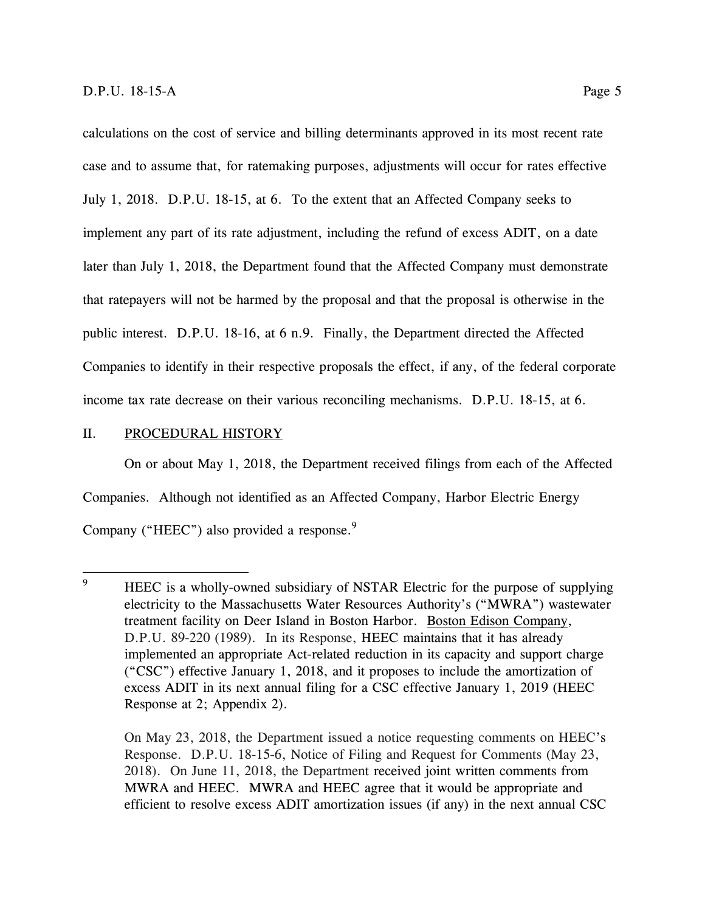calculations on the cost of service and billing determinants approved in its most recent rate case and to assume that, for ratemaking purposes, adjustments will occur for rates effective July 1, 2018. D.P.U. 18-15, at 6. To the extent that an Affected Company seeks to implement any part of its rate adjustment, including the refund of excess ADIT, on a date later than July 1, 2018, the Department found that the Affected Company must demonstrate that ratepayers will not be harmed by the proposal and that the proposal is otherwise in the public interest. D.P.U. 18-16, at 6 n.9. Finally, the Department directed the Affected Companies to identify in their respective proposals the effect, if any, of the federal corporate income tax rate decrease on their various reconciling mechanisms. D.P.U. 18-15, at 6.

## II. PROCEDURAL HISTORY

On or about May 1, 2018, the Department received filings from each of the Affected Companies. Although not identified as an Affected Company, Harbor Electric Energy Company ("HEEC") also provided a response.[9]

---

[9] HEEC is a wholly-owned subsidiary of NSTAR Electric for the purpose of supplying electricity to the Massachusetts Water Resources Authority's ("MWRA") wastewater treatment facility on Deer Island in Boston Harbor. Boston Edison Company, D.P.U. 89-220 (1989). In its Response, HEEC maintains that it has already implemented an appropriate Act-related reduction in its capacity and support charge ("CSC") effective January 1, 2018, and it proposes to include the amortization of excess ADIT in its next annual filing for a CSC effective January 1, 2019 (HEEC Response at 2; Appendix 2).

On May 23, 2018, the Department issued a notice requesting comments on HEEC's Response. D.P.U. 18-15-6, Notice of Filing and Request for Comments (May 23, 2018). On June 11, 2018, the Department received joint written comments from MWRA and HEEC. MWRA and HEEC agree that it would be appropriate and efficient to resolve excess ADIT amortization issues (if any) in the next annual CSC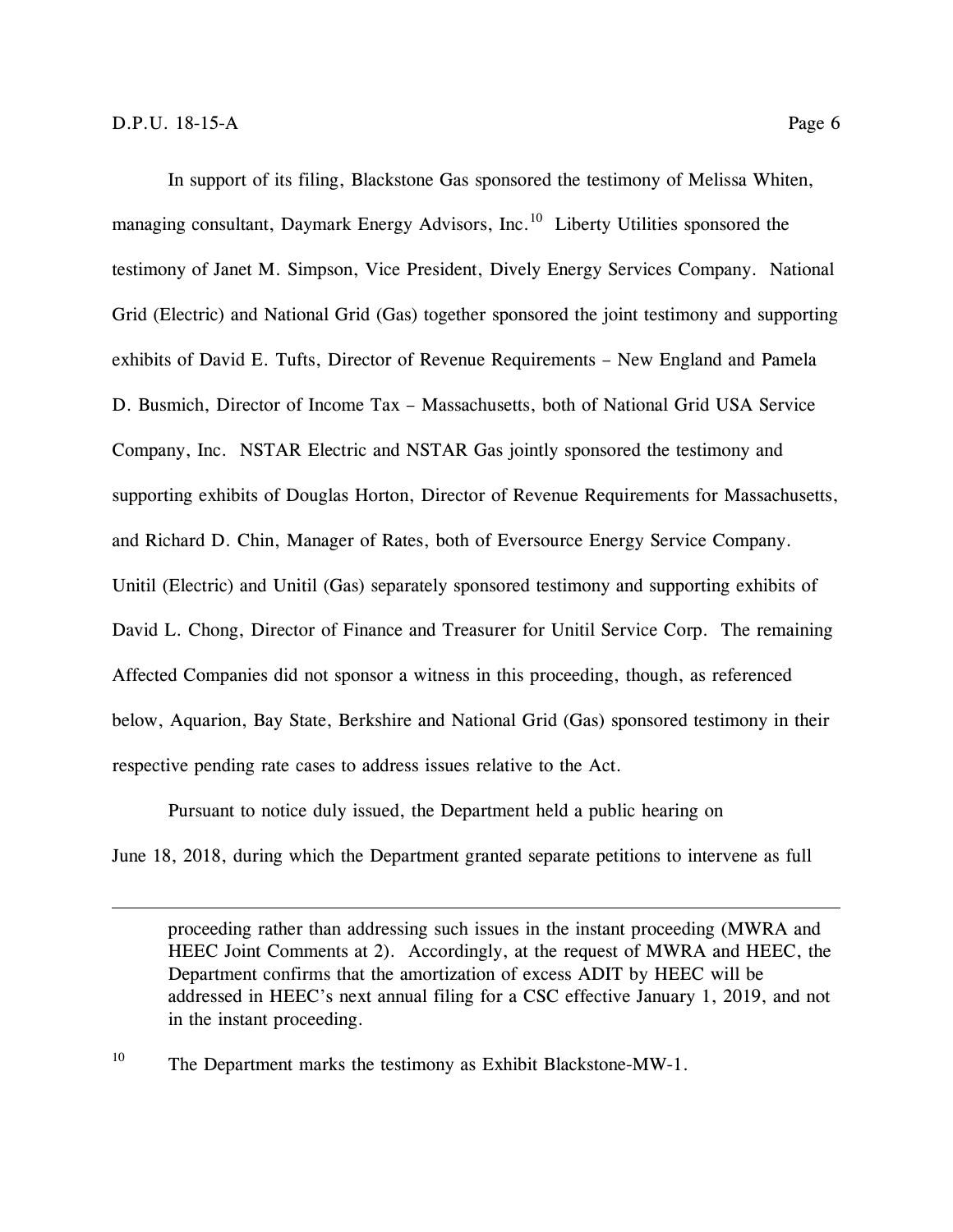In support of its filing, Blackstone Gas sponsored the testimony of Melissa Whiten, managing consultant, Daymark Energy Advisors, Inc.[10] Liberty Utilities sponsored the testimony of Janet M. Simpson, Vice President, Dively Energy Services Company. National Grid (Electric) and National Grid (Gas) together sponsored the joint testimony and supporting exhibits of David E. Tufts, Director of Revenue Requirements – New England and Pamela D. Busmich, Director of Income Tax – Massachusetts, both of National Grid USA Service Company, Inc. NSTAR Electric and NSTAR Gas jointly sponsored the testimony and supporting exhibits of Douglas Horton, Director of Revenue Requirements for Massachusetts, and Richard D. Chin, Manager of Rates, both of Eversource Energy Service Company. Unitil (Electric) and Unitil (Gas) separately sponsored testimony and supporting exhibits of David L. Chong, Director of Finance and Treasurer for Unitil Service Corp. The remaining Affected Companies did not sponsor a witness in this proceeding, though, as referenced below, Aquarion, Bay State, Berkshire and National Grid (Gas) sponsored testimony in their respective pending rate cases to address issues relative to the Act.

Pursuant to notice duly issued, the Department held a public hearing on June 18, 2018, during which the Department granted separate petitions to intervene as full

---

proceeding rather than addressing such issues in the instant proceeding (MWRA and HEEC Joint Comments at 2). Accordingly, at the request of MWRA and HEEC, the Department confirms that the amortization of excess ADIT by HEEC will be addressed in HEEC's next annual filing for a CSC effective January 1, 2019, and not in the instant proceeding.

[10] The Department marks the testimony as Exhibit Blackstone-MW-1.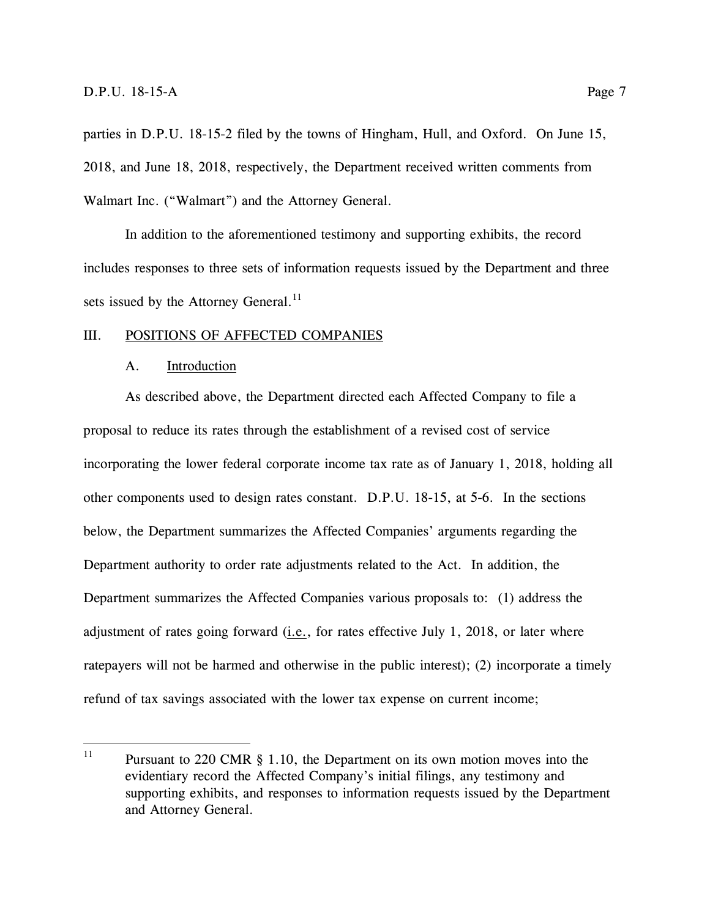parties in D.P.U. 18-15-2 filed by the towns of Hingham, Hull, and Oxford. On June 15, 2018, and June 18, 2018, respectively, the Department received written comments from Walmart Inc. ("Walmart") and the Attorney General.

In addition to the aforementioned testimony and supporting exhibits, the record includes responses to three sets of information requests issued by the Department and three sets issued by the Attorney General.[11]

## III. POSITIONS OF AFFECTED COMPANIES

### A. Introduction

As described above, the Department directed each Affected Company to file a proposal to reduce its rates through the establishment of a revised cost of service incorporating the lower federal corporate income tax rate as of January 1, 2018, holding all other components used to design rates constant. D.P.U. 18-15, at 5-6. In the sections below, the Department summarizes the Affected Companies' arguments regarding the Department authority to order rate adjustments related to the Act. In addition, the Department summarizes the Affected Companies various proposals to: (1) address the adjustment of rates going forward (i.e., for rates effective July 1, 2018, or later where ratepayers will not be harmed and otherwise in the public interest); (2) incorporate a timely refund of tax savings associated with the lower tax expense on current income;

[11] Pursuant to 220 CMR § 1.10, the Department on its own motion moves into the evidentiary record the Affected Company's initial filings, any testimony and supporting exhibits, and responses to information requests issued by the Department and Attorney General.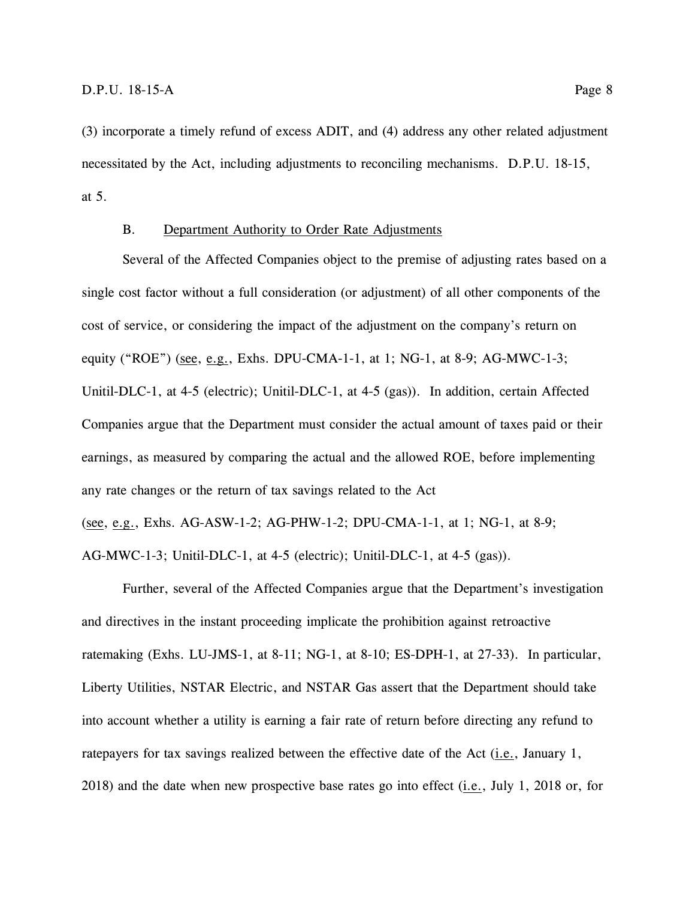(3) incorporate a timely refund of excess ADIT, and (4) address any other related adjustment necessitated by the Act, including adjustments to reconciling mechanisms. D.P.U. 18-15, at 5.

### B. Department Authority to Order Rate Adjustments

Several of the Affected Companies object to the premise of adjusting rates based on a single cost factor without a full consideration (or adjustment) of all other components of the cost of service, or considering the impact of the adjustment on the company's return on equity ("ROE") (see, e.g., Exhs. DPU-CMA-1-1, at 1; NG-1, at 8-9; AG-MWC-1-3; Unitil-DLC-1, at 4-5 (electric); Unitil-DLC-1, at 4-5 (gas)). In addition, certain Affected Companies argue that the Department must consider the actual amount of taxes paid or their earnings, as measured by comparing the actual and the allowed ROE, before implementing any rate changes or the return of tax savings related to the Act (see, e.g., Exhs. AG-ASW-1-2; AG-PHW-1-2; DPU-CMA-1-1, at 1; NG-1, at 8-9; AG-MWC-1-3; Unitil-DLC-1, at 4-5 (electric); Unitil-DLC-1, at 4-5 (gas)).

Further, several of the Affected Companies argue that the Department's investigation and directives in the instant proceeding implicate the prohibition against retroactive ratemaking (Exhs. LU-JMS-1, at 8-11; NG-1, at 8-10; ES-DPH-1, at 27-33). In particular, Liberty Utilities, NSTAR Electric, and NSTAR Gas assert that the Department should take into account whether a utility is earning a fair rate of return before directing any refund to ratepayers for tax savings realized between the effective date of the Act (i.e., January 1, 2018) and the date when new prospective base rates go into effect (i.e., July 1, 2018 or, for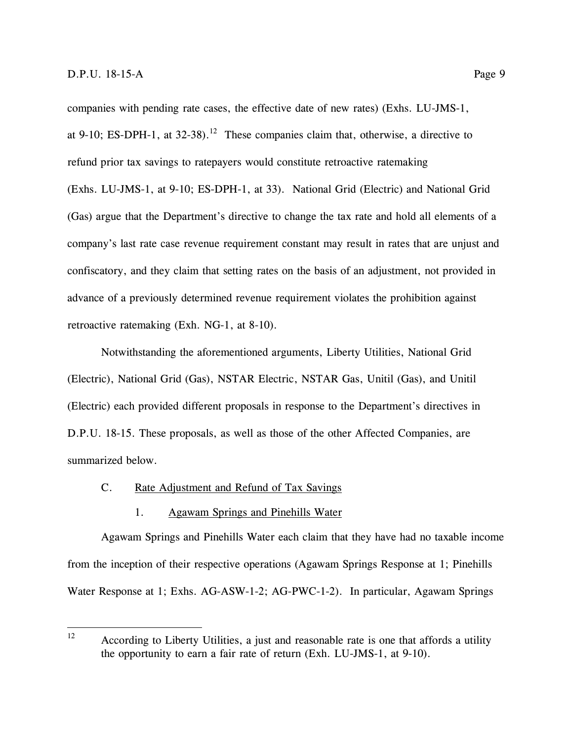companies with pending rate cases, the effective date of new rates) (Exhs. LU-JMS-1, at 9-10; ES-DPH-1, at 32-38).[12] These companies claim that, otherwise, a directive to refund prior tax savings to ratepayers would constitute retroactive ratemaking (Exhs. LU-JMS-1, at 9-10; ES-DPH-1, at 33). National Grid (Electric) and National Grid (Gas) argue that the Department's directive to change the tax rate and hold all elements of a company's last rate case revenue requirement constant may result in rates that are unjust and confiscatory, and they claim that setting rates on the basis of an adjustment, not provided in advance of a previously determined revenue requirement violates the prohibition against retroactive ratemaking (Exh. NG-1, at 8-10).

Notwithstanding the aforementioned arguments, Liberty Utilities, National Grid (Electric), National Grid (Gas), NSTAR Electric, NSTAR Gas, Unitil (Gas), and Unitil (Electric) each provided different proposals in response to the Department's directives in D.P.U. 18-15. These proposals, as well as those of the other Affected Companies, are summarized below.

### C. Rate Adjustment and Refund of Tax Savings

#### 1. Agawam Springs and Pinehills Water

Agawam Springs and Pinehills Water each claim that they have had no taxable income from the inception of their respective operations (Agawam Springs Response at 1; Pinehills Water Response at 1; Exhs. AG-ASW-1-2; AG-PWC-1-2). In particular, Agawam Springs

---

[12] According to Liberty Utilities, a just and reasonable rate is one that affords a utility the opportunity to earn a fair rate of return (Exh. LU-JMS-1, at 9-10).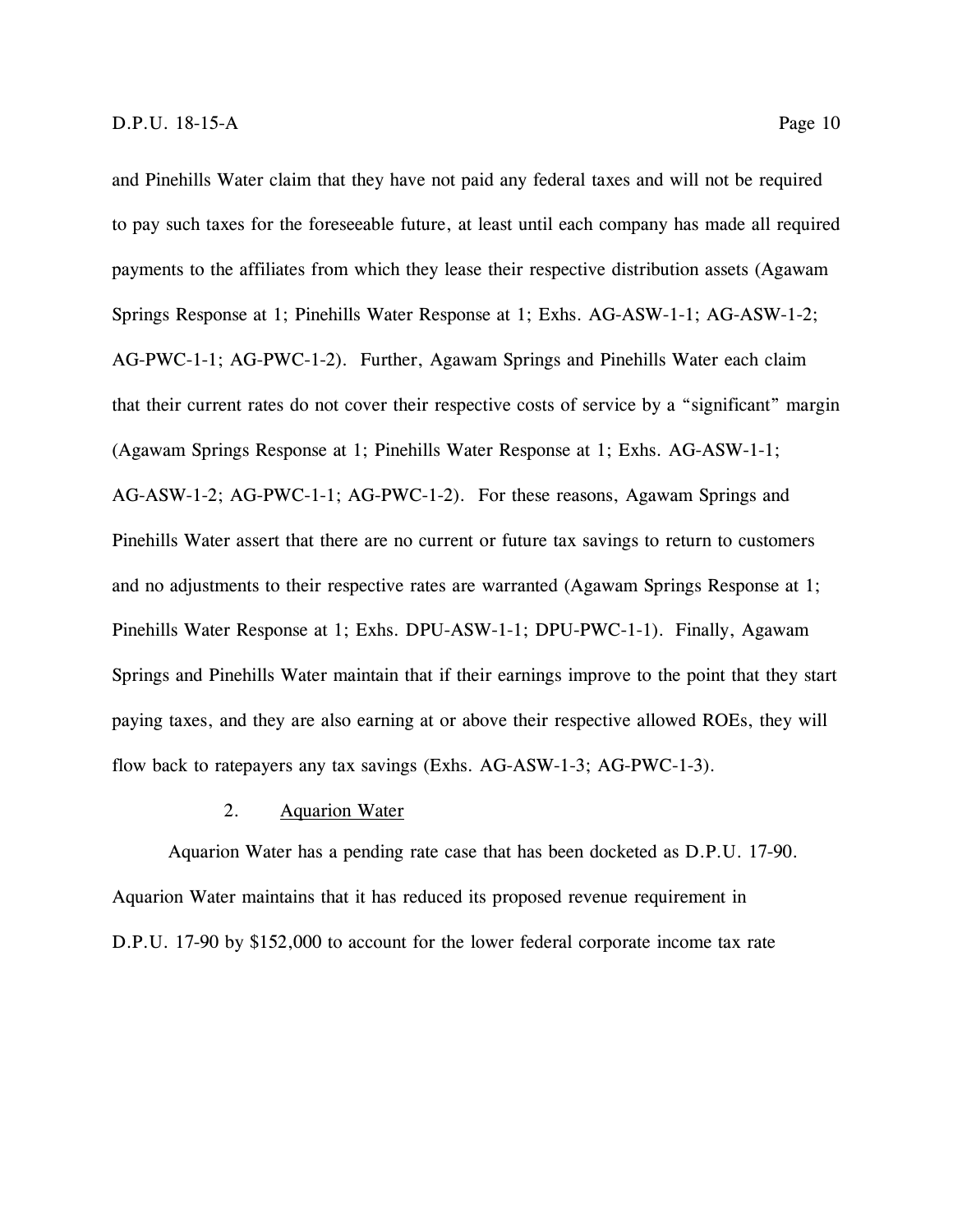and Pinehills Water claim that they have not paid any federal taxes and will not be required to pay such taxes for the foreseeable future, at least until each company has made all required payments to the affiliates from which they lease their respective distribution assets (Agawam Springs Response at 1; Pinehills Water Response at 1; Exhs. AG-ASW-1-1; AG-ASW-1-2; AG-PWC-1-1; AG-PWC-1-2). Further, Agawam Springs and Pinehills Water each claim that their current rates do not cover their respective costs of service by a "significant" margin (Agawam Springs Response at 1; Pinehills Water Response at 1; Exhs. AG-ASW-1-1; AG-ASW-1-2; AG-PWC-1-1; AG-PWC-1-2). For these reasons, Agawam Springs and Pinehills Water assert that there are no current or future tax savings to return to customers and no adjustments to their respective rates are warranted (Agawam Springs Response at 1; Pinehills Water Response at 1; Exhs. DPU-ASW-1-1; DPU-PWC-1-1). Finally, Agawam Springs and Pinehills Water maintain that if their earnings improve to the point that they start paying taxes, and they are also earning at or above their respective allowed ROEs, they will flow back to ratepayers any tax savings (Exhs. AG-ASW-1-3; AG-PWC-1-3).

### 2. Aquarion Water

Aquarion Water has a pending rate case that has been docketed as D.P.U. 17-90. Aquarion Water maintains that it has reduced its proposed revenue requirement in D.P.U. 17-90 by $152,000 to account for the lower federal corporate income tax rate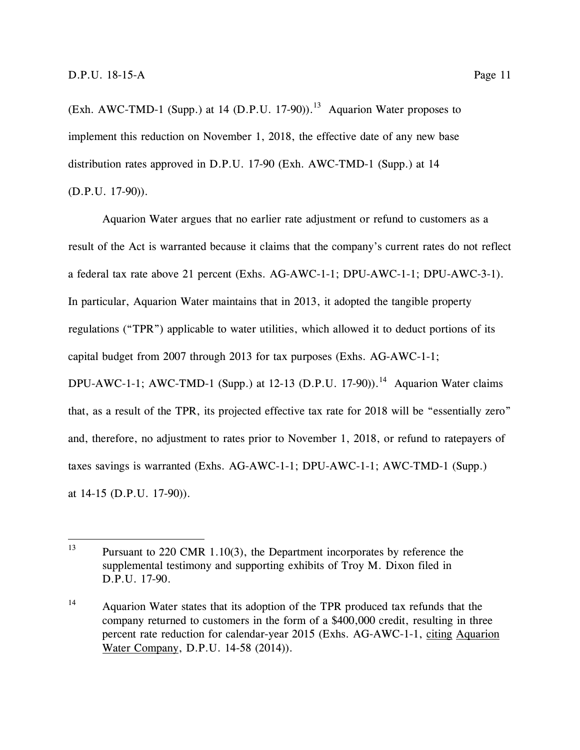(Exh. AWC-TMD-1 (Supp.) at 14 (D.P.U. 17-90)).[13] Aquarion Water proposes to implement this reduction on November 1, 2018, the effective date of any new base distribution rates approved in D.P.U. 17-90 (Exh. AWC-TMD-1 (Supp.) at 14 (D.P.U. 17-90)).

Aquarion Water argues that no earlier rate adjustment or refund to customers as a result of the Act is warranted because it claims that the company's current rates do not reflect a federal tax rate above 21 percent (Exhs. AG-AWC-1-1; DPU-AWC-1-1; DPU-AWC-3-1). In particular, Aquarion Water maintains that in 2013, it adopted the tangible property regulations ("TPR") applicable to water utilities, which allowed it to deduct portions of its capital budget from 2007 through 2013 for tax purposes (Exhs. AG-AWC-1-1; DPU-AWC-1-1; AWC-TMD-1 (Supp.) at 12-13 (D.P.U. 17-90)).[14] Aquarion Water claims that, as a result of the TPR, its projected effective tax rate for 2018 will be "essentially zero" and, therefore, no adjustment to rates prior to November 1, 2018, or refund to ratepayers of taxes savings is warranted (Exhs. AG-AWC-1-1; DPU-AWC-1-1; AWC-TMD-1 (Supp.) at 14-15 (D.P.U. 17-90)).

---

[13] Pursuant to 220 CMR 1.10(3), the Department incorporates by reference the supplemental testimony and supporting exhibits of Troy M. Dixon filed in D.P.U. 17-90.

[14] Aquarion Water states that its adoption of the TPR produced tax refunds that the company returned to customers in the form of a $400,000 credit, resulting in three percent rate reduction for calendar-year 2015 (Exhs. AG-AWC-1-1, citing Aquarion Water Company, D.P.U. 14-58 (2014)).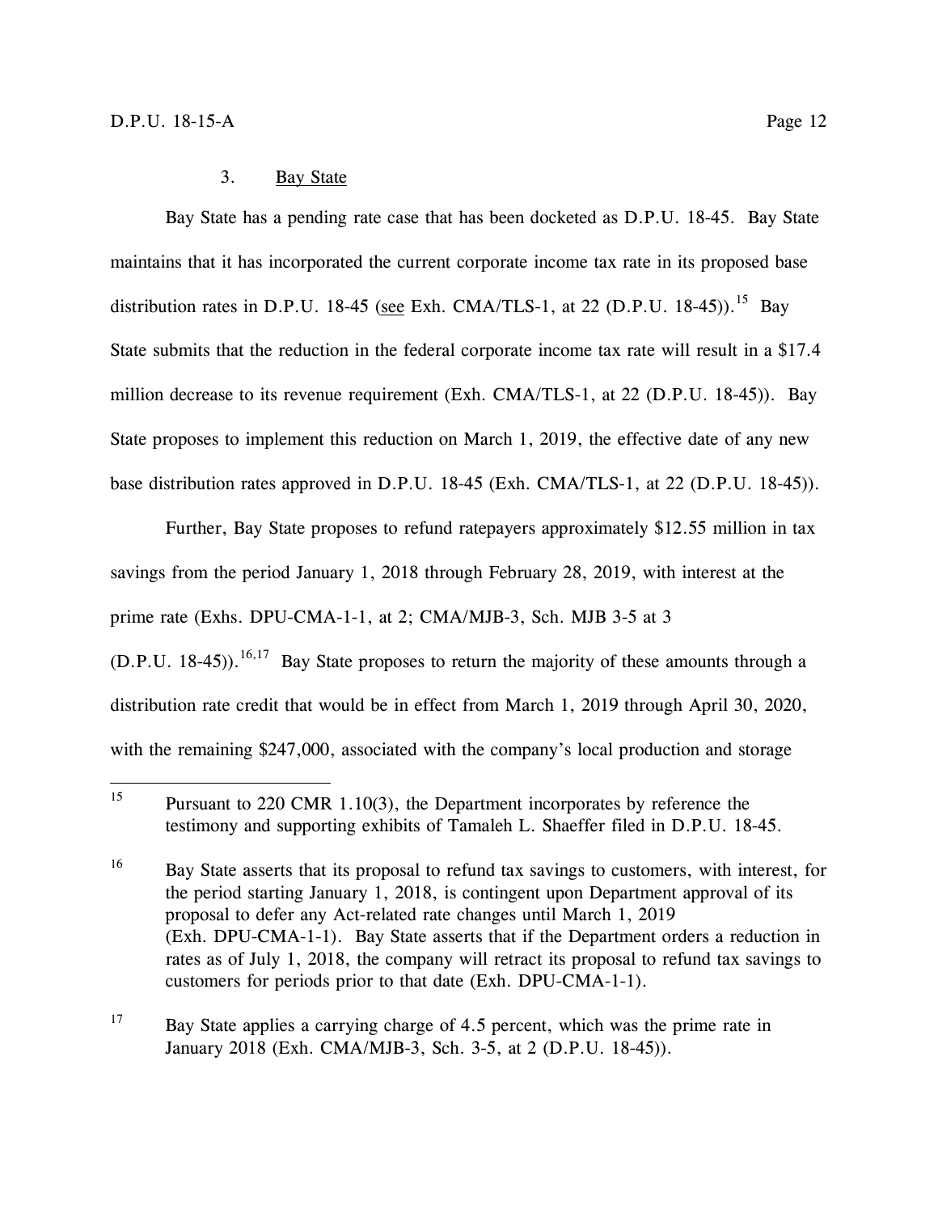### 3. Bay State

Bay State has a pending rate case that has been docketed as D.P.U. 18-45. Bay State maintains that it has incorporated the current corporate income tax rate in its proposed base distribution rates in D.P.U. 18-45 (see Exh. CMA/TLS-1, at 22 (D.P.U. 18-45)).[15] Bay State submits that the reduction in the federal corporate income tax rate will result in a $17.4 million decrease to its revenue requirement (Exh. CMA/TLS-1, at 22 (D.P.U. 18-45)). Bay State proposes to implement this reduction on March 1, 2019, the effective date of any new base distribution rates approved in D.P.U. 18-45 (Exh. CMA/TLS-1, at 22 (D.P.U. 18-45)).

Further, Bay State proposes to refund ratepayers approximately $12.55 million in tax savings from the period January 1, 2018 through February 28, 2019, with interest at the prime rate (Exhs. DPU-CMA-1-1, at 2; CMA/MJB-3, Sch. MJB 3-5 at 3 (D.P.U. 18-45)).[16,17] Bay State proposes to return the majority of these amounts through a distribution rate credit that would be in effect from March 1, 2019 through April 30, 2020, with the remaining $247,000, associated with the company's local production and storage

---

[15] Pursuant to 220 CMR 1.10(3), the Department incorporates by reference the testimony and supporting exhibits of Tamaleh L. Shaeffer filed in D.P.U. 18-45.

[16] Bay State asserts that its proposal to refund tax savings to customers, with interest, for the period starting January 1, 2018, is contingent upon Department approval of its proposal to defer any Act-related rate changes until March 1, 2019 (Exh. DPU-CMA-1-1). Bay State asserts that if the Department orders a reduction in rates as of July 1, 2018, the company will retract its proposal to refund tax savings to customers for periods prior to that date (Exh. DPU-CMA-1-1).

[17] Bay State applies a carrying charge of 4.5 percent, which was the prime rate in January 2018 (Exh. CMA/MJB-3, Sch. 3-5, at 2 (D.P.U. 18-45)).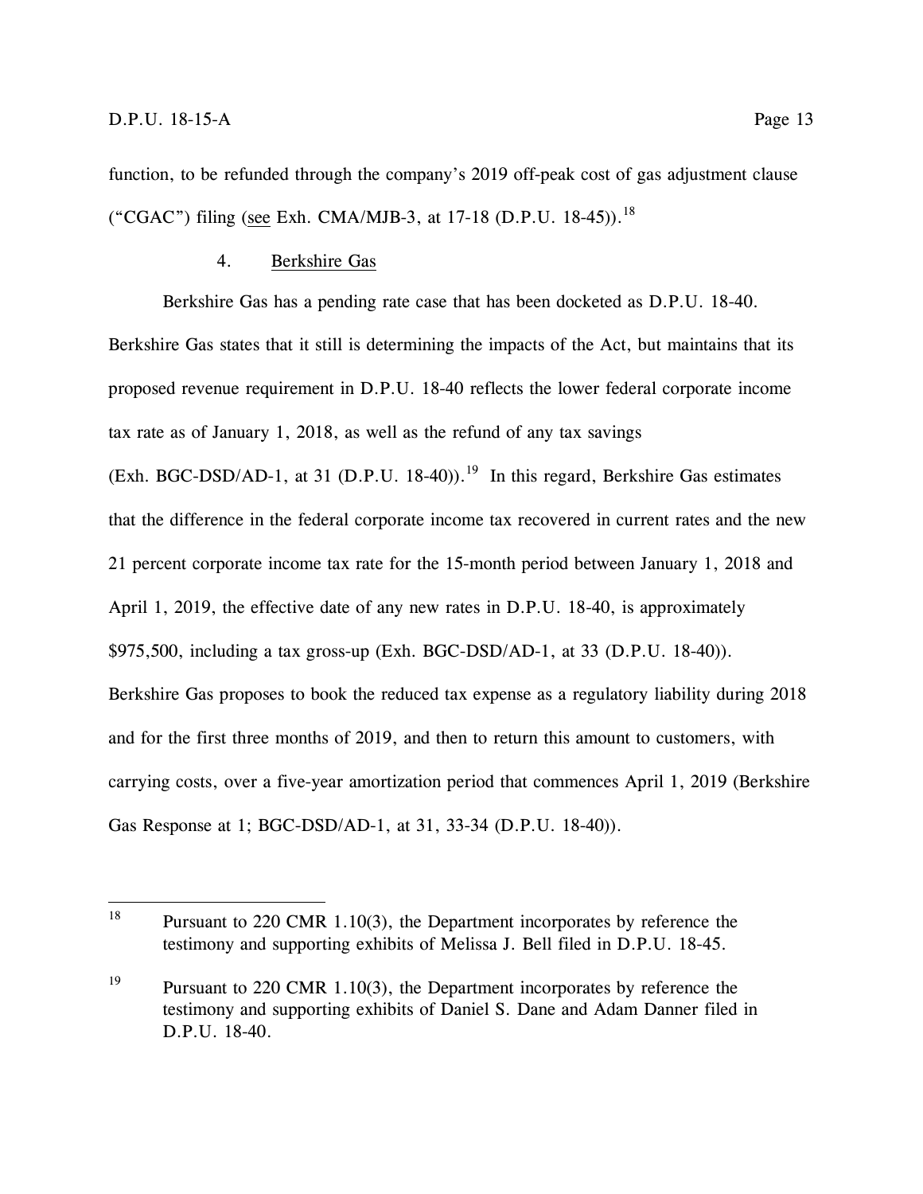function, to be refunded through the company's 2019 off-peak cost of gas adjustment clause ("CGAC") filing (see Exh. CMA/MJB-3, at 17-18 (D.P.U. 18-45)).[18]

#### 4. Berkshire Gas

Berkshire Gas has a pending rate case that has been docketed as D.P.U. 18-40. Berkshire Gas states that it still is determining the impacts of the Act, but maintains that its proposed revenue requirement in D.P.U. 18-40 reflects the lower federal corporate income tax rate as of January 1, 2018, as well as the refund of any tax savings (Exh. BGC-DSD/AD-1, at 31 (D.P.U. 18-40)).[19] In this regard, Berkshire Gas estimates that the difference in the federal corporate income tax recovered in current rates and the new 21 percent corporate income tax rate for the 15-month period between January 1, 2018 and April 1, 2019, the effective date of any new rates in D.P.U. 18-40, is approximately $975,500, including a tax gross-up (Exh. BGC-DSD/AD-1, at 33 (D.P.U. 18-40)). Berkshire Gas proposes to book the reduced tax expense as a regulatory liability during 2018 and for the first three months of 2019, and then to return this amount to customers, with carrying costs, over a five-year amortization period that commences April 1, 2019 (Berkshire Gas Response at 1; BGC-DSD/AD-1, at 31, 33-34 (D.P.U. 18-40)).

---

[18] Pursuant to 220 CMR 1.10(3), the Department incorporates by reference the testimony and supporting exhibits of Melissa J. Bell filed in D.P.U. 18-45.

[19] Pursuant to 220 CMR 1.10(3), the Department incorporates by reference the testimony and supporting exhibits of Daniel S. Dane and Adam Danner filed in D.P.U. 18-40.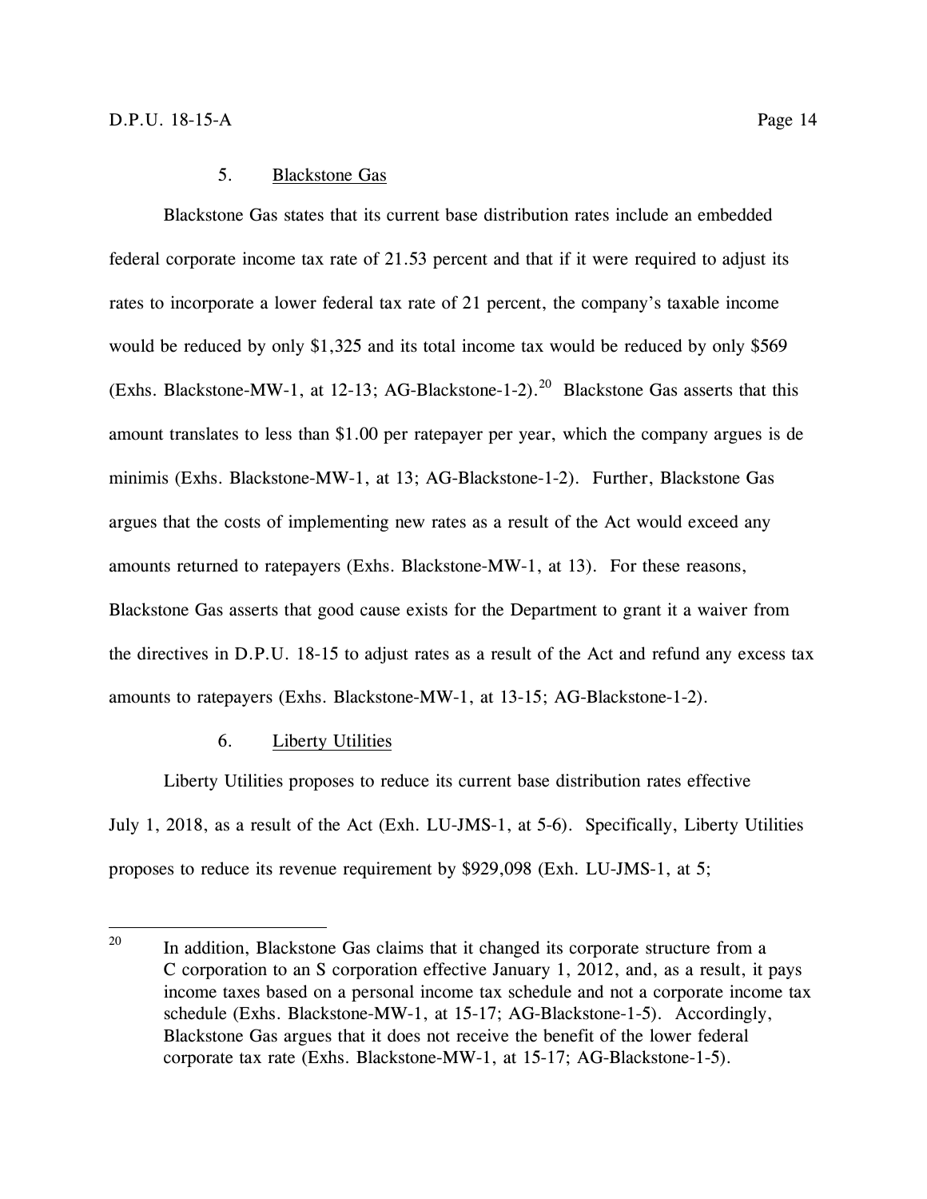### 5. Blackstone Gas

Blackstone Gas states that its current base distribution rates include an embedded federal corporate income tax rate of 21.53 percent and that if it were required to adjust its rates to incorporate a lower federal tax rate of 21 percent, the company's taxable income would be reduced by only $1,325 and its total income tax would be reduced by only $569 (Exhs. Blackstone-MW-1, at 12-13; AG-Blackstone-1-2).[20] Blackstone Gas asserts that this amount translates to less than $1.00 per ratepayer per year, which the company argues is de minimis (Exhs. Blackstone-MW-1, at 13; AG-Blackstone-1-2). Further, Blackstone Gas argues that the costs of implementing new rates as a result of the Act would exceed any amounts returned to ratepayers (Exhs. Blackstone-MW-1, at 13). For these reasons, Blackstone Gas asserts that good cause exists for the Department to grant it a waiver from the directives in D.P.U. 18-15 to adjust rates as a result of the Act and refund any excess tax amounts to ratepayers (Exhs. Blackstone-MW-1, at 13-15; AG-Blackstone-1-2).

### 6. Liberty Utilities

Liberty Utilities proposes to reduce its current base distribution rates effective July 1, 2018, as a result of the Act (Exh. LU-JMS-1, at 5-6). Specifically, Liberty Utilities proposes to reduce its revenue requirement by $929,098 (Exh. LU-JMS-1, at 5;

---

[20] In addition, Blackstone Gas claims that it changed its corporate structure from a C corporation to an S corporation effective January 1, 2012, and, as a result, it pays income taxes based on a personal income tax schedule and not a corporate income tax schedule (Exhs. Blackstone-MW-1, at 15-17; AG-Blackstone-1-5). Accordingly, Blackstone Gas argues that it does not receive the benefit of the lower federal corporate tax rate (Exhs. Blackstone-MW-1, at 15-17; AG-Blackstone-1-5).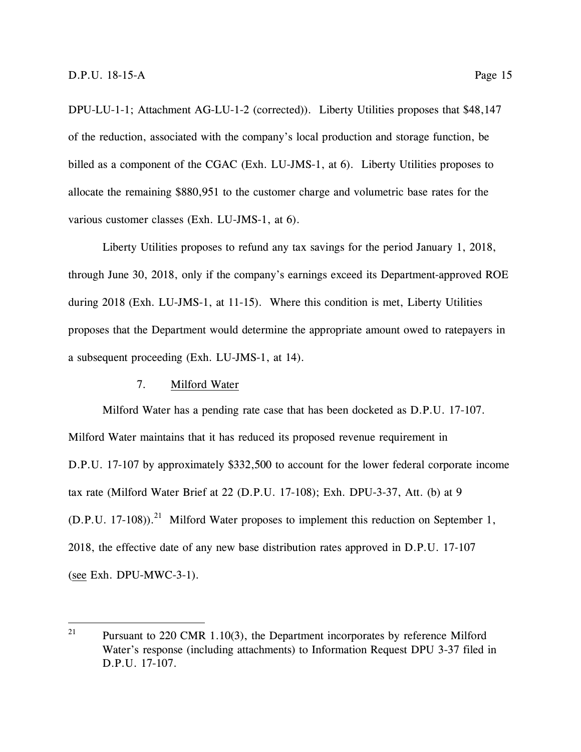DPU-LU-1-1; Attachment AG-LU-1-2 (corrected)). Liberty Utilities proposes that $48,147 of the reduction, associated with the company's local production and storage function, be billed as a component of the CGAC (Exh. LU-JMS-1, at 6). Liberty Utilities proposes to allocate the remaining $880,951 to the customer charge and volumetric base rates for the various customer classes (Exh. LU-JMS-1, at 6).

Liberty Utilities proposes to refund any tax savings for the period January 1, 2018, through June 30, 2018, only if the company's earnings exceed its Department-approved ROE during 2018 (Exh. LU-JMS-1, at 11-15). Where this condition is met, Liberty Utilities proposes that the Department would determine the appropriate amount owed to ratepayers in a subsequent proceeding (Exh. LU-JMS-1, at 14).

### 7. Milford Water

Milford Water has a pending rate case that has been docketed as D.P.U. 17-107. Milford Water maintains that it has reduced its proposed revenue requirement in D.P.U. 17-107 by approximately $332,500 to account for the lower federal corporate income tax rate (Milford Water Brief at 22 (D.P.U. 17-108); Exh. DPU-3-37, Att. (b) at 9 (D.P.U. 17-108)).[21] Milford Water proposes to implement this reduction on September 1, 2018, the effective date of any new base distribution rates approved in D.P.U. 17-107 (see Exh. DPU-MWC-3-1).

---

[21] Pursuant to 220 CMR 1.10(3), the Department incorporates by reference Milford Water's response (including attachments) to Information Request DPU 3-37 filed in D.P.U. 17-107.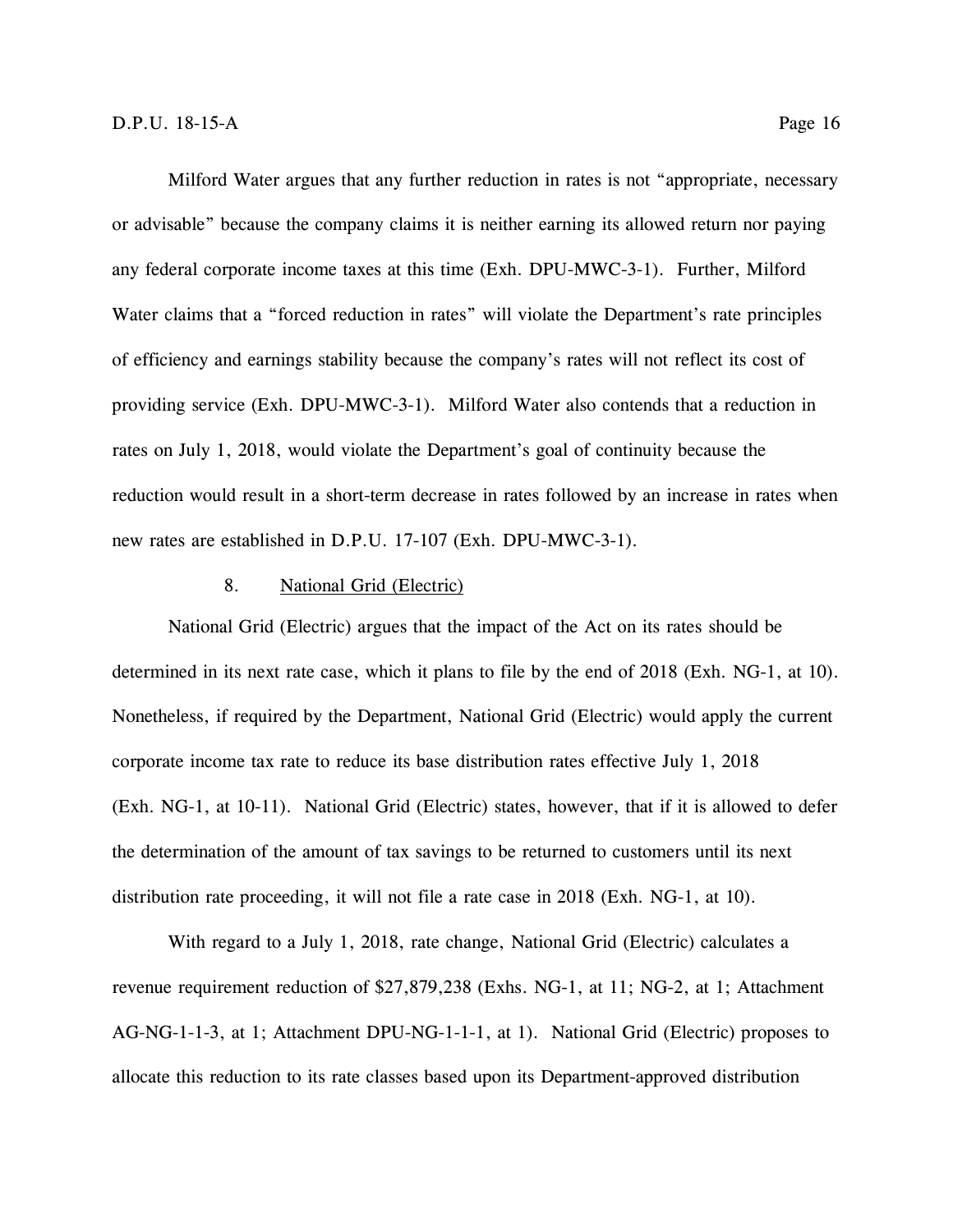Milford Water argues that any further reduction in rates is not "appropriate, necessary or advisable" because the company claims it is neither earning its allowed return nor paying any federal corporate income taxes at this time (Exh. DPU-MWC-3-1). Further, Milford Water claims that a "forced reduction in rates" will violate the Department's rate principles of efficiency and earnings stability because the company's rates will not reflect its cost of providing service (Exh. DPU-MWC-3-1). Milford Water also contends that a reduction in rates on July 1, 2018, would violate the Department's goal of continuity because the reduction would result in a short-term decrease in rates followed by an increase in rates when new rates are established in D.P.U. 17-107 (Exh. DPU-MWC-3-1).

### 8. National Grid (Electric)

National Grid (Electric) argues that the impact of the Act on its rates should be determined in its next rate case, which it plans to file by the end of 2018 (Exh. NG-1, at 10). Nonetheless, if required by the Department, National Grid (Electric) would apply the current corporate income tax rate to reduce its base distribution rates effective July 1, 2018 (Exh. NG-1, at 10-11). National Grid (Electric) states, however, that if it is allowed to defer the determination of the amount of tax savings to be returned to customers until its next distribution rate proceeding, it will not file a rate case in 2018 (Exh. NG-1, at 10).

With regard to a July 1, 2018, rate change, National Grid (Electric) calculates a revenue requirement reduction of $27,879,238 (Exhs. NG-1, at 11; NG-2, at 1; Attachment AG-NG-1-1-3, at 1; Attachment DPU-NG-1-1-1, at 1). National Grid (Electric) proposes to allocate this reduction to its rate classes based upon its Department-approved distribution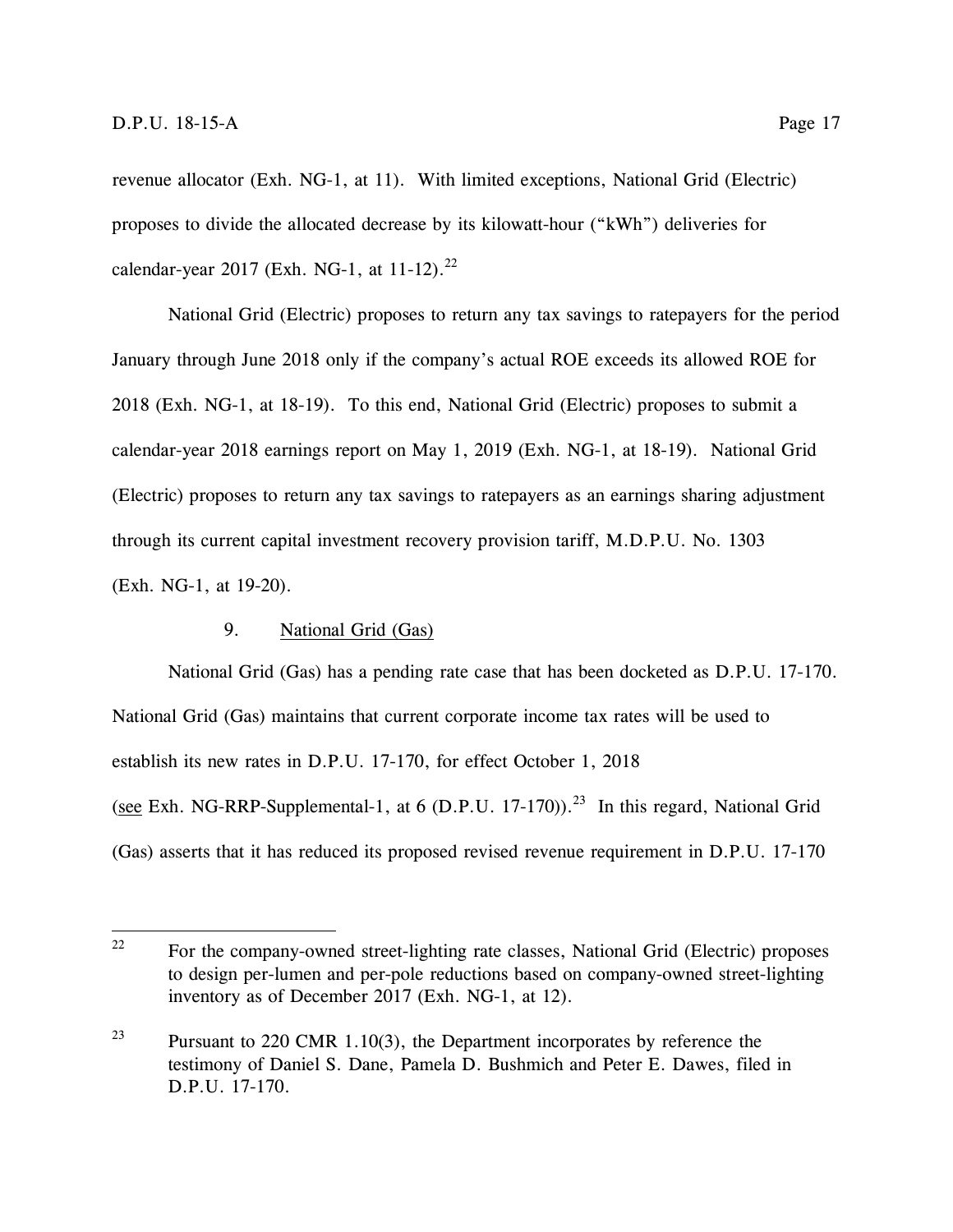revenue allocator (Exh. NG-1, at 11). With limited exceptions, National Grid (Electric) proposes to divide the allocated decrease by its kilowatt-hour ("kWh") deliveries for calendar-year 2017 (Exh. NG-1, at 11-12).[22]

National Grid (Electric) proposes to return any tax savings to ratepayers for the period January through June 2018 only if the company's actual ROE exceeds its allowed ROE for 2018 (Exh. NG-1, at 18-19). To this end, National Grid (Electric) proposes to submit a calendar-year 2018 earnings report on May 1, 2019 (Exh. NG-1, at 18-19). National Grid (Electric) proposes to return any tax savings to ratepayers as an earnings sharing adjustment through its current capital investment recovery provision tariff, M.D.P.U. No. 1303 (Exh. NG-1, at 19-20).

### 9. National Grid (Gas)

National Grid (Gas) has a pending rate case that has been docketed as D.P.U. 17-170. National Grid (Gas) maintains that current corporate income tax rates will be used to establish its new rates in D.P.U. 17-170, for effect October 1, 2018 (see Exh. NG-RRP-Supplemental-1, at 6 (D.P.U. 17-170)).[23] In this regard, National Grid (Gas) asserts that it has reduced its proposed revised revenue requirement in D.P.U. 17-170

---

[22] For the company-owned street-lighting rate classes, National Grid (Electric) proposes to design per-lumen and per-pole reductions based on company-owned street-lighting inventory as of December 2017 (Exh. NG-1, at 12).

[23] Pursuant to 220 CMR 1.10(3), the Department incorporates by reference the testimony of Daniel S. Dane, Pamela D. Bushmich and Peter E. Dawes, filed in D.P.U. 17-170.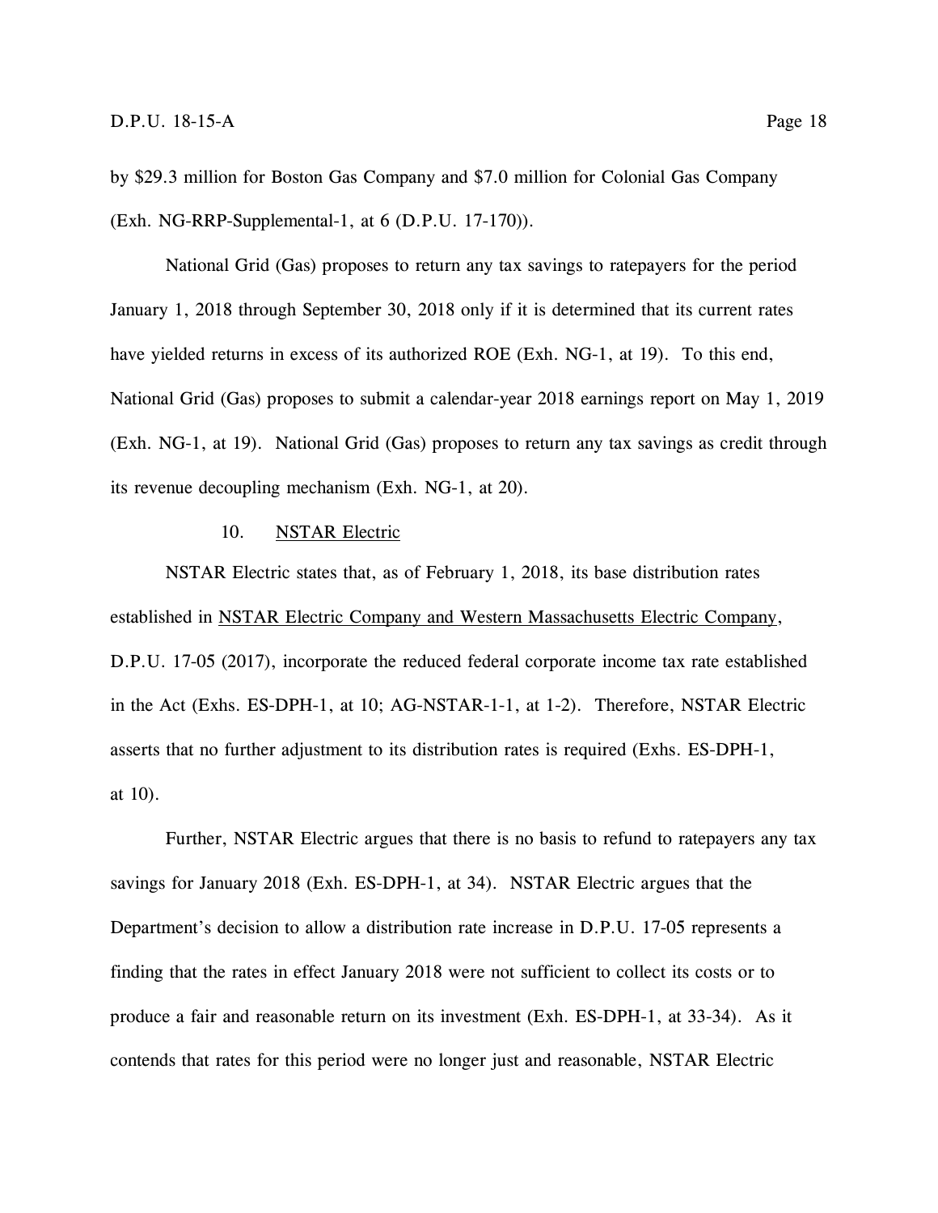by $29.3 million for Boston Gas Company and $7.0 million for Colonial Gas Company (Exh. NG-RRP-Supplemental-1, at 6 (D.P.U. 17-170)).

National Grid (Gas) proposes to return any tax savings to ratepayers for the period January 1, 2018 through September 30, 2018 only if it is determined that its current rates have yielded returns in excess of its authorized ROE (Exh. NG-1, at 19). To this end, National Grid (Gas) proposes to submit a calendar-year 2018 earnings report on May 1, 2019 (Exh. NG-1, at 19). National Grid (Gas) proposes to return any tax savings as credit through its revenue decoupling mechanism (Exh. NG-1, at 20).

### 10. NSTAR Electric

NSTAR Electric states that, as of February 1, 2018, its base distribution rates established in NSTAR Electric Company and Western Massachusetts Electric Company, D.P.U. 17-05 (2017), incorporate the reduced federal corporate income tax rate established in the Act (Exhs. ES-DPH-1, at 10; AG-NSTAR-1-1, at 1-2). Therefore, NSTAR Electric asserts that no further adjustment to its distribution rates is required (Exhs. ES-DPH-1, at 10).

Further, NSTAR Electric argues that there is no basis to refund to ratepayers any tax savings for January 2018 (Exh. ES-DPH-1, at 34). NSTAR Electric argues that the Department's decision to allow a distribution rate increase in D.P.U. 17-05 represents a finding that the rates in effect January 2018 were not sufficient to collect its costs or to produce a fair and reasonable return on its investment (Exh. ES-DPH-1, at 33-34). As it contends that rates for this period were no longer just and reasonable, NSTAR Electric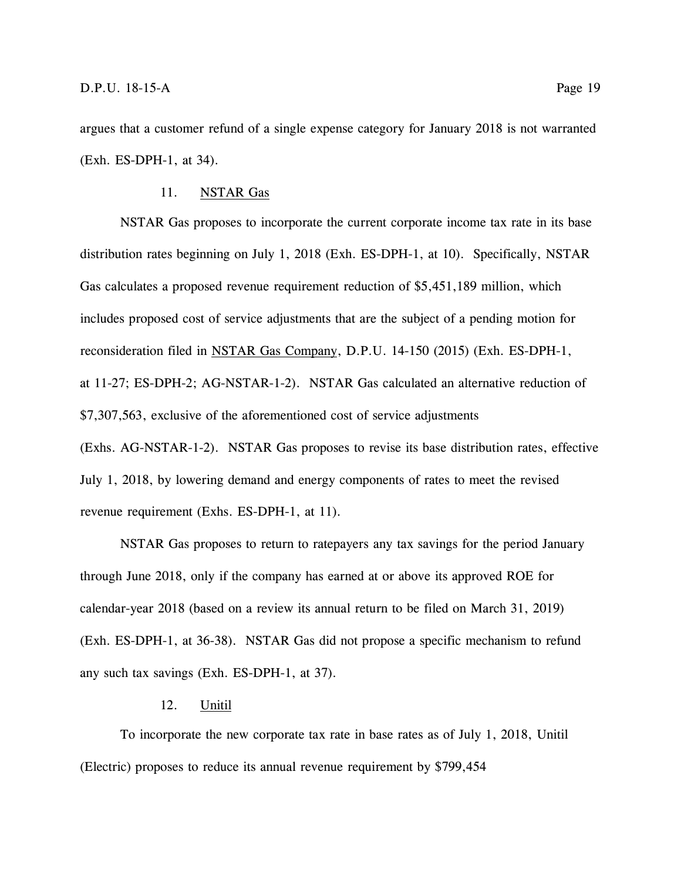argues that a customer refund of a single expense category for January 2018 is not warranted (Exh. ES-DPH-1, at 34).

### 11. NSTAR Gas

NSTAR Gas proposes to incorporate the current corporate income tax rate in its base distribution rates beginning on July 1, 2018 (Exh. ES-DPH-1, at 10). Specifically, NSTAR Gas calculates a proposed revenue requirement reduction of $5,451,189 million, which includes proposed cost of service adjustments that are the subject of a pending motion for reconsideration filed in NSTAR Gas Company, D.P.U. 14-150 (2015) (Exh. ES-DPH-1, at 11-27; ES-DPH-2; AG-NSTAR-1-2). NSTAR Gas calculated an alternative reduction of $7,307,563, exclusive of the aforementioned cost of service adjustments (Exhs. AG-NSTAR-1-2). NSTAR Gas proposes to revise its base distribution rates, effective July 1, 2018, by lowering demand and energy components of rates to meet the revised revenue requirement (Exhs. ES-DPH-1, at 11).

NSTAR Gas proposes to return to ratepayers any tax savings for the period January through June 2018, only if the company has earned at or above its approved ROE for calendar-year 2018 (based on a review its annual return to be filed on March 31, 2019) (Exh. ES-DPH-1, at 36-38). NSTAR Gas did not propose a specific mechanism to refund any such tax savings (Exh. ES-DPH-1, at 37).

### 12. Unitil

To incorporate the new corporate tax rate in base rates as of July 1, 2018, Unitil (Electric) proposes to reduce its annual revenue requirement by $799,454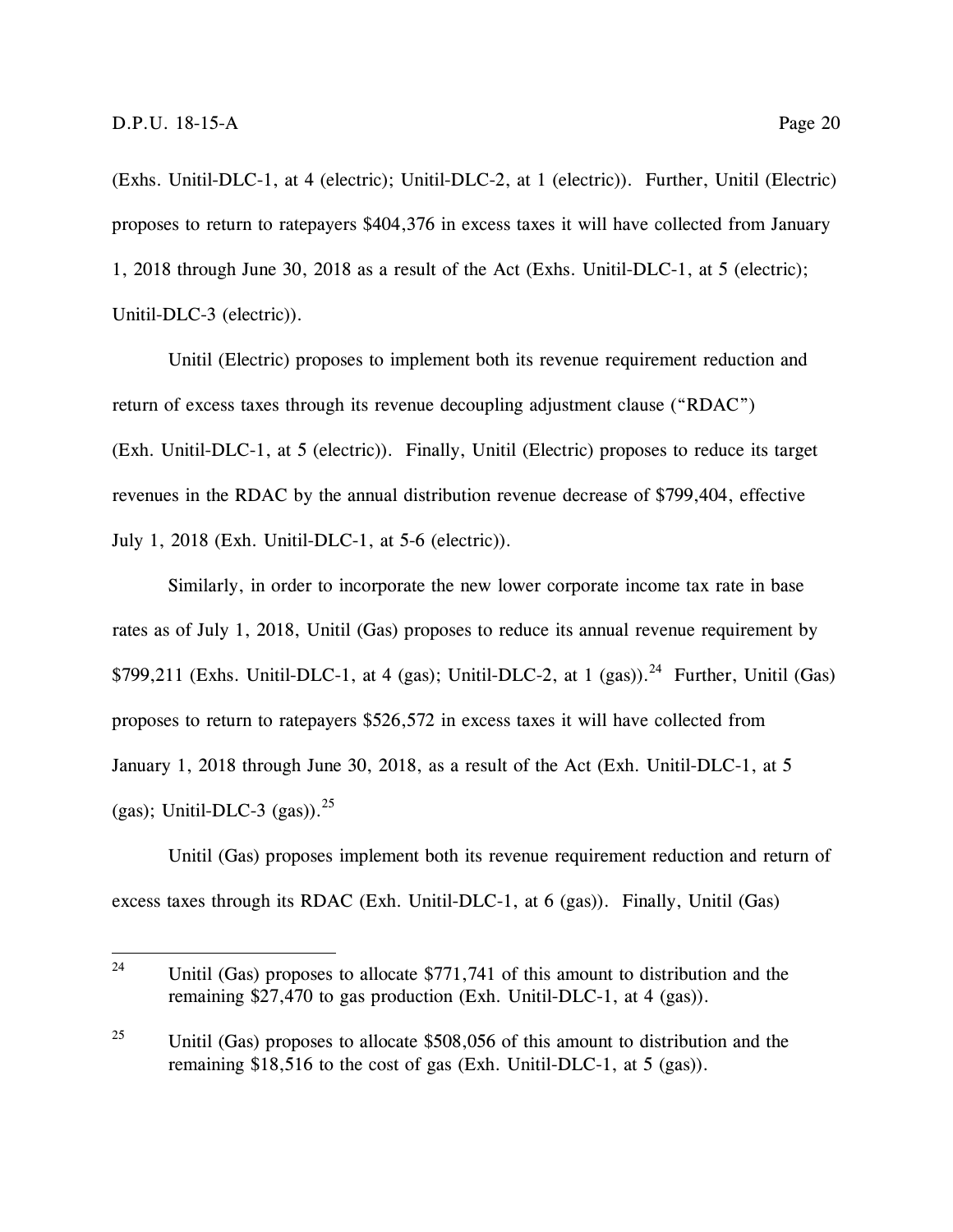(Exhs. Unitil-DLC-1, at 4 (electric); Unitil-DLC-2, at 1 (electric)). Further, Unitil (Electric) proposes to return to ratepayers $404,376 in excess taxes it will have collected from January 1, 2018 through June 30, 2018 as a result of the Act (Exhs. Unitil-DLC-1, at 5 (electric); Unitil-DLC-3 (electric)).

Unitil (Electric) proposes to implement both its revenue requirement reduction and return of excess taxes through its revenue decoupling adjustment clause ("RDAC") (Exh. Unitil-DLC-1, at 5 (electric)). Finally, Unitil (Electric) proposes to reduce its target revenues in the RDAC by the annual distribution revenue decrease of $799,404, effective July 1, 2018 (Exh. Unitil-DLC-1, at 5-6 (electric)).

Similarly, in order to incorporate the new lower corporate income tax rate in base rates as of July 1, 2018, Unitil (Gas) proposes to reduce its annual revenue requirement by $799,211 (Exhs. Unitil-DLC-1, at 4 (gas); Unitil-DLC-2, at 1 (gas)).[24] Further, Unitil (Gas) proposes to return to ratepayers $526,572 in excess taxes it will have collected from January 1, 2018 through June 30, 2018, as a result of the Act (Exh. Unitil-DLC-1, at 5 (gas); Unitil-DLC-3 (gas)).[25]

Unitil (Gas) proposes implement both its revenue requirement reduction and return of excess taxes through its RDAC (Exh. Unitil-DLC-1, at 6 (gas)). Finally, Unitil (Gas)

---

[24] Unitil (Gas) proposes to allocate $771,741 of this amount to distribution and the remaining $27,470 to gas production (Exh. Unitil-DLC-1, at 4 (gas)).

[25] Unitil (Gas) proposes to allocate $508,056 of this amount to distribution and the remaining $18,516 to the cost of gas (Exh. Unitil-DLC-1, at 5 (gas)).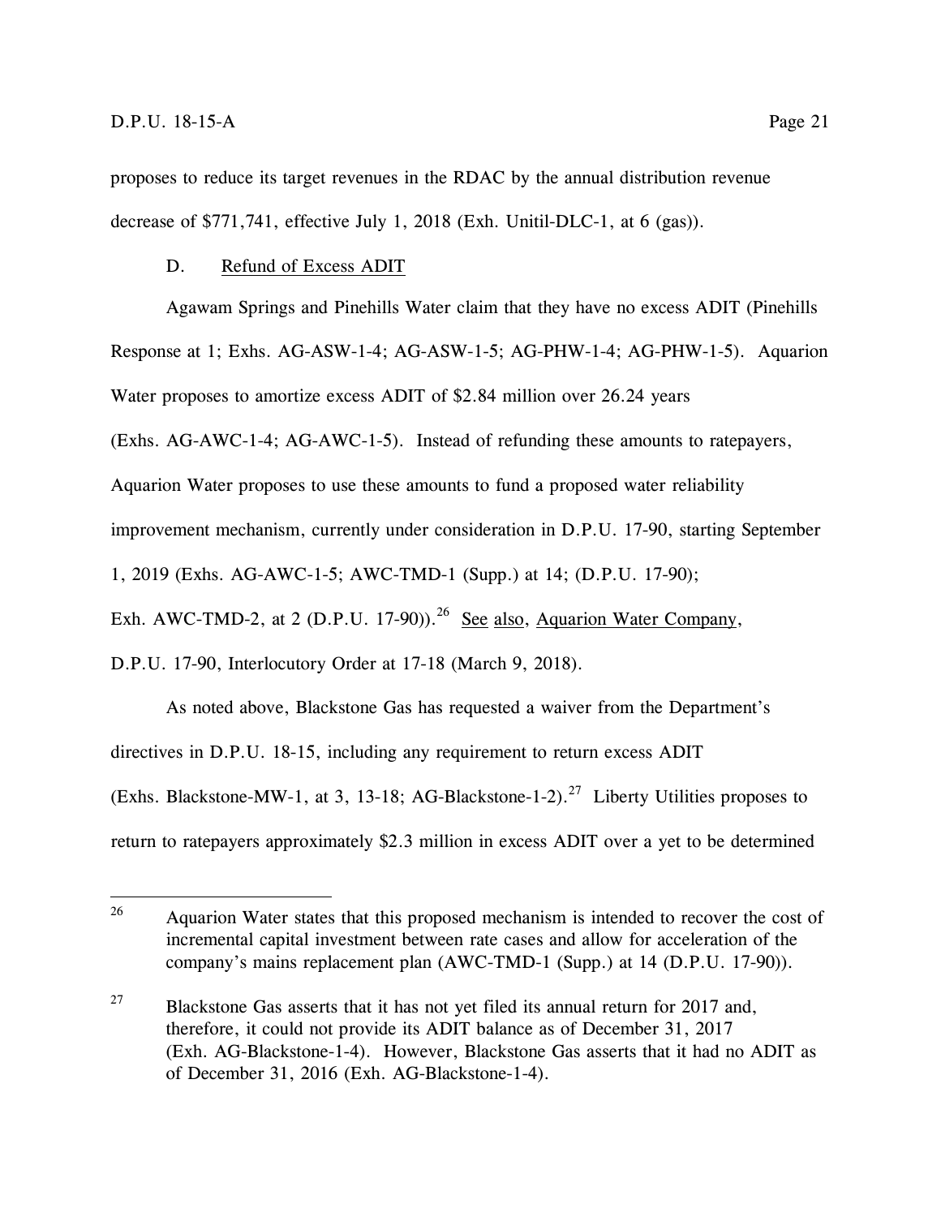proposes to reduce its target revenues in the RDAC by the annual distribution revenue decrease of $771,741, effective July 1, 2018 (Exh. Unitil-DLC-1, at 6 (gas)).

D. Refund of Excess ADIT

Agawam Springs and Pinehills Water claim that they have no excess ADIT (Pinehills Response at 1; Exhs. AG-ASW-1-4; AG-ASW-1-5; AG-PHW-1-4; AG-PHW-1-5). Aquarion Water proposes to amortize excess ADIT of $2.84 million over 26.24 years (Exhs. AG-AWC-1-4; AG-AWC-1-5). Instead of refunding these amounts to ratepayers, Aquarion Water proposes to use these amounts to fund a proposed water reliability improvement mechanism, currently under consideration in D.P.U. 17-90, starting September 1, 2019 (Exhs. AG-AWC-1-5; AWC-TMD-1 (Supp.) at 14; (D.P.U. 17-90); Exh. AWC-TMD-2, at 2 (D.P.U. 17-90)).[26] See also, Aquarion Water Company, D.P.U. 17-90, Interlocutory Order at 17-18 (March 9, 2018).

As noted above, Blackstone Gas has requested a waiver from the Department's directives in D.P.U. 18-15, including any requirement to return excess ADIT (Exhs. Blackstone-MW-1, at 3, 13-18; AG-Blackstone-1-2).[27] Liberty Utilities proposes to return to ratepayers approximately $2.3 million in excess ADIT over a yet to be determined

---

[26] Aquarion Water states that this proposed mechanism is intended to recover the cost of incremental capital investment between rate cases and allow for acceleration of the company's mains replacement plan (AWC-TMD-1 (Supp.) at 14 (D.P.U. 17-90)).

[27] Blackstone Gas asserts that it has not yet filed its annual return for 2017 and, therefore, it could not provide its ADIT balance as of December 31, 2017 (Exh. AG-Blackstone-1-4). However, Blackstone Gas asserts that it had no ADIT as of December 31, 2016 (Exh. AG-Blackstone-1-4).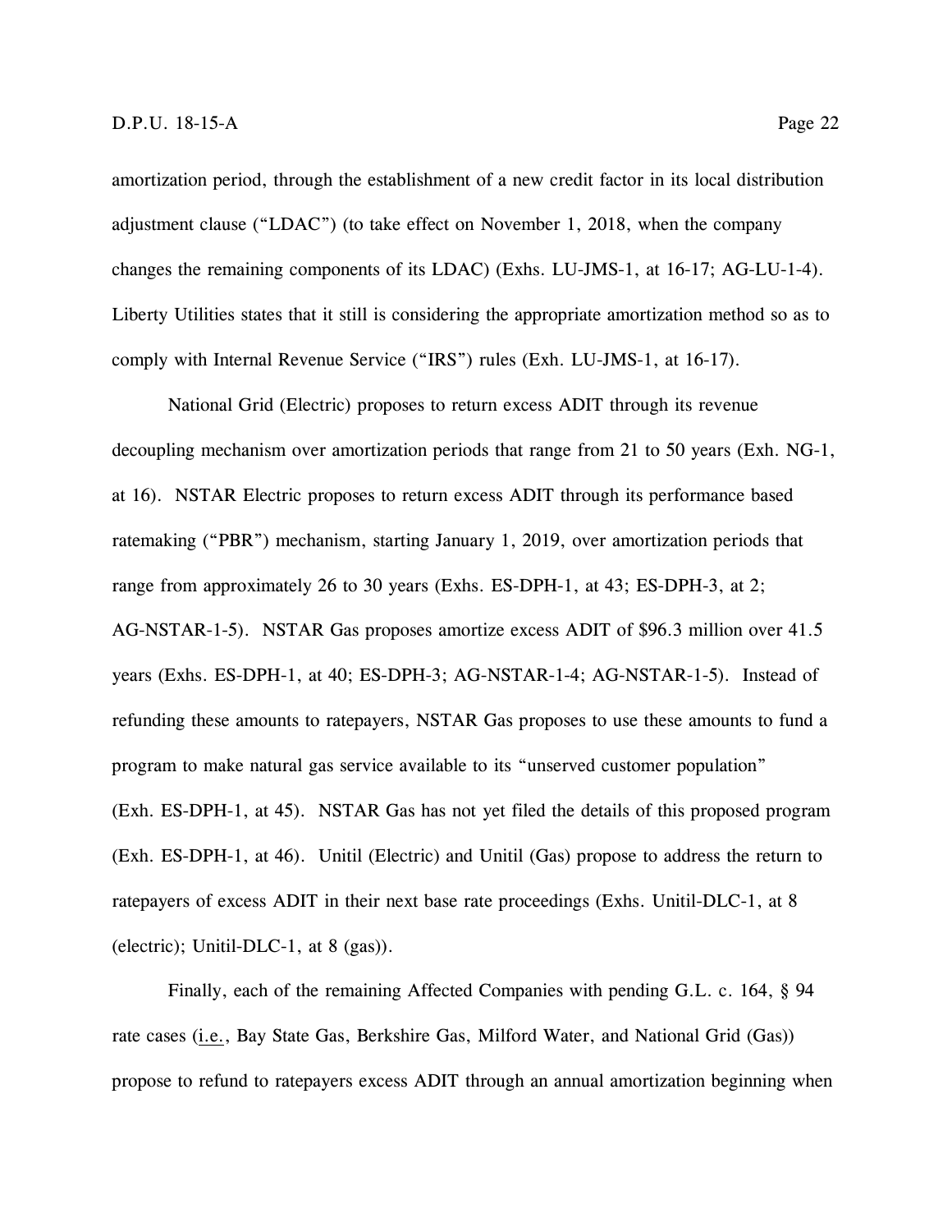amortization period, through the establishment of a new credit factor in its local distribution adjustment clause ("LDAC") (to take effect on November 1, 2018, when the company changes the remaining components of its LDAC) (Exhs. LU-JMS-1, at 16-17; AG-LU-1-4). Liberty Utilities states that it still is considering the appropriate amortization method so as to comply with Internal Revenue Service ("IRS") rules (Exh. LU-JMS-1, at 16-17).

National Grid (Electric) proposes to return excess ADIT through its revenue decoupling mechanism over amortization periods that range from 21 to 50 years (Exh. NG-1, at 16). NSTAR Electric proposes to return excess ADIT through its performance based ratemaking ("PBR") mechanism, starting January 1, 2019, over amortization periods that range from approximately 26 to 30 years (Exhs. ES-DPH-1, at 43; ES-DPH-3, at 2; AG-NSTAR-1-5). NSTAR Gas proposes amortize excess ADIT of $96.3 million over 41.5 years (Exhs. ES-DPH-1, at 40; ES-DPH-3; AG-NSTAR-1-4; AG-NSTAR-1-5). Instead of refunding these amounts to ratepayers, NSTAR Gas proposes to use these amounts to fund a program to make natural gas service available to its "unserved customer population" (Exh. ES-DPH-1, at 45). NSTAR Gas has not yet filed the details of this proposed program (Exh. ES-DPH-1, at 46). Unitil (Electric) and Unitil (Gas) propose to address the return to ratepayers of excess ADIT in their next base rate proceedings (Exhs. Unitil-DLC-1, at 8 (electric); Unitil-DLC-1, at 8 (gas)).

Finally, each of the remaining Affected Companies with pending G.L. c. 164, § 94 rate cases (i.e., Bay State Gas, Berkshire Gas, Milford Water, and National Grid (Gas)) propose to refund to ratepayers excess ADIT through an annual amortization beginning when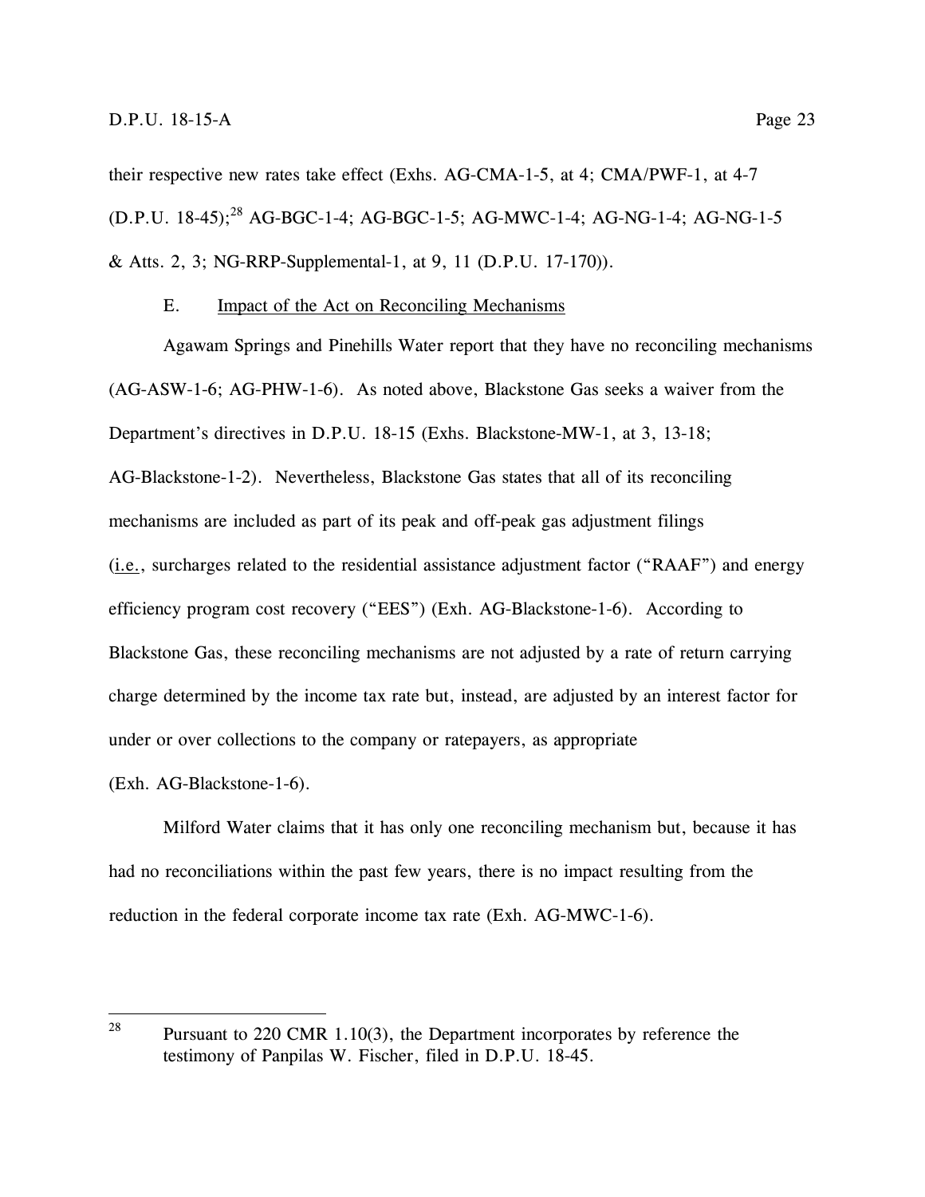their respective new rates take effect (Exhs. AG-CMA-1-5, at 4; CMA/PWF-1, at 4-7 (D.P.U. 18-45);[28] AG-BGC-1-4; AG-BGC-1-5; AG-MWC-1-4; AG-NG-1-4; AG-NG-1-5 & Atts. 2, 3; NG-RRP-Supplemental-1, at 9, 11 (D.P.U. 17-170)).

### E. Impact of the Act on Reconciling Mechanisms

Agawam Springs and Pinehills Water report that they have no reconciling mechanisms (AG-ASW-1-6; AG-PHW-1-6). As noted above, Blackstone Gas seeks a waiver from the Department's directives in D.P.U. 18-15 (Exhs. Blackstone-MW-1, at 3, 13-18; AG-Blackstone-1-2). Nevertheless, Blackstone Gas states that all of its reconciling mechanisms are included as part of its peak and off-peak gas adjustment filings (i.e., surcharges related to the residential assistance adjustment factor ("RAAF") and energy efficiency program cost recovery ("EES") (Exh. AG-Blackstone-1-6). According to Blackstone Gas, these reconciling mechanisms are not adjusted by a rate of return carrying charge determined by the income tax rate but, instead, are adjusted by an interest factor for under or over collections to the company or ratepayers, as appropriate (Exh. AG-Blackstone-1-6).

Milford Water claims that it has only one reconciling mechanism but, because it has had no reconciliations within the past few years, there is no impact resulting from the reduction in the federal corporate income tax rate (Exh. AG-MWC-1-6).

---

[28] Pursuant to 220 CMR 1.10(3), the Department incorporates by reference the testimony of Panpilas W. Fischer, filed in D.P.U. 18-45.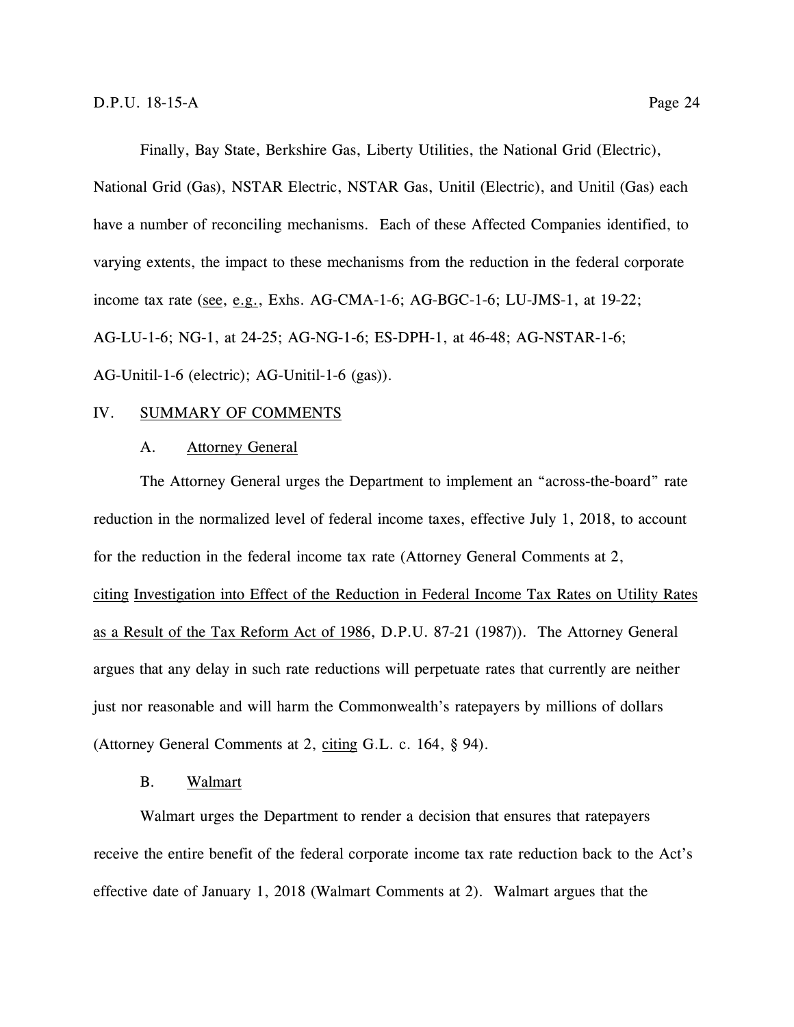Finally, Bay State, Berkshire Gas, Liberty Utilities, the National Grid (Electric), National Grid (Gas), NSTAR Electric, NSTAR Gas, Unitil (Electric), and Unitil (Gas) each have a number of reconciling mechanisms. Each of these Affected Companies identified, to varying extents, the impact to these mechanisms from the reduction in the federal corporate income tax rate (see, e.g., Exhs. AG-CMA-1-6; AG-BGC-1-6; LU-JMS-1, at 19-22; AG-LU-1-6; NG-1, at 24-25; AG-NG-1-6; ES-DPH-1, at 46-48; AG-NSTAR-1-6; AG-Unitil-1-6 (electric); AG-Unitil-1-6 (gas)).

## IV. SUMMARY OF COMMENTS

### A. Attorney General

The Attorney General urges the Department to implement an "across-the-board" rate reduction in the normalized level of federal income taxes, effective July 1, 2018, to account for the reduction in the federal income tax rate (Attorney General Comments at 2, citing Investigation into Effect of the Reduction in Federal Income Tax Rates on Utility Rates as a Result of the Tax Reform Act of 1986, D.P.U. 87-21 (1987)). The Attorney General argues that any delay in such rate reductions will perpetuate rates that currently are neither just nor reasonable and will harm the Commonwealth's ratepayers by millions of dollars (Attorney General Comments at 2, citing G.L. c. 164, § 94).

### B. Walmart

Walmart urges the Department to render a decision that ensures that ratepayers receive the entire benefit of the federal corporate income tax rate reduction back to the Act's effective date of January 1, 2018 (Walmart Comments at 2). Walmart argues that the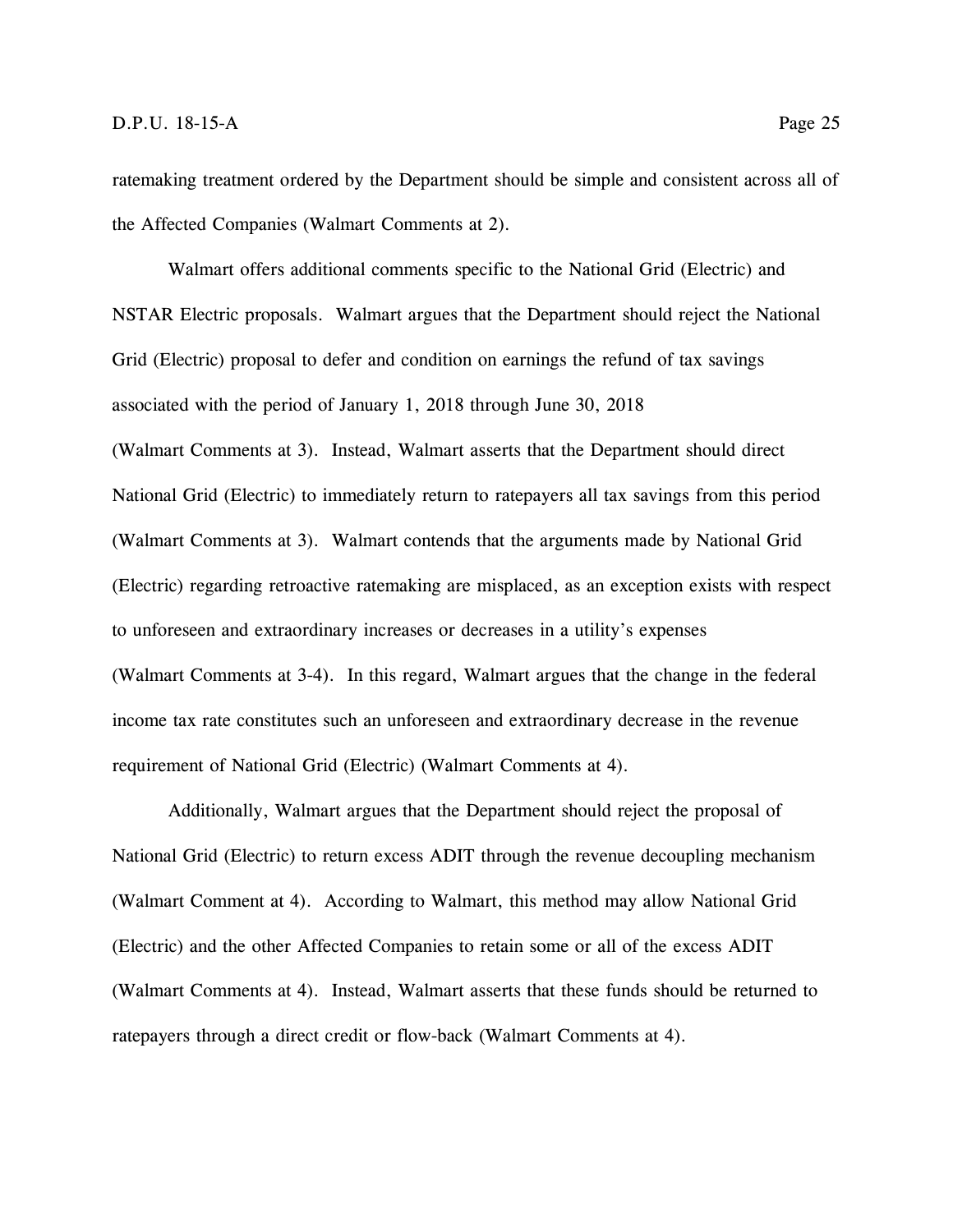ratemaking treatment ordered by the Department should be simple and consistent across all of the Affected Companies (Walmart Comments at 2).

Walmart offers additional comments specific to the National Grid (Electric) and NSTAR Electric proposals. Walmart argues that the Department should reject the National Grid (Electric) proposal to defer and condition on earnings the refund of tax savings associated with the period of January 1, 2018 through June 30, 2018 (Walmart Comments at 3). Instead, Walmart asserts that the Department should direct National Grid (Electric) to immediately return to ratepayers all tax savings from this period (Walmart Comments at 3). Walmart contends that the arguments made by National Grid (Electric) regarding retroactive ratemaking are misplaced, as an exception exists with respect to unforeseen and extraordinary increases or decreases in a utility's expenses (Walmart Comments at 3-4). In this regard, Walmart argues that the change in the federal income tax rate constitutes such an unforeseen and extraordinary decrease in the revenue requirement of National Grid (Electric) (Walmart Comments at 4).

Additionally, Walmart argues that the Department should reject the proposal of National Grid (Electric) to return excess ADIT through the revenue decoupling mechanism (Walmart Comment at 4). According to Walmart, this method may allow National Grid (Electric) and the other Affected Companies to retain some or all of the excess ADIT (Walmart Comments at 4). Instead, Walmart asserts that these funds should be returned to ratepayers through a direct credit or flow-back (Walmart Comments at 4).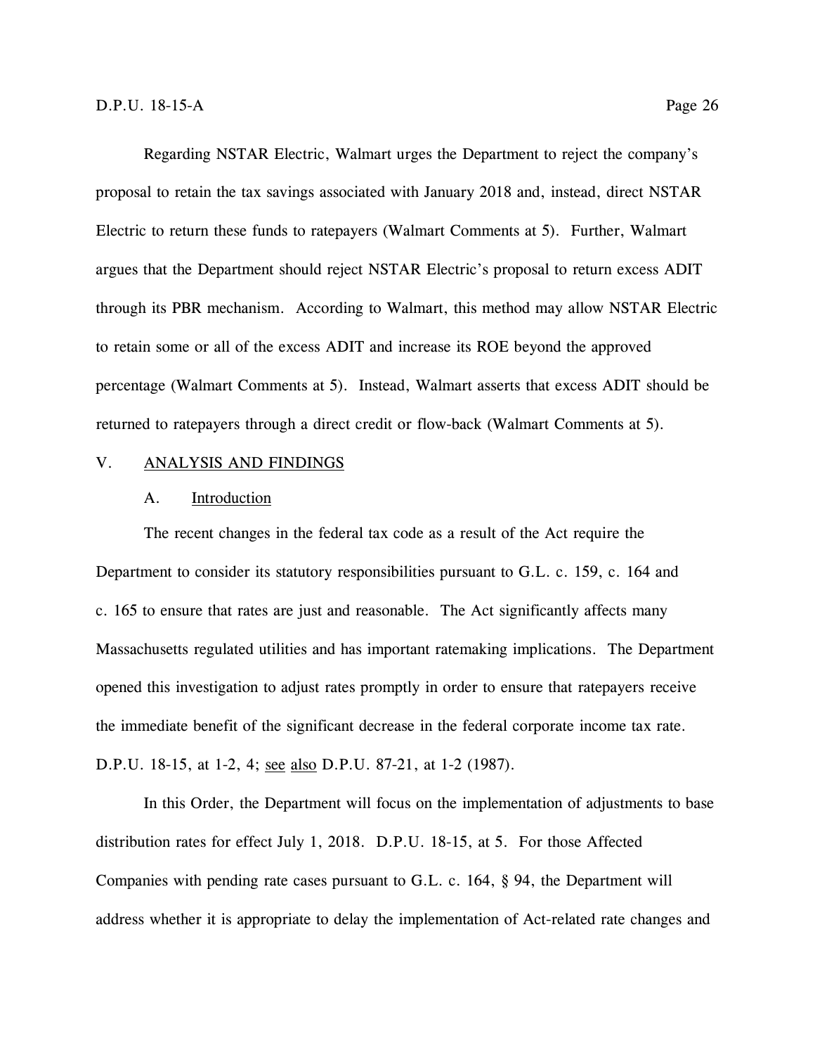Regarding NSTAR Electric, Walmart urges the Department to reject the company's proposal to retain the tax savings associated with January 2018 and, instead, direct NSTAR Electric to return these funds to ratepayers (Walmart Comments at 5). Further, Walmart argues that the Department should reject NSTAR Electric's proposal to return excess ADIT through its PBR mechanism. According to Walmart, this method may allow NSTAR Electric to retain some or all of the excess ADIT and increase its ROE beyond the approved percentage (Walmart Comments at 5). Instead, Walmart asserts that excess ADIT should be returned to ratepayers through a direct credit or flow-back (Walmart Comments at 5).

## V. ANALYSIS AND FINDINGS

### A. Introduction

The recent changes in the federal tax code as a result of the Act require the Department to consider its statutory responsibilities pursuant to G.L. c. 159, c. 164 and c. 165 to ensure that rates are just and reasonable. The Act significantly affects many Massachusetts regulated utilities and has important ratemaking implications. The Department opened this investigation to adjust rates promptly in order to ensure that ratepayers receive the immediate benefit of the significant decrease in the federal corporate income tax rate. D.P.U. 18-15, at 1-2, 4; see also D.P.U. 87-21, at 1-2 (1987).

In this Order, the Department will focus on the implementation of adjustments to base distribution rates for effect July 1, 2018. D.P.U. 18-15, at 5. For those Affected Companies with pending rate cases pursuant to G.L. c. 164, § 94, the Department will address whether it is appropriate to delay the implementation of Act-related rate changes and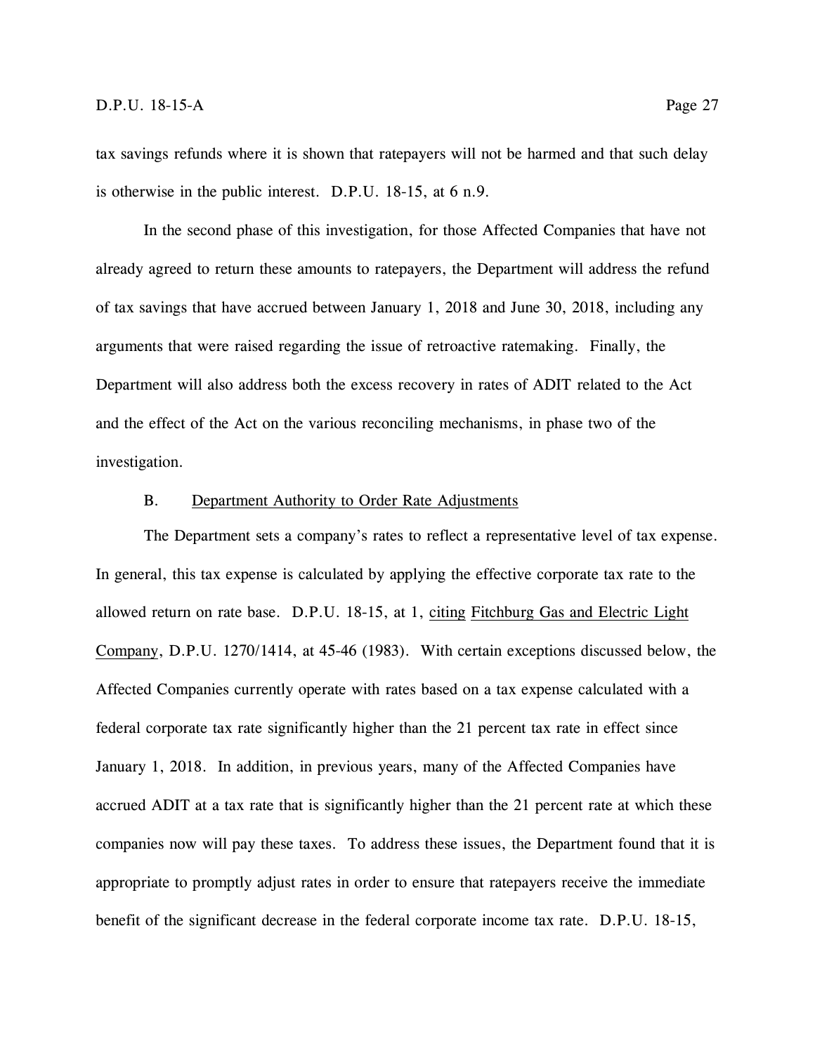tax savings refunds where it is shown that ratepayers will not be harmed and that such delay is otherwise in the public interest. D.P.U. 18-15, at 6 n.9.

In the second phase of this investigation, for those Affected Companies that have not already agreed to return these amounts to ratepayers, the Department will address the refund of tax savings that have accrued between January 1, 2018 and June 30, 2018, including any arguments that were raised regarding the issue of retroactive ratemaking. Finally, the Department will also address both the excess recovery in rates of ADIT related to the Act and the effect of the Act on the various reconciling mechanisms, in phase two of the investigation.

### B. Department Authority to Order Rate Adjustments

The Department sets a company's rates to reflect a representative level of tax expense. In general, this tax expense is calculated by applying the effective corporate tax rate to the allowed return on rate base. D.P.U. 18-15, at 1, citing Fitchburg Gas and Electric Light Company, D.P.U. 1270/1414, at 45-46 (1983). With certain exceptions discussed below, the Affected Companies currently operate with rates based on a tax expense calculated with a federal corporate tax rate significantly higher than the 21 percent tax rate in effect since January 1, 2018. In addition, in previous years, many of the Affected Companies have accrued ADIT at a tax rate that is significantly higher than the 21 percent rate at which these companies now will pay these taxes. To address these issues, the Department found that it is appropriate to promptly adjust rates in order to ensure that ratepayers receive the immediate benefit of the significant decrease in the federal corporate income tax rate. D.P.U. 18-15,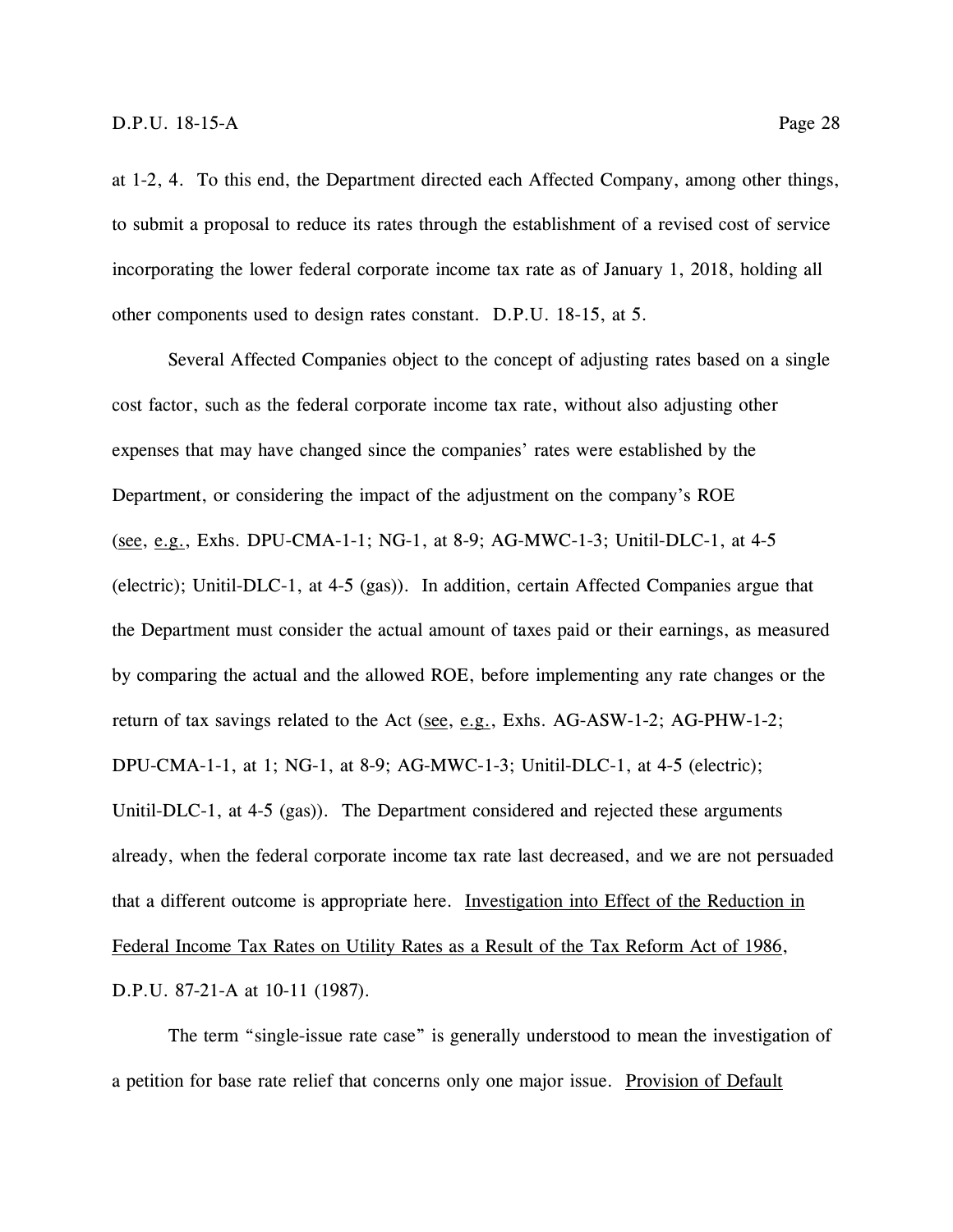at 1-2, 4. To this end, the Department directed each Affected Company, among other things, to submit a proposal to reduce its rates through the establishment of a revised cost of service incorporating the lower federal corporate income tax rate as of January 1, 2018, holding all other components used to design rates constant. D.P.U. 18-15, at 5.

Several Affected Companies object to the concept of adjusting rates based on a single cost factor, such as the federal corporate income tax rate, without also adjusting other expenses that may have changed since the companies' rates were established by the Department, or considering the impact of the adjustment on the company's ROE (see, e.g., Exhs. DPU-CMA-1-1; NG-1, at 8-9; AG-MWC-1-3; Unitil-DLC-1, at 4-5 (electric); Unitil-DLC-1, at 4-5 (gas)). In addition, certain Affected Companies argue that the Department must consider the actual amount of taxes paid or their earnings, as measured by comparing the actual and the allowed ROE, before implementing any rate changes or the return of tax savings related to the Act (see, e.g., Exhs. AG-ASW-1-2; AG-PHW-1-2; DPU-CMA-1-1, at 1; NG-1, at 8-9; AG-MWC-1-3; Unitil-DLC-1, at 4-5 (electric); Unitil-DLC-1, at 4-5 (gas)). The Department considered and rejected these arguments already, when the federal corporate income tax rate last decreased, and we are not persuaded that a different outcome is appropriate here. Investigation into Effect of the Reduction in Federal Income Tax Rates on Utility Rates as a Result of the Tax Reform Act of 1986, D.P.U. 87-21-A at 10-11 (1987).

The term "single-issue rate case" is generally understood to mean the investigation of a petition for base rate relief that concerns only one major issue. Provision of Default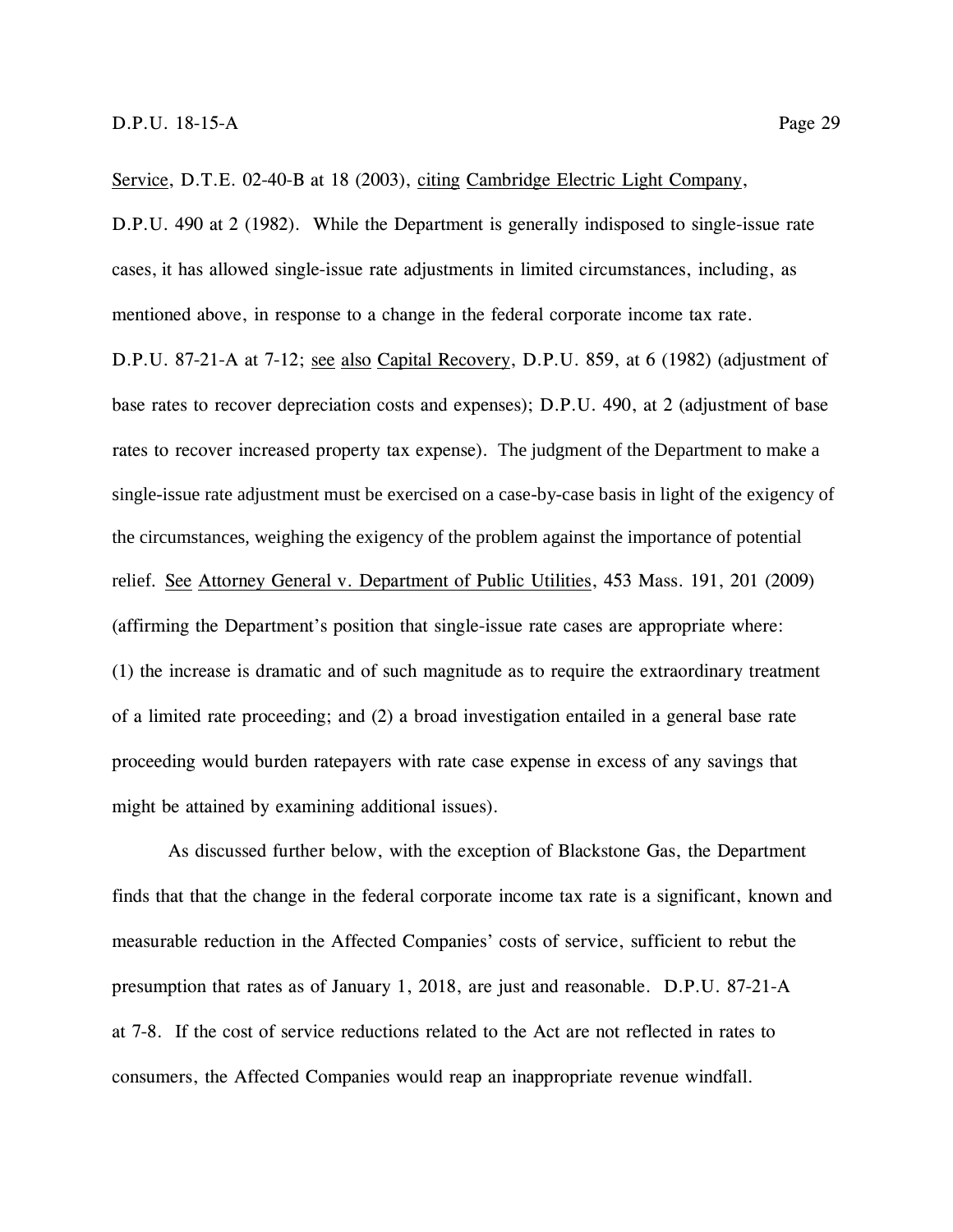Service, D.T.E. 02-40-B at 18 (2003), citing Cambridge Electric Light Company, D.P.U. 490 at 2 (1982). While the Department is generally indisposed to single-issue rate cases, it has allowed single-issue rate adjustments in limited circumstances, including, as mentioned above, in response to a change in the federal corporate income tax rate. D.P.U. 87-21-A at 7-12; see also Capital Recovery, D.P.U. 859, at 6 (1982) (adjustment of base rates to recover depreciation costs and expenses); D.P.U. 490, at 2 (adjustment of base rates to recover increased property tax expense). The judgment of the Department to make a single-issue rate adjustment must be exercised on a case-by-case basis in light of the exigency of the circumstances, weighing the exigency of the problem against the importance of potential relief. See Attorney General v. Department of Public Utilities, 453 Mass. 191, 201 (2009) (affirming the Department's position that single-issue rate cases are appropriate where: (1) the increase is dramatic and of such magnitude as to require the extraordinary treatment of a limited rate proceeding; and (2) a broad investigation entailed in a general base rate proceeding would burden ratepayers with rate case expense in excess of any savings that might be attained by examining additional issues).

As discussed further below, with the exception of Blackstone Gas, the Department finds that that the change in the federal corporate income tax rate is a significant, known and measurable reduction in the Affected Companies' costs of service, sufficient to rebut the presumption that rates as of January 1, 2018, are just and reasonable. D.P.U. 87-21-A at 7-8. If the cost of service reductions related to the Act are not reflected in rates to consumers, the Affected Companies would reap an inappropriate revenue windfall.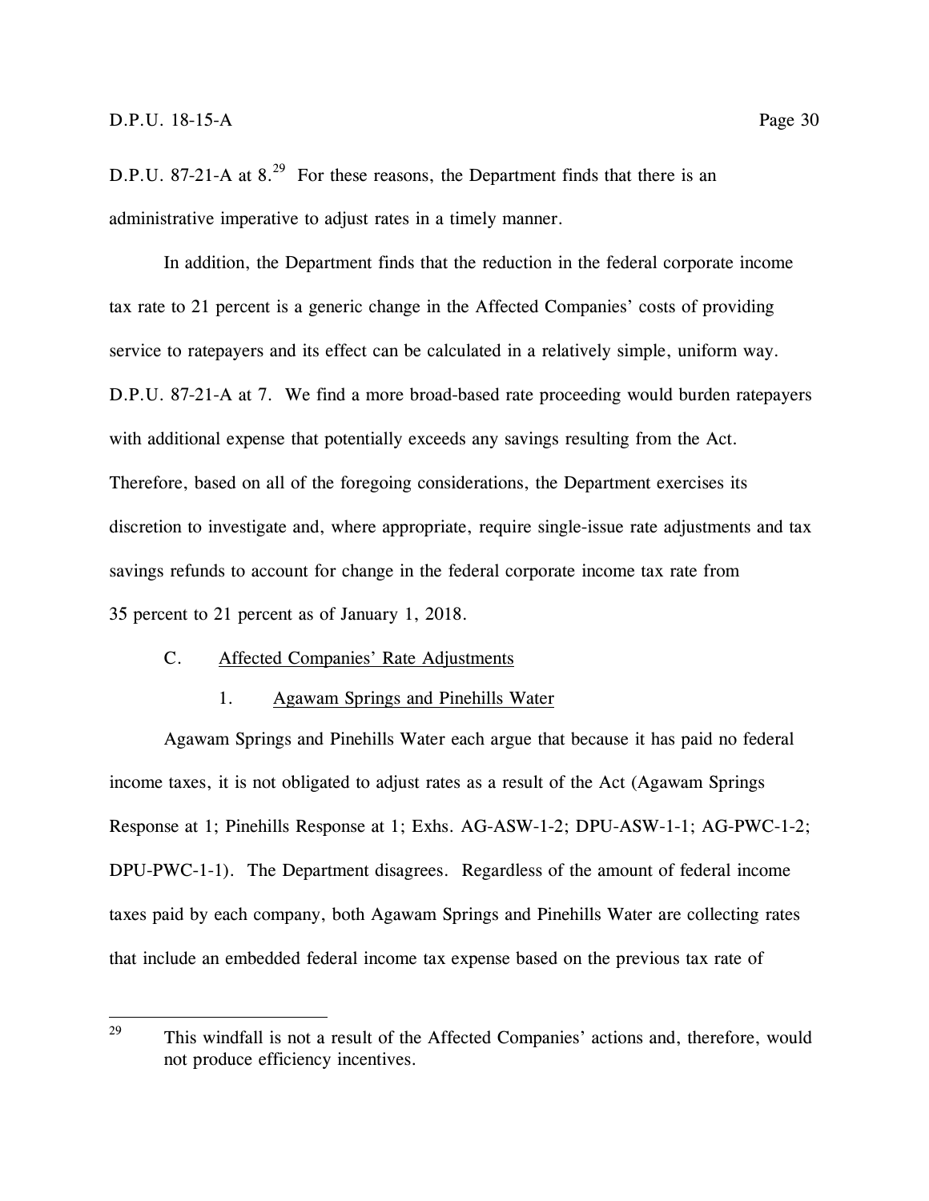D.P.U. 87-21-A at 8.[29] For these reasons, the Department finds that there is an administrative imperative to adjust rates in a timely manner.

In addition, the Department finds that the reduction in the federal corporate income tax rate to 21 percent is a generic change in the Affected Companies' costs of providing service to ratepayers and its effect can be calculated in a relatively simple, uniform way. D.P.U. 87-21-A at 7. We find a more broad-based rate proceeding would burden ratepayers with additional expense that potentially exceeds any savings resulting from the Act. Therefore, based on all of the foregoing considerations, the Department exercises its discretion to investigate and, where appropriate, require single-issue rate adjustments and tax savings refunds to account for change in the federal corporate income tax rate from 35 percent to 21 percent as of January 1, 2018.

### C. Affected Companies' Rate Adjustments

#### 1. Agawam Springs and Pinehills Water

Agawam Springs and Pinehills Water each argue that because it has paid no federal income taxes, it is not obligated to adjust rates as a result of the Act (Agawam Springs Response at 1; Pinehills Response at 1; Exhs. AG-ASW-1-2; DPU-ASW-1-1; AG-PWC-1-2; DPU-PWC-1-1). The Department disagrees. Regardless of the amount of federal income taxes paid by each company, both Agawam Springs and Pinehills Water are collecting rates that include an embedded federal income tax expense based on the previous tax rate of

---

[29] This windfall is not a result of the Affected Companies' actions and, therefore, would not produce efficiency incentives.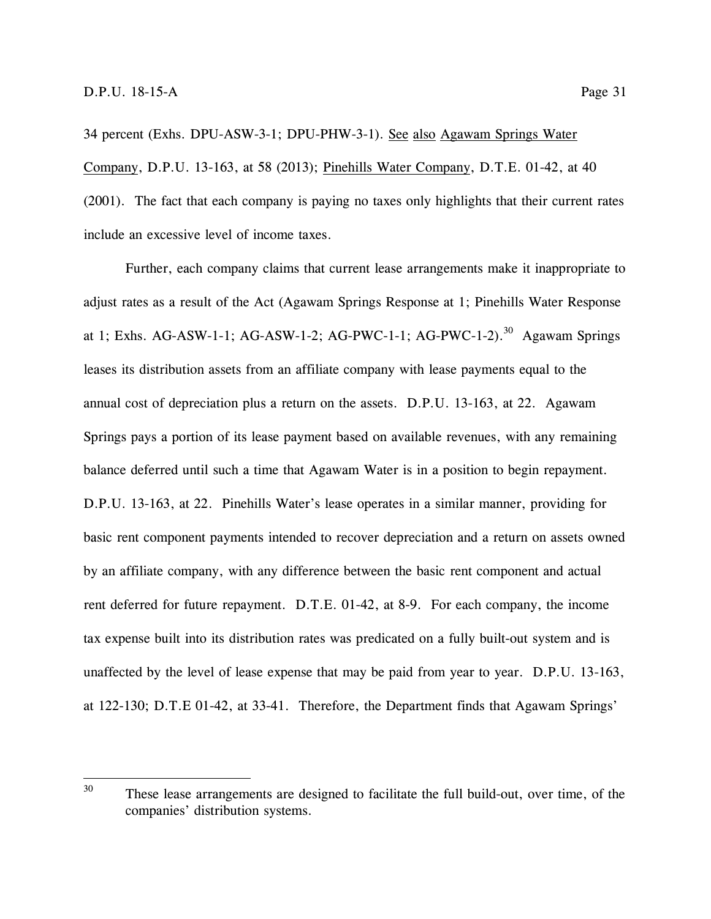34 percent (Exhs. DPU-ASW-3-1; DPU-PHW-3-1). See also Agawam Springs Water Company, D.P.U. 13-163, at 58 (2013); Pinehills Water Company, D.T.E. 01-42, at 40 (2001). The fact that each company is paying no taxes only highlights that their current rates include an excessive level of income taxes.

Further, each company claims that current lease arrangements make it inappropriate to adjust rates as a result of the Act (Agawam Springs Response at 1; Pinehills Water Response at 1; Exhs. AG-ASW-1-1; AG-ASW-1-2; AG-PWC-1-1; AG-PWC-1-2).[30] Agawam Springs leases its distribution assets from an affiliate company with lease payments equal to the annual cost of depreciation plus a return on the assets. D.P.U. 13-163, at 22. Agawam Springs pays a portion of its lease payment based on available revenues, with any remaining balance deferred until such a time that Agawam Water is in a position to begin repayment. D.P.U. 13-163, at 22. Pinehills Water's lease operates in a similar manner, providing for basic rent component payments intended to recover depreciation and a return on assets owned by an affiliate company, with any difference between the basic rent component and actual rent deferred for future repayment. D.T.E. 01-42, at 8-9. For each company, the income tax expense built into its distribution rates was predicated on a fully built-out system and is unaffected by the level of lease expense that may be paid from year to year. D.P.U. 13-163, at 122-130; D.T.E 01-42, at 33-41. Therefore, the Department finds that Agawam Springs'

[30] These lease arrangements are designed to facilitate the full build-out, over time, of the companies' distribution systems.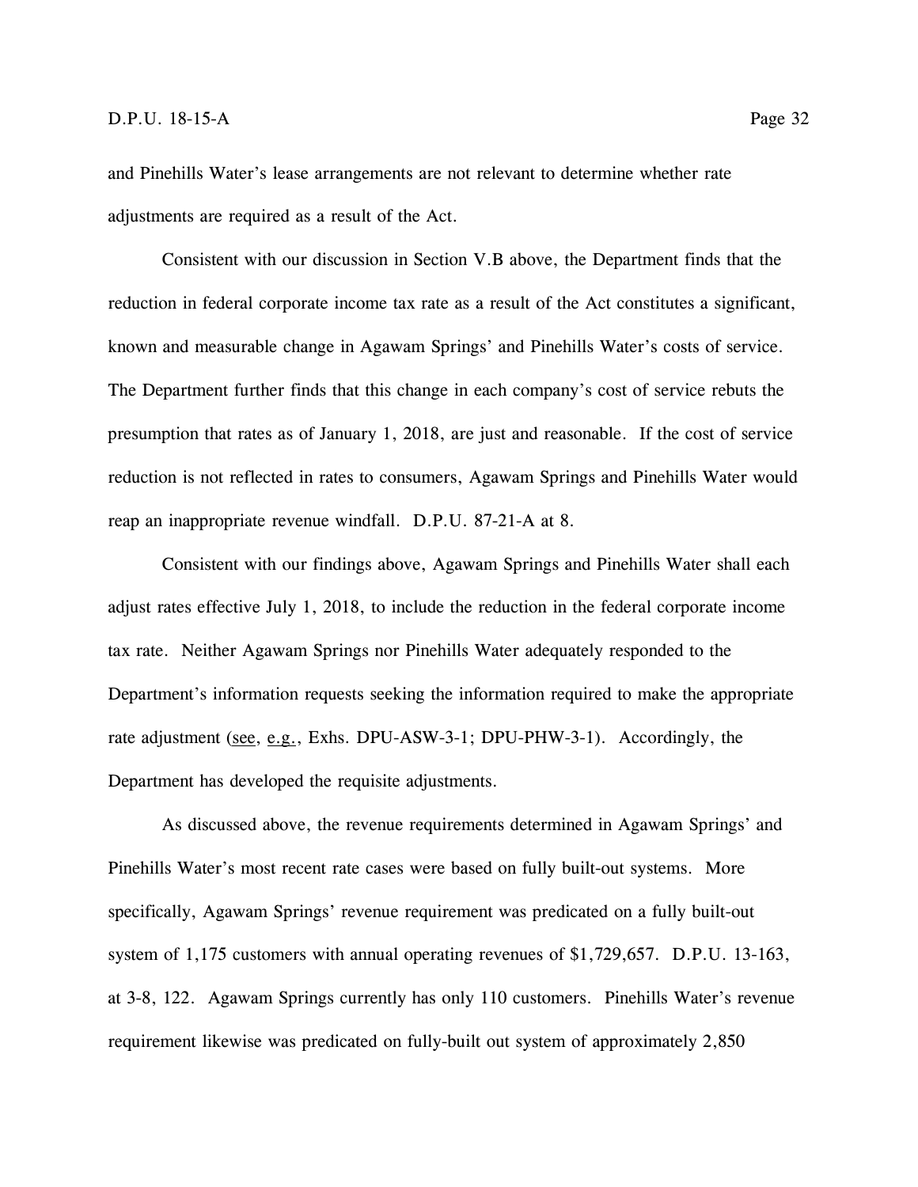and Pinehills Water's lease arrangements are not relevant to determine whether rate adjustments are required as a result of the Act.

Consistent with our discussion in Section V.B above, the Department finds that the reduction in federal corporate income tax rate as a result of the Act constitutes a significant, known and measurable change in Agawam Springs' and Pinehills Water's costs of service. The Department further finds that this change in each company's cost of service rebuts the presumption that rates as of January 1, 2018, are just and reasonable. If the cost of service reduction is not reflected in rates to consumers, Agawam Springs and Pinehills Water would reap an inappropriate revenue windfall. D.P.U. 87-21-A at 8.

Consistent with our findings above, Agawam Springs and Pinehills Water shall each adjust rates effective July 1, 2018, to include the reduction in the federal corporate income tax rate. Neither Agawam Springs nor Pinehills Water adequately responded to the Department's information requests seeking the information required to make the appropriate rate adjustment (see, e.g., Exhs. DPU-ASW-3-1; DPU-PHW-3-1). Accordingly, the Department has developed the requisite adjustments.

As discussed above, the revenue requirements determined in Agawam Springs' and Pinehills Water's most recent rate cases were based on fully built-out systems. More specifically, Agawam Springs' revenue requirement was predicated on a fully built-out system of 1,175 customers with annual operating revenues of $1,729,657. D.P.U. 13-163, at 3-8, 122. Agawam Springs currently has only 110 customers. Pinehills Water's revenue requirement likewise was predicated on fully-built out system of approximately 2,850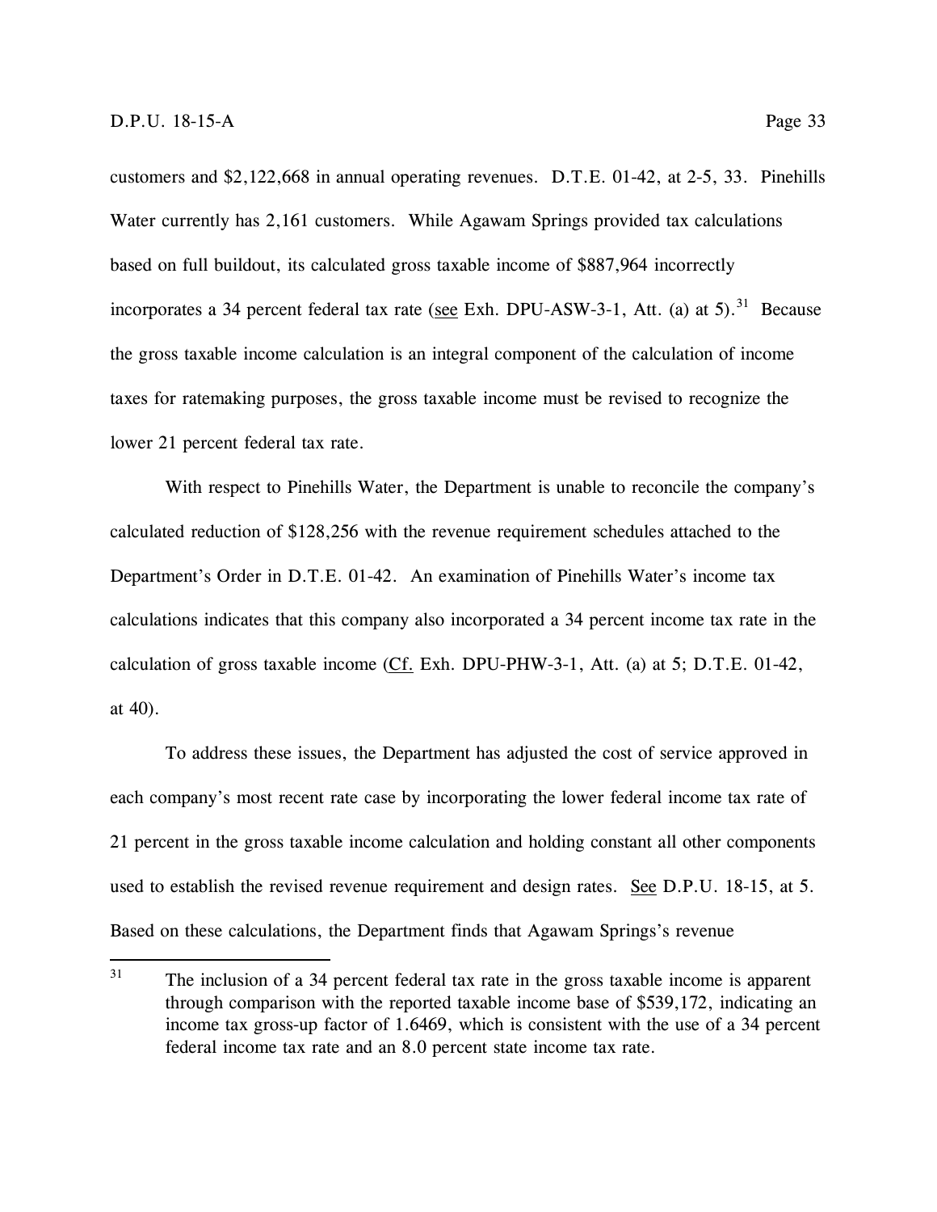customers and $2,122,668 in annual operating revenues. D.T.E. 01-42, at 2-5, 33. Pinehills Water currently has 2,161 customers. While Agawam Springs provided tax calculations based on full buildout, its calculated gross taxable income of $887,964 incorrectly incorporates a 34 percent federal tax rate (see Exh. DPU-ASW-3-1, Att. (a) at 5).[31] Because the gross taxable income calculation is an integral component of the calculation of income taxes for ratemaking purposes, the gross taxable income must be revised to recognize the lower 21 percent federal tax rate.

With respect to Pinehills Water, the Department is unable to reconcile the company's calculated reduction of $128,256 with the revenue requirement schedules attached to the Department's Order in D.T.E. 01-42. An examination of Pinehills Water's income tax calculations indicates that this company also incorporated a 34 percent income tax rate in the calculation of gross taxable income (Cf. Exh. DPU-PHW-3-1, Att. (a) at 5; D.T.E. 01-42, at 40).

To address these issues, the Department has adjusted the cost of service approved in each company's most recent rate case by incorporating the lower federal income tax rate of 21 percent in the gross taxable income calculation and holding constant all other components used to establish the revised revenue requirement and design rates. See D.P.U. 18-15, at 5. Based on these calculations, the Department finds that Agawam Springs's revenue

---

[31] The inclusion of a 34 percent federal tax rate in the gross taxable income is apparent through comparison with the reported taxable income base of $539,172, indicating an income tax gross-up factor of 1.6469, which is consistent with the use of a 34 percent federal income tax rate and an 8.0 percent state income tax rate.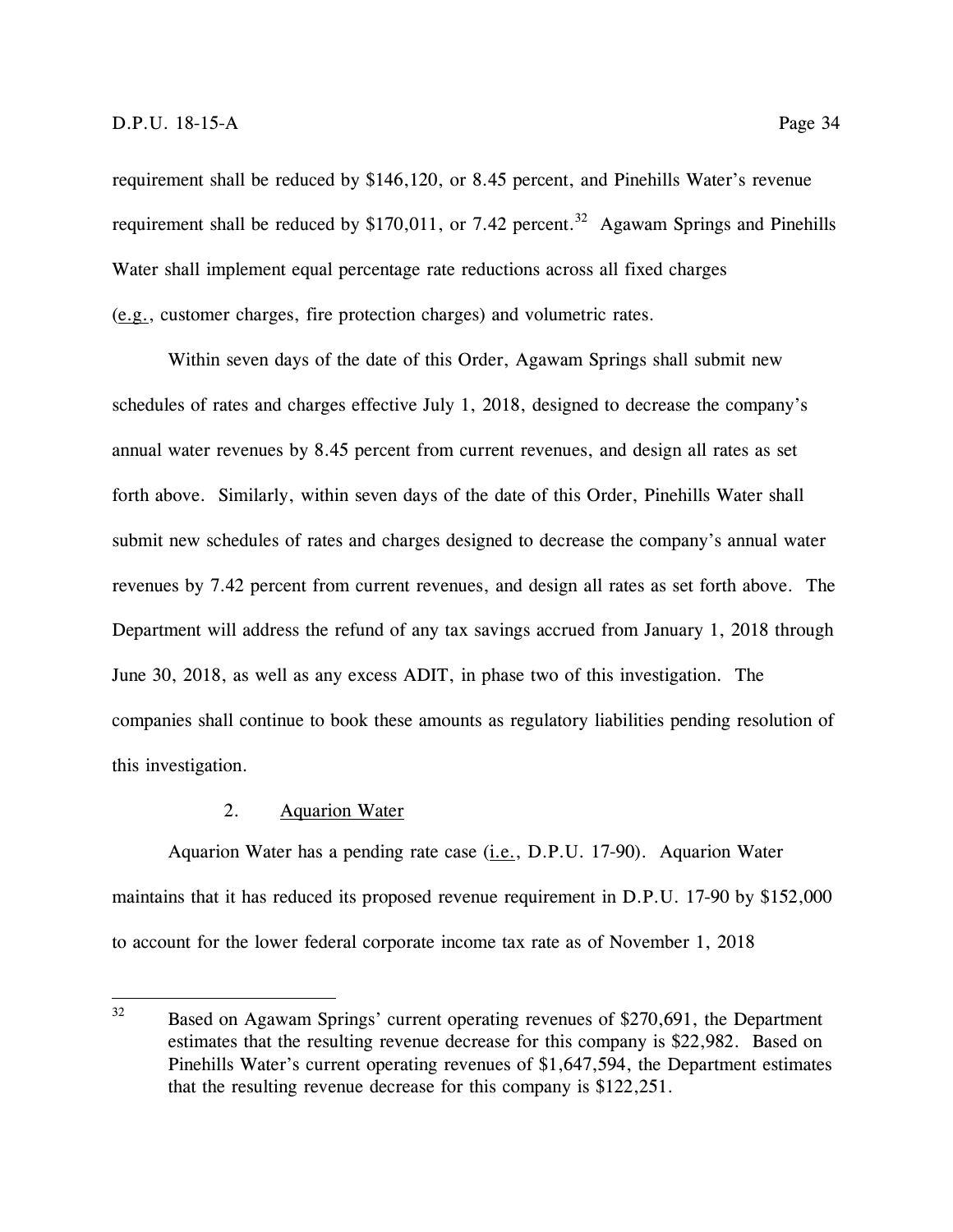requirement shall be reduced by $146,120, or 8.45 percent, and Pinehills Water's revenue requirement shall be reduced by $170,011, or 7.42 percent.[32] Agawam Springs and Pinehills Water shall implement equal percentage rate reductions across all fixed charges (e.g., customer charges, fire protection charges) and volumetric rates.

Within seven days of the date of this Order, Agawam Springs shall submit new schedules of rates and charges effective July 1, 2018, designed to decrease the company's annual water revenues by 8.45 percent from current revenues, and design all rates as set forth above. Similarly, within seven days of the date of this Order, Pinehills Water shall submit new schedules of rates and charges designed to decrease the company's annual water revenues by 7.42 percent from current revenues, and design all rates as set forth above. The Department will address the refund of any tax savings accrued from January 1, 2018 through June 30, 2018, as well as any excess ADIT, in phase two of this investigation. The companies shall continue to book these amounts as regulatory liabilities pending resolution of this investigation.

### 2. Aquarion Water

Aquarion Water has a pending rate case (i.e., D.P.U. 17-90). Aquarion Water maintains that it has reduced its proposed revenue requirement in D.P.U. 17-90 by $152,000 to account for the lower federal corporate income tax rate as of November 1, 2018

---

[32] Based on Agawam Springs' current operating revenues of $270,691, the Department estimates that the resulting revenue decrease for this company is $22,982. Based on Pinehills Water's current operating revenues of $1,647,594, the Department estimates that the resulting revenue decrease for this company is $122,251.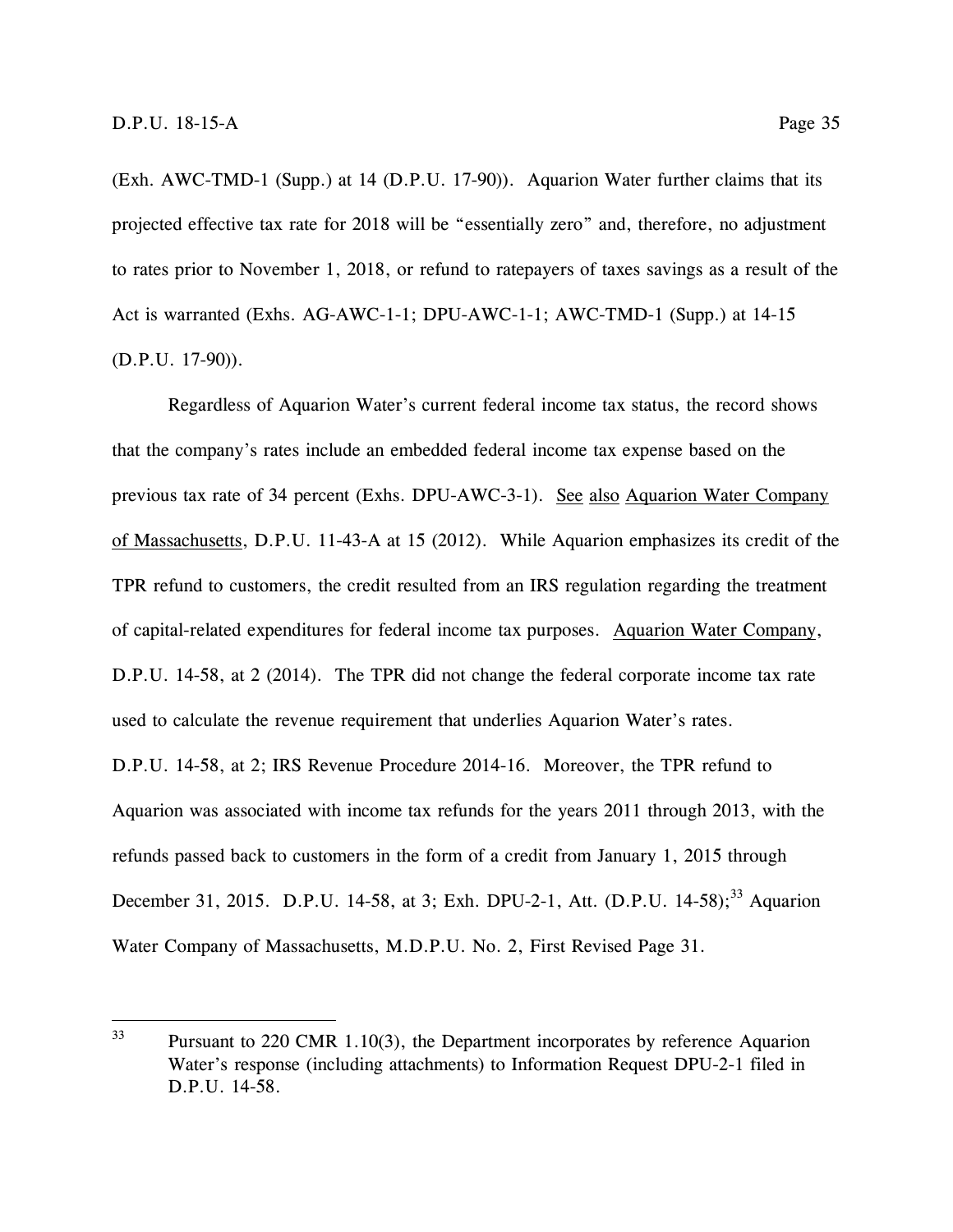(Exh. AWC-TMD-1 (Supp.) at 14 (D.P.U. 17-90)). Aquarion Water further claims that its projected effective tax rate for 2018 will be "essentially zero" and, therefore, no adjustment to rates prior to November 1, 2018, or refund to ratepayers of taxes savings as a result of the Act is warranted (Exhs. AG-AWC-1-1; DPU-AWC-1-1; AWC-TMD-1 (Supp.) at 14-15 (D.P.U. 17-90)).

Regardless of Aquarion Water's current federal income tax status, the record shows that the company's rates include an embedded federal income tax expense based on the previous tax rate of 34 percent (Exhs. DPU-AWC-3-1). See also Aquarion Water Company of Massachusetts, D.P.U. 11-43-A at 15 (2012). While Aquarion emphasizes its credit of the TPR refund to customers, the credit resulted from an IRS regulation regarding the treatment of capital-related expenditures for federal income tax purposes. Aquarion Water Company, D.P.U. 14-58, at 2 (2014). The TPR did not change the federal corporate income tax rate used to calculate the revenue requirement that underlies Aquarion Water's rates. D.P.U. 14-58, at 2; IRS Revenue Procedure 2014-16. Moreover, the TPR refund to Aquarion was associated with income tax refunds for the years 2011 through 2013, with the refunds passed back to customers in the form of a credit from January 1, 2015 through December 31, 2015. D.P.U. 14-58, at 3; Exh. DPU-2-1, Att. (D.P.U. 14-58);[33] Aquarion Water Company of Massachusetts, M.D.P.U. No. 2, First Revised Page 31.

---

[33] Pursuant to 220 CMR 1.10(3), the Department incorporates by reference Aquarion Water's response (including attachments) to Information Request DPU-2-1 filed in D.P.U. 14-58.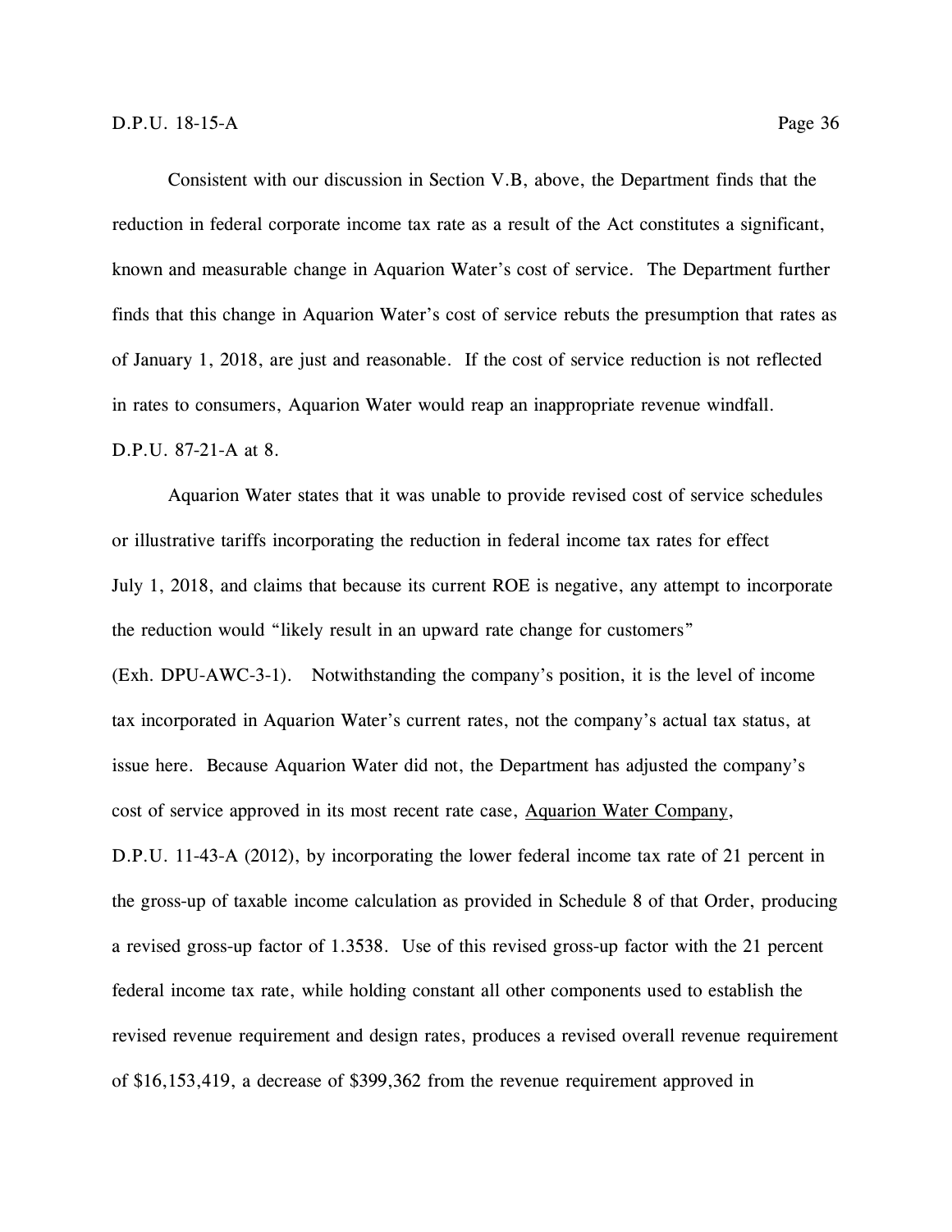Consistent with our discussion in Section V.B, above, the Department finds that the reduction in federal corporate income tax rate as a result of the Act constitutes a significant, known and measurable change in Aquarion Water's cost of service. The Department further finds that this change in Aquarion Water's cost of service rebuts the presumption that rates as of January 1, 2018, are just and reasonable. If the cost of service reduction is not reflected in rates to consumers, Aquarion Water would reap an inappropriate revenue windfall. D.P.U. 87-21-A at 8.

Aquarion Water states that it was unable to provide revised cost of service schedules or illustrative tariffs incorporating the reduction in federal income tax rates for effect July 1, 2018, and claims that because its current ROE is negative, any attempt to incorporate the reduction would "likely result in an upward rate change for customers" (Exh. DPU-AWC-3-1). Notwithstanding the company's position, it is the level of income tax incorporated in Aquarion Water's current rates, not the company's actual tax status, at issue here. Because Aquarion Water did not, the Department has adjusted the company's cost of service approved in its most recent rate case, Aquarion Water Company, D.P.U. 11-43-A (2012), by incorporating the lower federal income tax rate of 21 percent in the gross-up of taxable income calculation as provided in Schedule 8 of that Order, producing a revised gross-up factor of 1.3538. Use of this revised gross-up factor with the 21 percent federal income tax rate, while holding constant all other components used to establish the revised revenue requirement and design rates, produces a revised overall revenue requirement of $16,153,419, a decrease of $399,362 from the revenue requirement approved in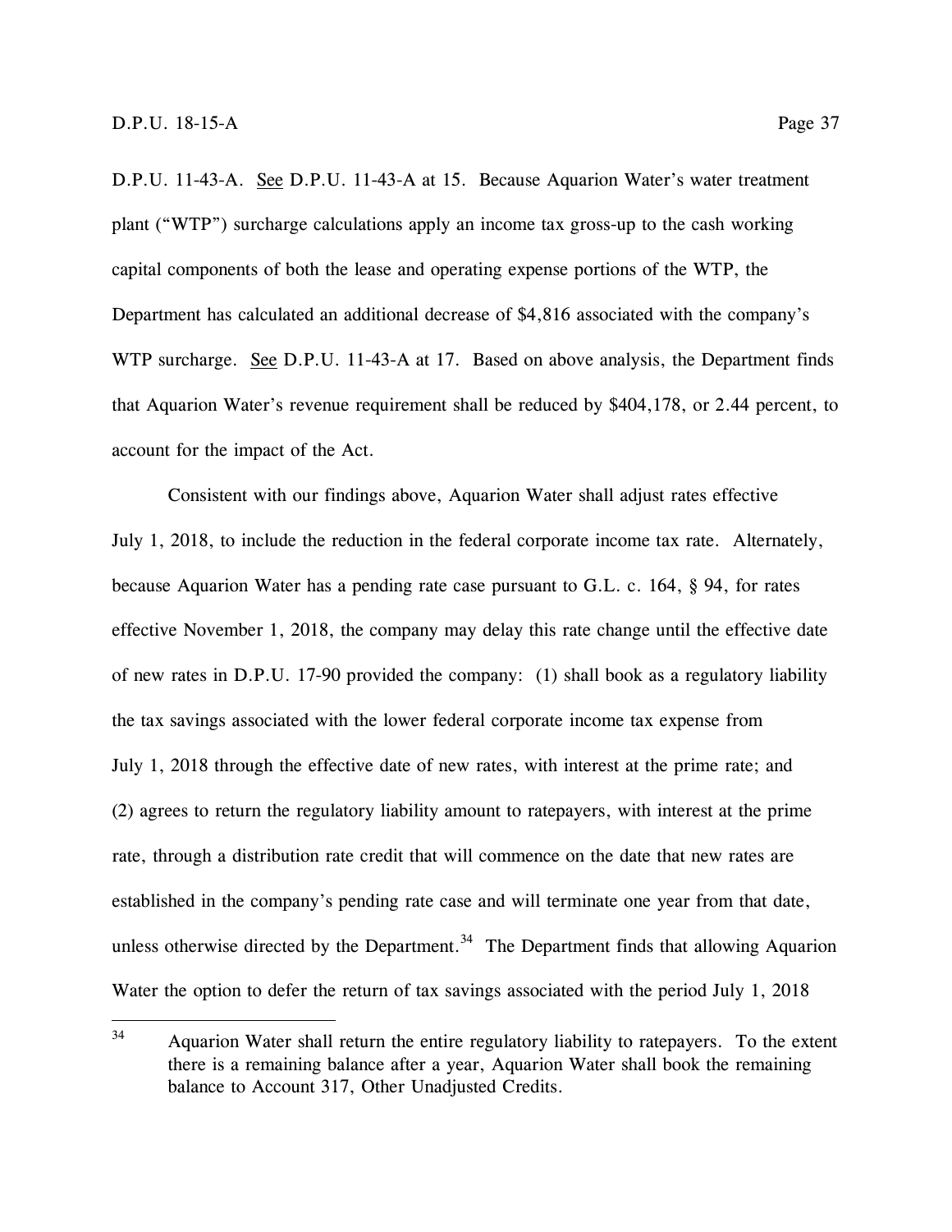D.P.U. 11-43-A. See D.P.U. 11-43-A at 15. Because Aquarion Water's water treatment plant ("WTP") surcharge calculations apply an income tax gross-up to the cash working capital components of both the lease and operating expense portions of the WTP, the Department has calculated an additional decrease of $4,816 associated with the company's WTP surcharge. See D.P.U. 11-43-A at 17. Based on above analysis, the Department finds that Aquarion Water's revenue requirement shall be reduced by $404,178, or 2.44 percent, to account for the impact of the Act.

Consistent with our findings above, Aquarion Water shall adjust rates effective July 1, 2018, to include the reduction in the federal corporate income tax rate. Alternately, because Aquarion Water has a pending rate case pursuant to G.L. c. 164, § 94, for rates effective November 1, 2018, the company may delay this rate change until the effective date of new rates in D.P.U. 17-90 provided the company: (1) shall book as a regulatory liability the tax savings associated with the lower federal corporate income tax expense from July 1, 2018 through the effective date of new rates, with interest at the prime rate; and (2) agrees to return the regulatory liability amount to ratepayers, with interest at the prime rate, through a distribution rate credit that will commence on the date that new rates are established in the company's pending rate case and will terminate one year from that date, unless otherwise directed by the Department.[34] The Department finds that allowing Aquarion Water the option to defer the return of tax savings associated with the period July 1, 2018

[34] Aquarion Water shall return the entire regulatory liability to ratepayers. To the extent there is a remaining balance after a year, Aquarion Water shall book the remaining balance to Account 317, Other Unadjusted Credits.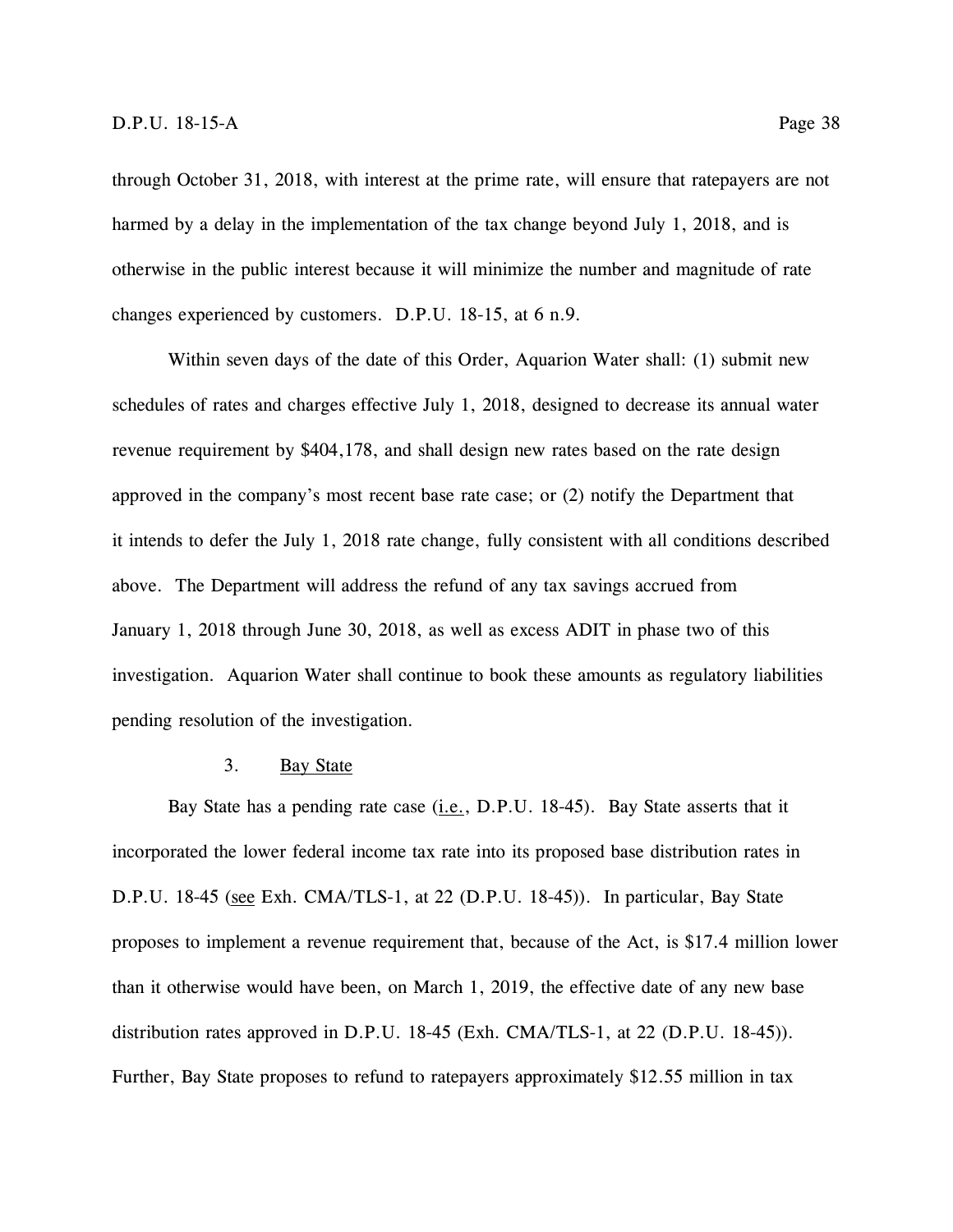through October 31, 2018, with interest at the prime rate, will ensure that ratepayers are not harmed by a delay in the implementation of the tax change beyond July 1, 2018, and is otherwise in the public interest because it will minimize the number and magnitude of rate changes experienced by customers. D.P.U. 18-15, at 6 n.9.

Within seven days of the date of this Order, Aquarion Water shall: (1) submit new schedules of rates and charges effective July 1, 2018, designed to decrease its annual water revenue requirement by $404,178, and shall design new rates based on the rate design approved in the company's most recent base rate case; or (2) notify the Department that it intends to defer the July 1, 2018 rate change, fully consistent with all conditions described above. The Department will address the refund of any tax savings accrued from January 1, 2018 through June 30, 2018, as well as excess ADIT in phase two of this investigation. Aquarion Water shall continue to book these amounts as regulatory liabilities pending resolution of the investigation.

### 3. Bay State

Bay State has a pending rate case (i.e., D.P.U. 18-45). Bay State asserts that it incorporated the lower federal income tax rate into its proposed base distribution rates in D.P.U. 18-45 (see Exh. CMA/TLS-1, at 22 (D.P.U. 18-45)). In particular, Bay State proposes to implement a revenue requirement that, because of the Act, is $17.4 million lower than it otherwise would have been, on March 1, 2019, the effective date of any new base distribution rates approved in D.P.U. 18-45 (Exh. CMA/TLS-1, at 22 (D.P.U. 18-45)). Further, Bay State proposes to refund to ratepayers approximately $12.55 million in tax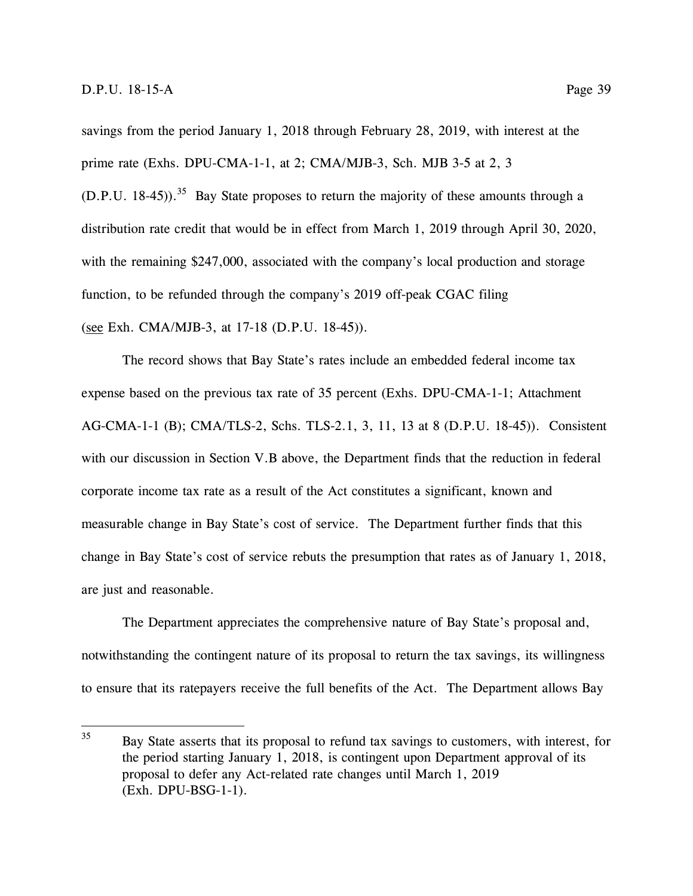savings from the period January 1, 2018 through February 28, 2019, with interest at the prime rate (Exhs. DPU-CMA-1-1, at 2; CMA/MJB-3, Sch. MJB 3-5 at 2, 3 (D.P.U. 18-45)).[35] Bay State proposes to return the majority of these amounts through a distribution rate credit that would be in effect from March 1, 2019 through April 30, 2020, with the remaining $247,000, associated with the company's local production and storage function, to be refunded through the company's 2019 off-peak CGAC filing (see Exh. CMA/MJB-3, at 17-18 (D.P.U. 18-45)).

The record shows that Bay State's rates include an embedded federal income tax expense based on the previous tax rate of 35 percent (Exhs. DPU-CMA-1-1; Attachment AG-CMA-1-1 (B); CMA/TLS-2, Schs. TLS-2.1, 3, 11, 13 at 8 (D.P.U. 18-45)). Consistent with our discussion in Section V.B above, the Department finds that the reduction in federal corporate income tax rate as a result of the Act constitutes a significant, known and measurable change in Bay State's cost of service. The Department further finds that this change in Bay State's cost of service rebuts the presumption that rates as of January 1, 2018, are just and reasonable.

The Department appreciates the comprehensive nature of Bay State's proposal and, notwithstanding the contingent nature of its proposal to return the tax savings, its willingness to ensure that its ratepayers receive the full benefits of the Act. The Department allows Bay

---

[35] Bay State asserts that its proposal to refund tax savings to customers, with interest, for the period starting January 1, 2018, is contingent upon Department approval of its proposal to defer any Act-related rate changes until March 1, 2019 (Exh. DPU-BSG-1-1).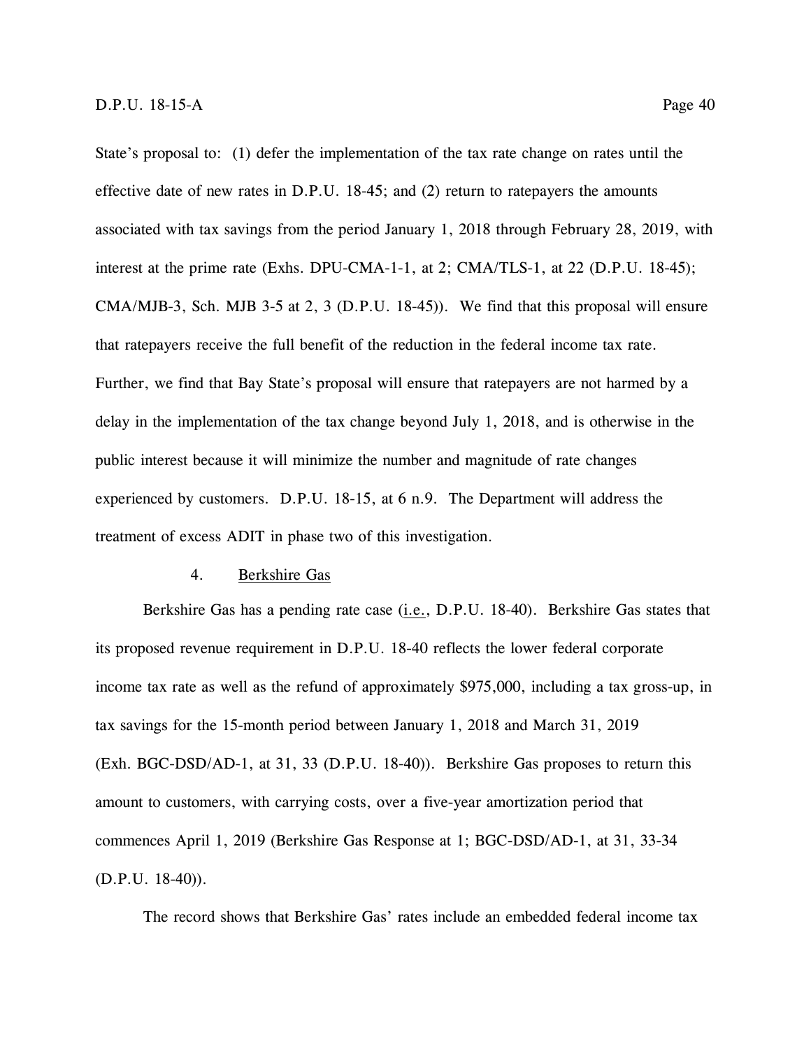State's proposal to: (1) defer the implementation of the tax rate change on rates until the effective date of new rates in D.P.U. 18-45; and (2) return to ratepayers the amounts associated with tax savings from the period January 1, 2018 through February 28, 2019, with interest at the prime rate (Exhs. DPU-CMA-1-1, at 2; CMA/TLS-1, at 22 (D.P.U. 18-45); CMA/MJB-3, Sch. MJB 3-5 at 2, 3 (D.P.U. 18-45)). We find that this proposal will ensure that ratepayers receive the full benefit of the reduction in the federal income tax rate. Further, we find that Bay State's proposal will ensure that ratepayers are not harmed by a delay in the implementation of the tax change beyond July 1, 2018, and is otherwise in the public interest because it will minimize the number and magnitude of rate changes experienced by customers. D.P.U. 18-15, at 6 n.9. The Department will address the treatment of excess ADIT in phase two of this investigation.

#### 4. Berkshire Gas

Berkshire Gas has a pending rate case (i.e., D.P.U. 18-40). Berkshire Gas states that its proposed revenue requirement in D.P.U. 18-40 reflects the lower federal corporate income tax rate as well as the refund of approximately $975,000, including a tax gross-up, in tax savings for the 15-month period between January 1, 2018 and March 31, 2019 (Exh. BGC-DSD/AD-1, at 31, 33 (D.P.U. 18-40)). Berkshire Gas proposes to return this amount to customers, with carrying costs, over a five-year amortization period that commences April 1, 2019 (Berkshire Gas Response at 1; BGC-DSD/AD-1, at 31, 33-34 (D.P.U. 18-40)).

The record shows that Berkshire Gas' rates include an embedded federal income tax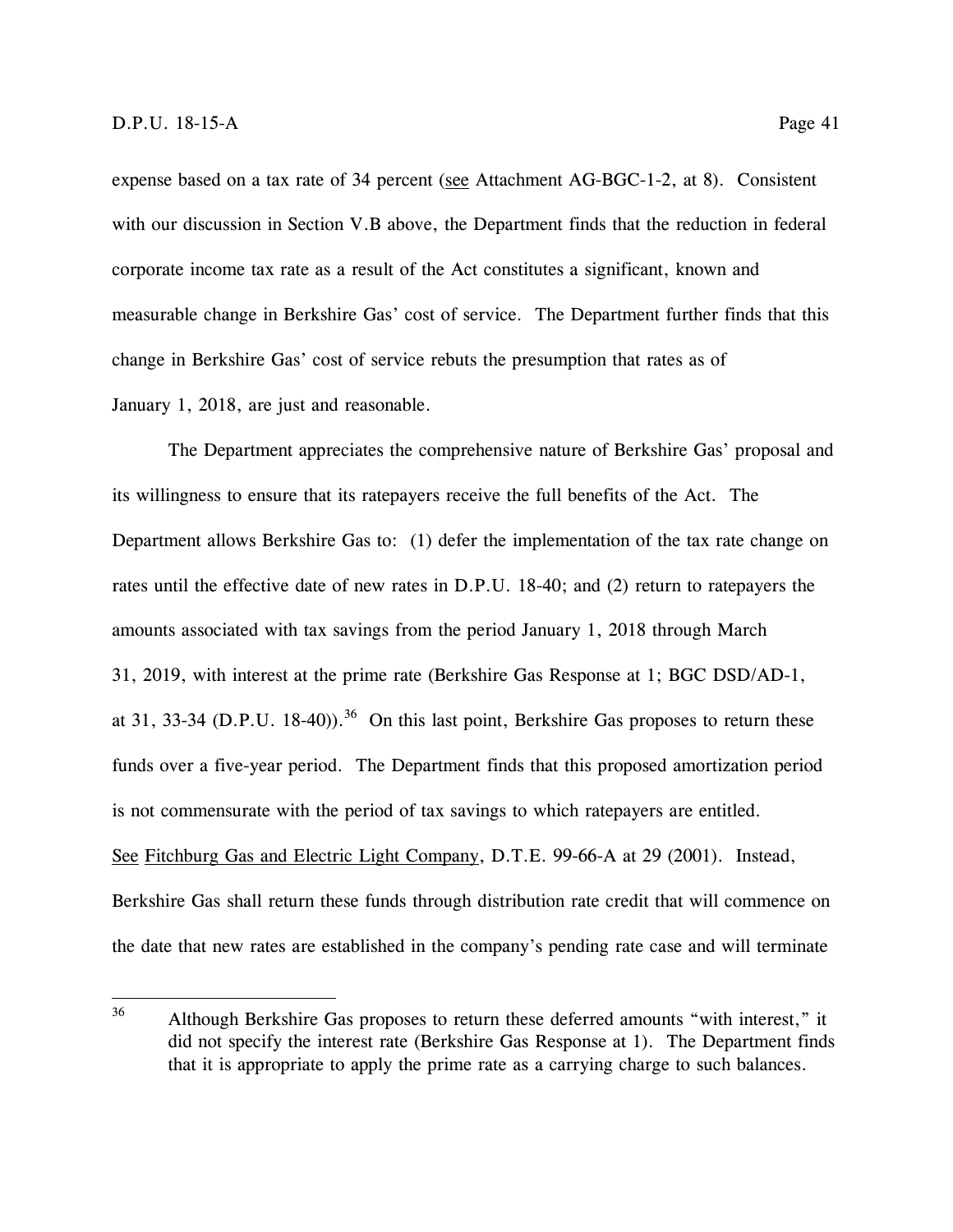expense based on a tax rate of 34 percent (see Attachment AG-BGC-1-2, at 8). Consistent with our discussion in Section V.B above, the Department finds that the reduction in federal corporate income tax rate as a result of the Act constitutes a significant, known and measurable change in Berkshire Gas' cost of service. The Department further finds that this change in Berkshire Gas' cost of service rebuts the presumption that rates as of January 1, 2018, are just and reasonable.

The Department appreciates the comprehensive nature of Berkshire Gas' proposal and its willingness to ensure that its ratepayers receive the full benefits of the Act. The Department allows Berkshire Gas to: (1) defer the implementation of the tax rate change on rates until the effective date of new rates in D.P.U. 18-40; and (2) return to ratepayers the amounts associated with tax savings from the period January 1, 2018 through March 31, 2019, with interest at the prime rate (Berkshire Gas Response at 1; BGC DSD/AD-1, at 31, 33-34 (D.P.U. 18-40)).[36] On this last point, Berkshire Gas proposes to return these funds over a five-year period. The Department finds that this proposed amortization period is not commensurate with the period of tax savings to which ratepayers are entitled. See Fitchburg Gas and Electric Light Company, D.T.E. 99-66-A at 29 (2001). Instead, Berkshire Gas shall return these funds through distribution rate credit that will commence on the date that new rates are established in the company's pending rate case and will terminate

[36] Although Berkshire Gas proposes to return these deferred amounts "with interest," it did not specify the interest rate (Berkshire Gas Response at 1). The Department finds that it is appropriate to apply the prime rate as a carrying charge to such balances.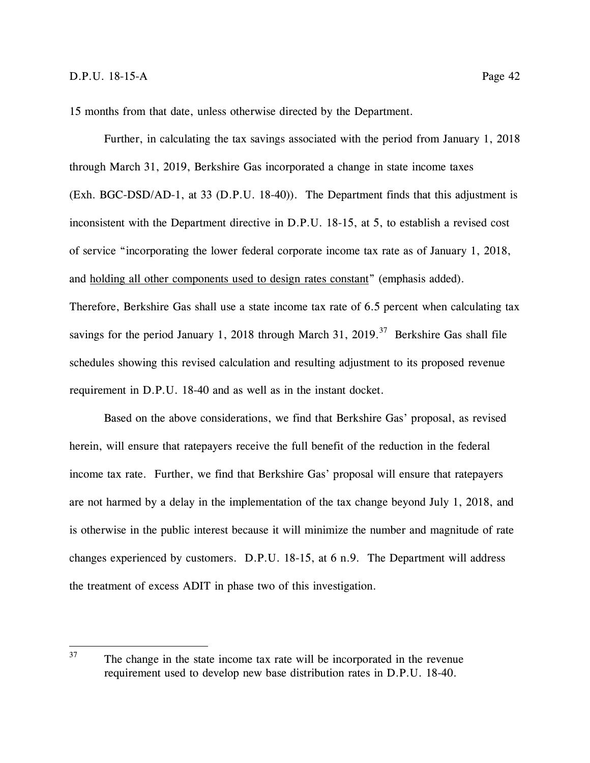15 months from that date, unless otherwise directed by the Department.

Further, in calculating the tax savings associated with the period from January 1, 2018 through March 31, 2019, Berkshire Gas incorporated a change in state income taxes (Exh. BGC-DSD/AD-1, at 33 (D.P.U. 18-40)). The Department finds that this adjustment is inconsistent with the Department directive in D.P.U. 18-15, at 5, to establish a revised cost of service "incorporating the lower federal corporate income tax rate as of January 1, 2018, and <u>holding all other components used to design rates constant</u>" (emphasis added). Therefore, Berkshire Gas shall use a state income tax rate of 6.5 percent when calculating tax savings for the period January 1, 2018 through March 31, 2019.[37] Berkshire Gas shall file schedules showing this revised calculation and resulting adjustment to its proposed revenue requirement in D.P.U. 18-40 and as well as in the instant docket.

Based on the above considerations, we find that Berkshire Gas' proposal, as revised herein, will ensure that ratepayers receive the full benefit of the reduction in the federal income tax rate. Further, we find that Berkshire Gas' proposal will ensure that ratepayers are not harmed by a delay in the implementation of the tax change beyond July 1, 2018, and is otherwise in the public interest because it will minimize the number and magnitude of rate changes experienced by customers. D.P.U. 18-15, at 6 n.9. The Department will address the treatment of excess ADIT in phase two of this investigation.

---

[37] The change in the state income tax rate will be incorporated in the revenue requirement used to develop new base distribution rates in D.P.U. 18-40.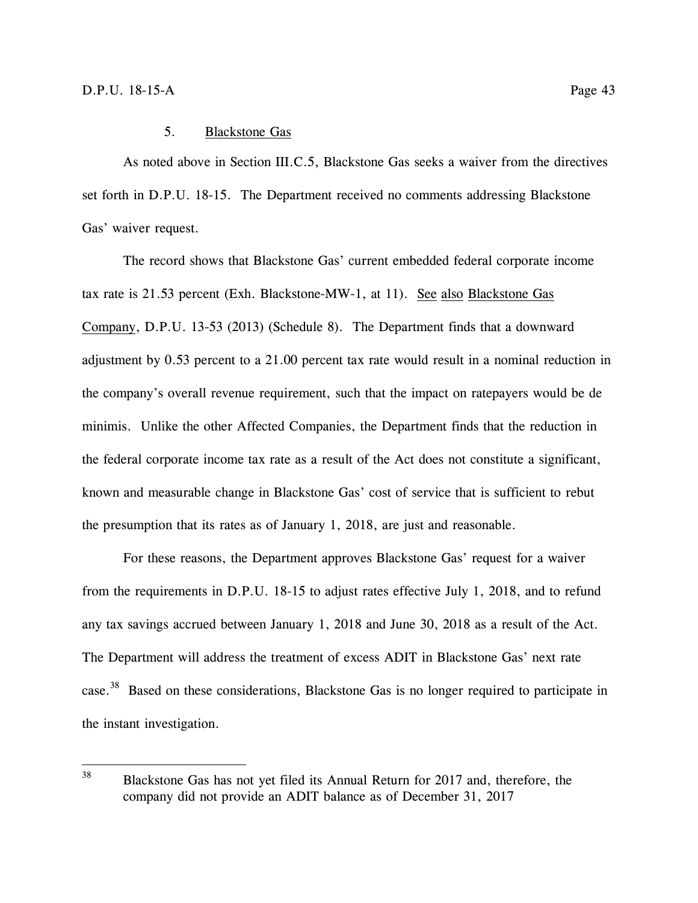### 5. Blackstone Gas

As noted above in Section III.C.5, Blackstone Gas seeks a waiver from the directives set forth in D.P.U. 18-15. The Department received no comments addressing Blackstone Gas' waiver request.

The record shows that Blackstone Gas' current embedded federal corporate income tax rate is 21.53 percent (Exh. Blackstone-MW-1, at 11). See also Blackstone Gas Company, D.P.U. 13-53 (2013) (Schedule 8). The Department finds that a downward adjustment by 0.53 percent to a 21.00 percent tax rate would result in a nominal reduction in the company's overall revenue requirement, such that the impact on ratepayers would be de minimis. Unlike the other Affected Companies, the Department finds that the reduction in the federal corporate income tax rate as a result of the Act does not constitute a significant, known and measurable change in Blackstone Gas' cost of service that is sufficient to rebut the presumption that its rates as of January 1, 2018, are just and reasonable.

For these reasons, the Department approves Blackstone Gas' request for a waiver from the requirements in D.P.U. 18-15 to adjust rates effective July 1, 2018, and to refund any tax savings accrued between January 1, 2018 and June 30, 2018 as a result of the Act. The Department will address the treatment of excess ADIT in Blackstone Gas' next rate case.[38] Based on these considerations, Blackstone Gas is no longer required to participate in the instant investigation.

---

[38] Blackstone Gas has not yet filed its Annual Return for 2017 and, therefore, the company did not provide an ADIT balance as of December 31, 2017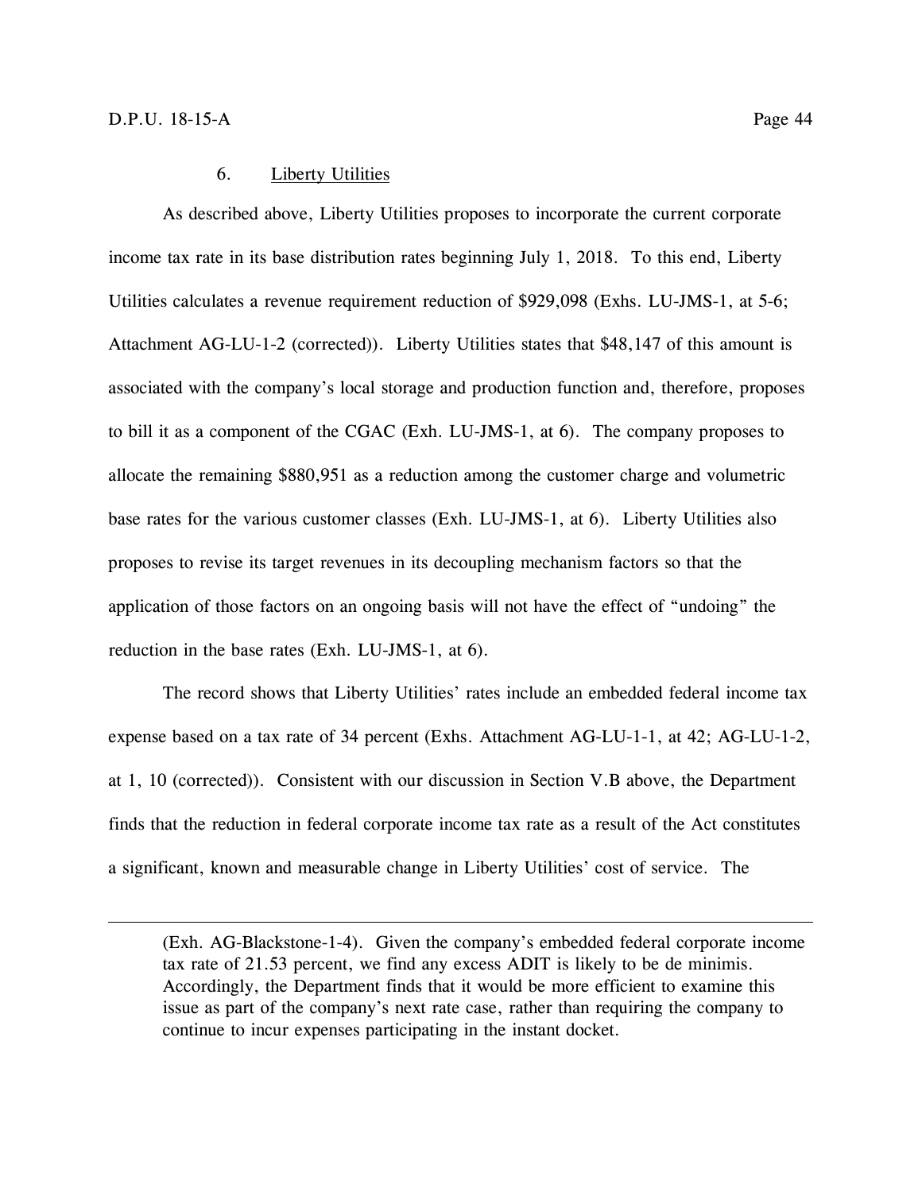### 6. Liberty Utilities

As described above, Liberty Utilities proposes to incorporate the current corporate income tax rate in its base distribution rates beginning July 1, 2018. To this end, Liberty Utilities calculates a revenue requirement reduction of $929,098 (Exhs. LU-JMS-1, at 5-6; Attachment AG-LU-1-2 (corrected)). Liberty Utilities states that $48,147 of this amount is associated with the company's local storage and production function and, therefore, proposes to bill it as a component of the CGAC (Exh. LU-JMS-1, at 6). The company proposes to allocate the remaining $880,951 as a reduction among the customer charge and volumetric base rates for the various customer classes (Exh. LU-JMS-1, at 6). Liberty Utilities also proposes to revise its target revenues in its decoupling mechanism factors so that the application of those factors on an ongoing basis will not have the effect of "undoing" the reduction in the base rates (Exh. LU-JMS-1, at 6).

The record shows that Liberty Utilities' rates include an embedded federal income tax expense based on a tax rate of 34 percent (Exhs. Attachment AG-LU-1-1, at 42; AG-LU-1-2, at 1, 10 (corrected)). Consistent with our discussion in Section V.B above, the Department finds that the reduction in federal corporate income tax rate as a result of the Act constitutes a significant, known and measurable change in Liberty Utilities' cost of service. The

---

(Exh. AG-Blackstone-1-4). Given the company's embedded federal corporate income tax rate of 21.53 percent, we find any excess ADIT is likely to be de minimis. Accordingly, the Department finds that it would be more efficient to examine this issue as part of the company's next rate case, rather than requiring the company to continue to incur expenses participating in the instant docket.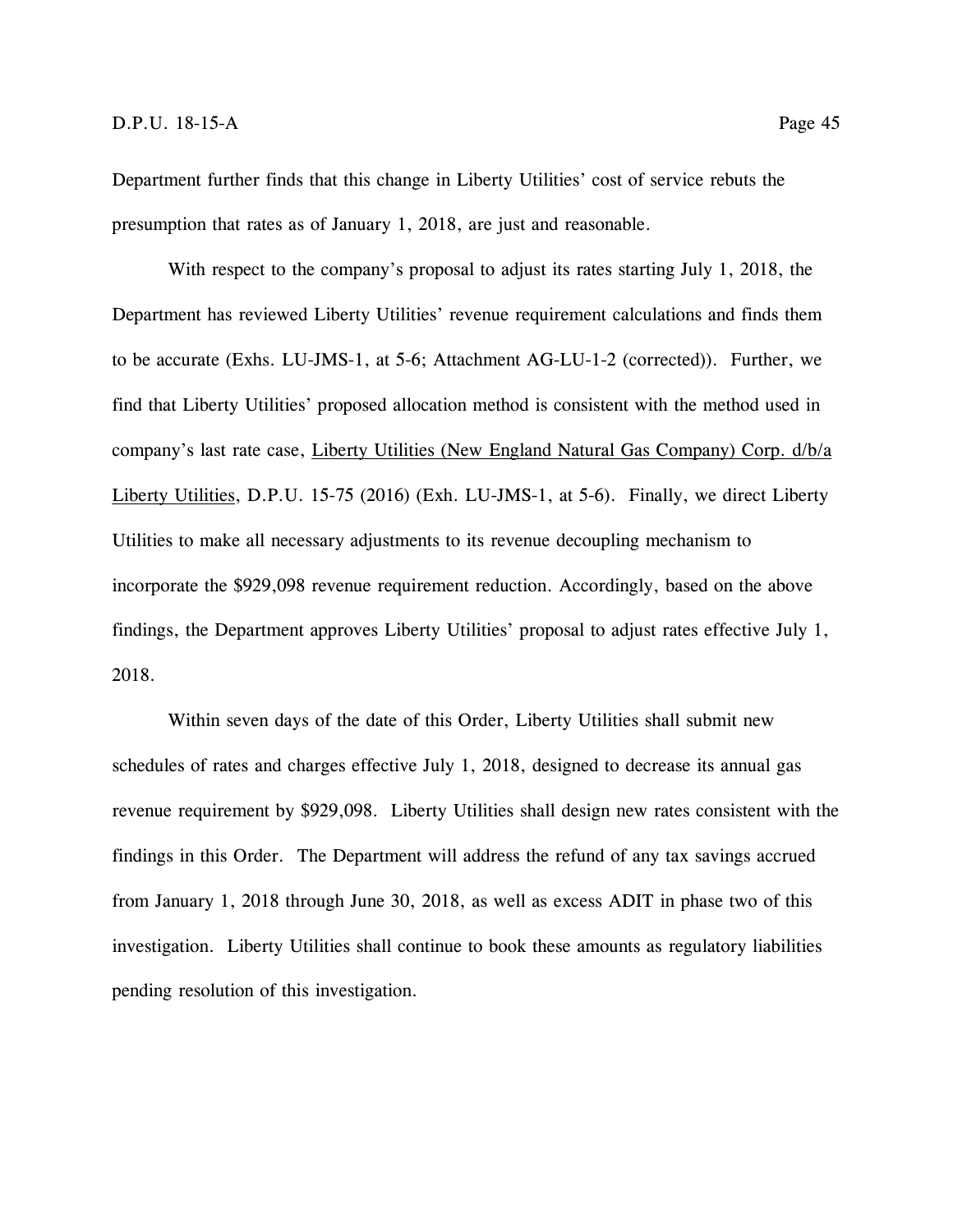Department further finds that this change in Liberty Utilities' cost of service rebuts the presumption that rates as of January 1, 2018, are just and reasonable.

With respect to the company's proposal to adjust its rates starting July 1, 2018, the Department has reviewed Liberty Utilities' revenue requirement calculations and finds them to be accurate (Exhs. LU-JMS-1, at 5-6; Attachment AG-LU-1-2 (corrected)). Further, we find that Liberty Utilities' proposed allocation method is consistent with the method used in company's last rate case, Liberty Utilities (New England Natural Gas Company) Corp. d/b/a Liberty Utilities, D.P.U. 15-75 (2016) (Exh. LU-JMS-1, at 5-6). Finally, we direct Liberty Utilities to make all necessary adjustments to its revenue decoupling mechanism to incorporate the $929,098 revenue requirement reduction. Accordingly, based on the above findings, the Department approves Liberty Utilities' proposal to adjust rates effective July 1, 2018.

Within seven days of the date of this Order, Liberty Utilities shall submit new schedules of rates and charges effective July 1, 2018, designed to decrease its annual gas revenue requirement by $929,098. Liberty Utilities shall design new rates consistent with the findings in this Order. The Department will address the refund of any tax savings accrued from January 1, 2018 through June 30, 2018, as well as excess ADIT in phase two of this investigation. Liberty Utilities shall continue to book these amounts as regulatory liabilities pending resolution of this investigation.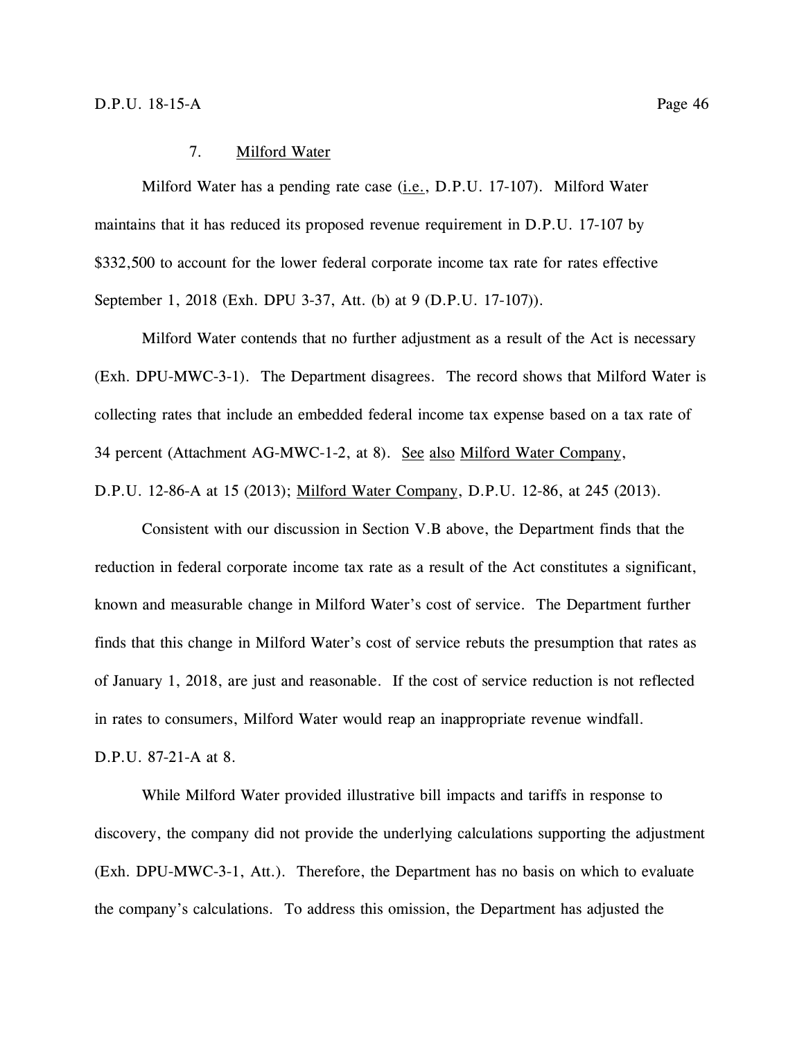### 7. Milford Water

Milford Water has a pending rate case (i.e., D.P.U. 17-107). Milford Water maintains that it has reduced its proposed revenue requirement in D.P.U. 17-107 by \$332,500 to account for the lower federal corporate income tax rate for rates effective September 1, 2018 (Exh. DPU 3-37, Att. (b) at 9 (D.P.U. 17-107)).

Milford Water contends that no further adjustment as a result of the Act is necessary (Exh. DPU-MWC-3-1). The Department disagrees. The record shows that Milford Water is collecting rates that include an embedded federal income tax expense based on a tax rate of 34 percent (Attachment AG-MWC-1-2, at 8). See also Milford Water Company, D.P.U. 12-86-A at 15 (2013); Milford Water Company, D.P.U. 12-86, at 245 (2013).

Consistent with our discussion in Section V.B above, the Department finds that the reduction in federal corporate income tax rate as a result of the Act constitutes a significant, known and measurable change in Milford Water's cost of service. The Department further finds that this change in Milford Water's cost of service rebuts the presumption that rates as of January 1, 2018, are just and reasonable. If the cost of service reduction is not reflected in rates to consumers, Milford Water would reap an inappropriate revenue windfall. D.P.U. 87-21-A at 8.

While Milford Water provided illustrative bill impacts and tariffs in response to discovery, the company did not provide the underlying calculations supporting the adjustment (Exh. DPU-MWC-3-1, Att.). Therefore, the Department has no basis on which to evaluate the company's calculations. To address this omission, the Department has adjusted the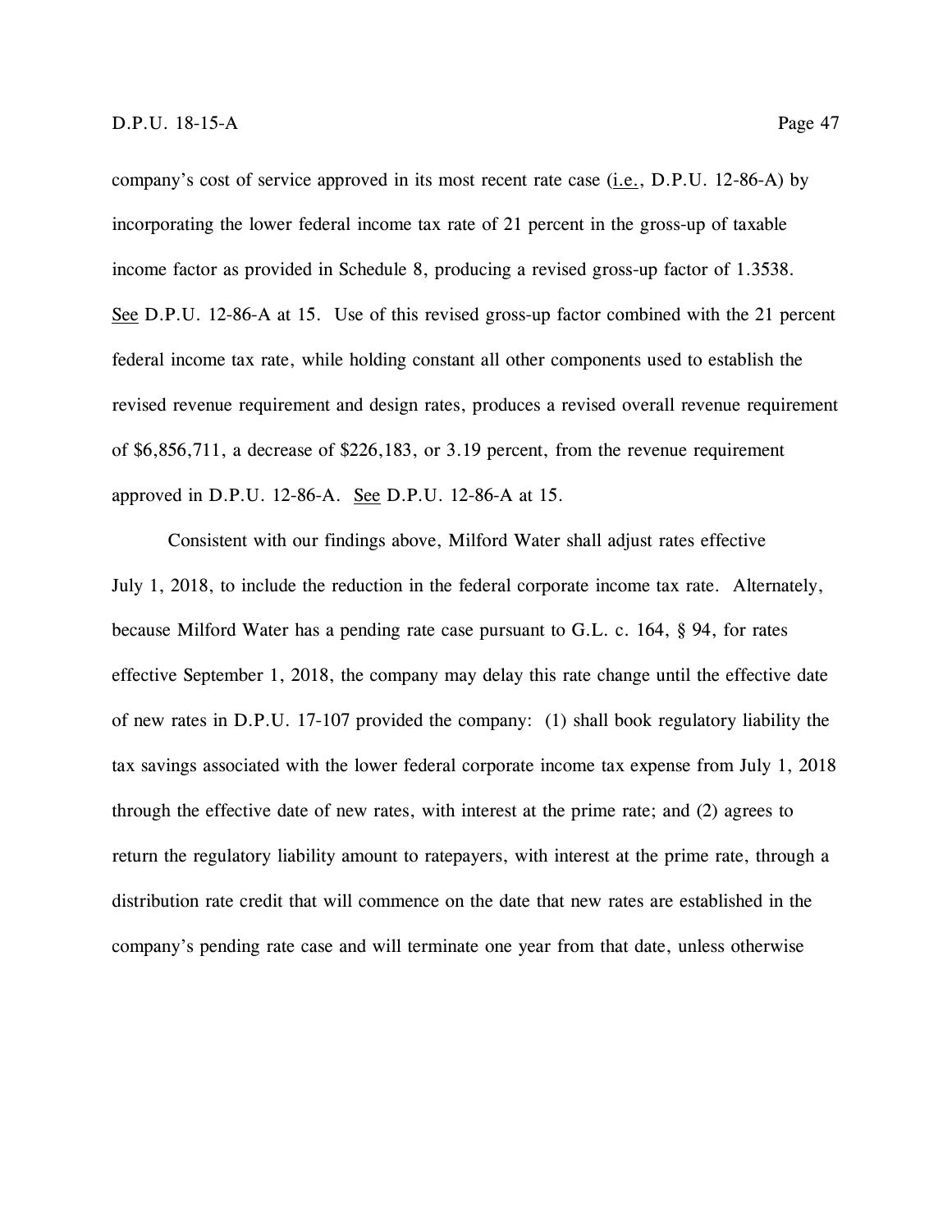company's cost of service approved in its most recent rate case (i.e., D.P.U. 12-86-A) by incorporating the lower federal income tax rate of 21 percent in the gross-up of taxable income factor as provided in Schedule 8, producing a revised gross-up factor of 1.3538. See D.P.U. 12-86-A at 15. Use of this revised gross-up factor combined with the 21 percent federal income tax rate, while holding constant all other components used to establish the revised revenue requirement and design rates, produces a revised overall revenue requirement of $6,856,711, a decrease of $226,183, or 3.19 percent, from the revenue requirement approved in D.P.U. 12-86-A. See D.P.U. 12-86-A at 15.

Consistent with our findings above, Milford Water shall adjust rates effective July 1, 2018, to include the reduction in the federal corporate income tax rate. Alternately, because Milford Water has a pending rate case pursuant to G.L. c. 164, § 94, for rates effective September 1, 2018, the company may delay this rate change until the effective date of new rates in D.P.U. 17-107 provided the company: (1) shall book regulatory liability the tax savings associated with the lower federal corporate income tax expense from July 1, 2018 through the effective date of new rates, with interest at the prime rate; and (2) agrees to return the regulatory liability amount to ratepayers, with interest at the prime rate, through a distribution rate credit that will commence on the date that new rates are established in the company's pending rate case and will terminate one year from that date, unless otherwise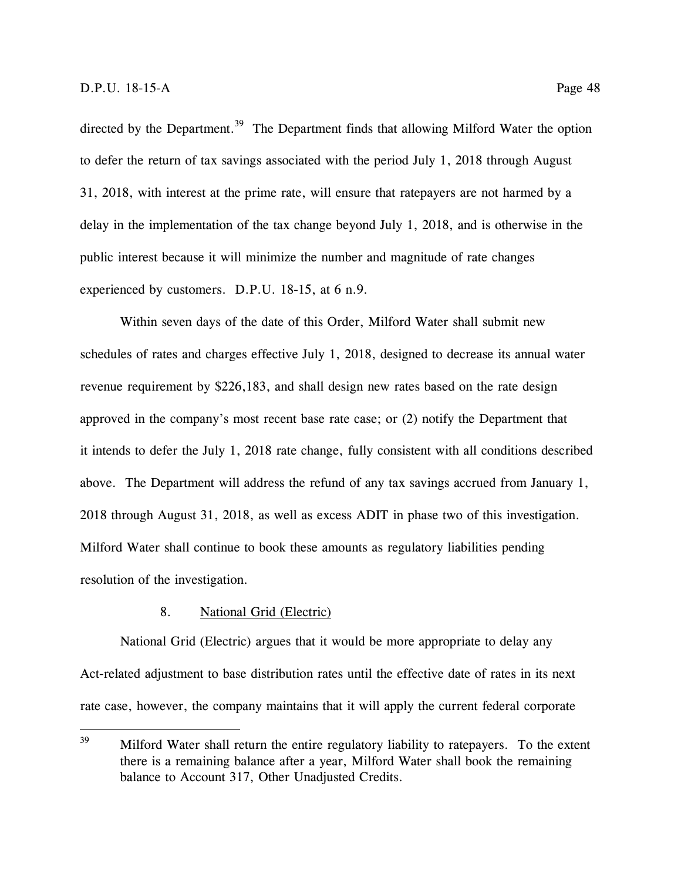directed by the Department.[39] The Department finds that allowing Milford Water the option to defer the return of tax savings associated with the period July 1, 2018 through August 31, 2018, with interest at the prime rate, will ensure that ratepayers are not harmed by a delay in the implementation of the tax change beyond July 1, 2018, and is otherwise in the public interest because it will minimize the number and magnitude of rate changes experienced by customers. D.P.U. 18-15, at 6 n.9.

Within seven days of the date of this Order, Milford Water shall submit new schedules of rates and charges effective July 1, 2018, designed to decrease its annual water revenue requirement by $226,183, and shall design new rates based on the rate design approved in the company's most recent base rate case; or (2) notify the Department that it intends to defer the July 1, 2018 rate change, fully consistent with all conditions described above. The Department will address the refund of any tax savings accrued from January 1, 2018 through August 31, 2018, as well as excess ADIT in phase two of this investigation. Milford Water shall continue to book these amounts as regulatory liabilities pending resolution of the investigation.

8. National Grid (Electric)

National Grid (Electric) argues that it would be more appropriate to delay any Act-related adjustment to base distribution rates until the effective date of rates in its next rate case, however, the company maintains that it will apply the current federal corporate

[39] Milford Water shall return the entire regulatory liability to ratepayers. To the extent there is a remaining balance after a year, Milford Water shall book the remaining balance to Account 317, Other Unadjusted Credits.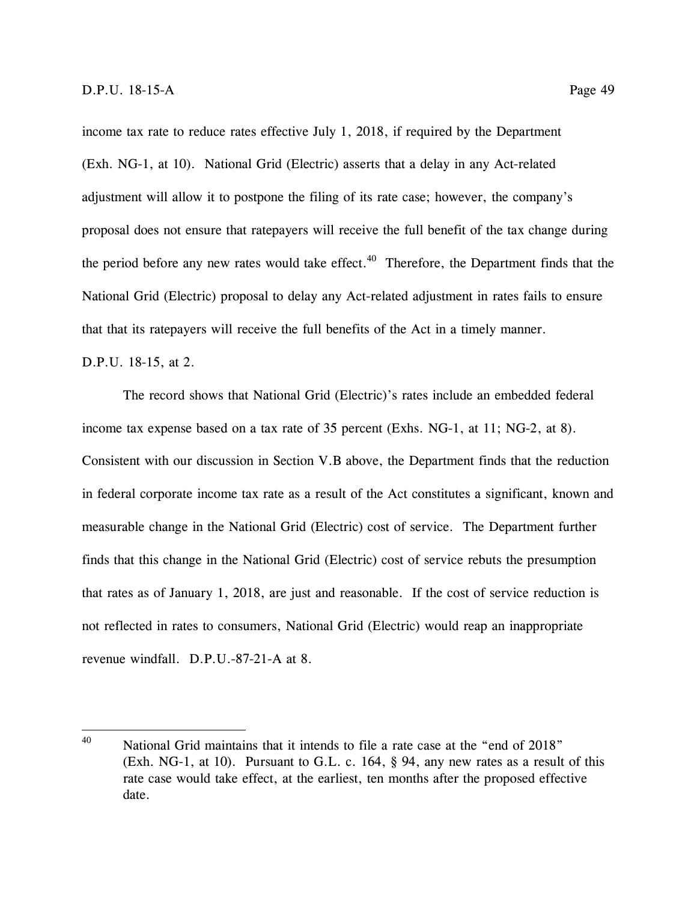income tax rate to reduce rates effective July 1, 2018, if required by the Department (Exh. NG-1, at 10). National Grid (Electric) asserts that a delay in any Act-related adjustment will allow it to postpone the filing of its rate case; however, the company's proposal does not ensure that ratepayers will receive the full benefit of the tax change during the period before any new rates would take effect.[40] Therefore, the Department finds that the National Grid (Electric) proposal to delay any Act-related adjustment in rates fails to ensure that that its ratepayers will receive the full benefits of the Act in a timely manner. D.P.U. 18-15, at 2.

The record shows that National Grid (Electric)'s rates include an embedded federal income tax expense based on a tax rate of 35 percent (Exhs. NG-1, at 11; NG-2, at 8). Consistent with our discussion in Section V.B above, the Department finds that the reduction in federal corporate income tax rate as a result of the Act constitutes a significant, known and measurable change in the National Grid (Electric) cost of service. The Department further finds that this change in the National Grid (Electric) cost of service rebuts the presumption that rates as of January 1, 2018, are just and reasonable. If the cost of service reduction is not reflected in rates to consumers, National Grid (Electric) would reap an inappropriate revenue windfall. D.P.U.-87-21-A at 8.

---

[40] National Grid maintains that it intends to file a rate case at the "end of 2018" (Exh. NG-1, at 10). Pursuant to G.L. c. 164, § 94, any new rates as a result of this rate case would take effect, at the earliest, ten months after the proposed effective date.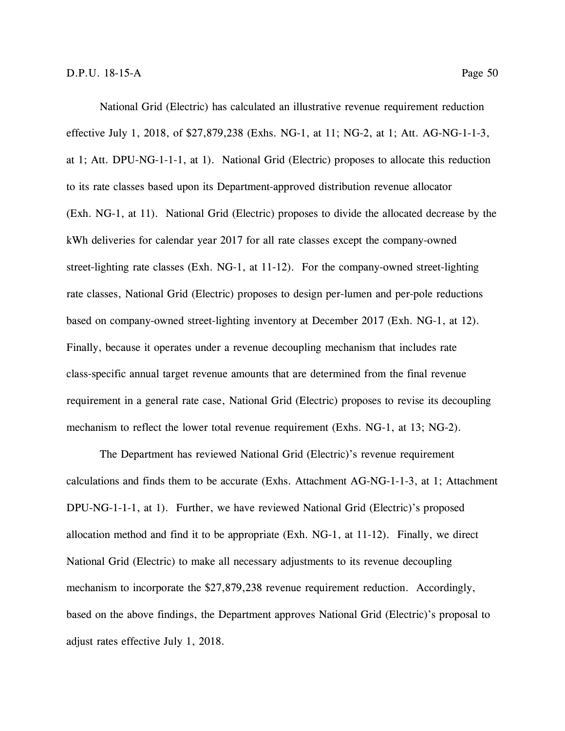National Grid (Electric) has calculated an illustrative revenue requirement reduction effective July 1, 2018, of $27,879,238 (Exhs. NG-1, at 11; NG-2, at 1; Att. AG-NG-1-1-3, at 1; Att. DPU-NG-1-1-1, at 1). National Grid (Electric) proposes to allocate this reduction to its rate classes based upon its Department-approved distribution revenue allocator (Exh. NG-1, at 11). National Grid (Electric) proposes to divide the allocated decrease by the kWh deliveries for calendar year 2017 for all rate classes except the company-owned street-lighting rate classes (Exh. NG-1, at 11-12). For the company-owned street-lighting rate classes, National Grid (Electric) proposes to design per-lumen and per-pole reductions based on company-owned street-lighting inventory at December 2017 (Exh. NG-1, at 12). Finally, because it operates under a revenue decoupling mechanism that includes rate class-specific annual target revenue amounts that are determined from the final revenue requirement in a general rate case, National Grid (Electric) proposes to revise its decoupling mechanism to reflect the lower total revenue requirement (Exhs. NG-1, at 13; NG-2).

The Department has reviewed National Grid (Electric)'s revenue requirement calculations and finds them to be accurate (Exhs. Attachment AG-NG-1-1-3, at 1; Attachment DPU-NG-1-1-1, at 1). Further, we have reviewed National Grid (Electric)'s proposed allocation method and find it to be appropriate (Exh. NG-1, at 11-12). Finally, we direct National Grid (Electric) to make all necessary adjustments to its revenue decoupling mechanism to incorporate the $27,879,238 revenue requirement reduction. Accordingly, based on the above findings, the Department approves National Grid (Electric)'s proposal to adjust rates effective July 1, 2018.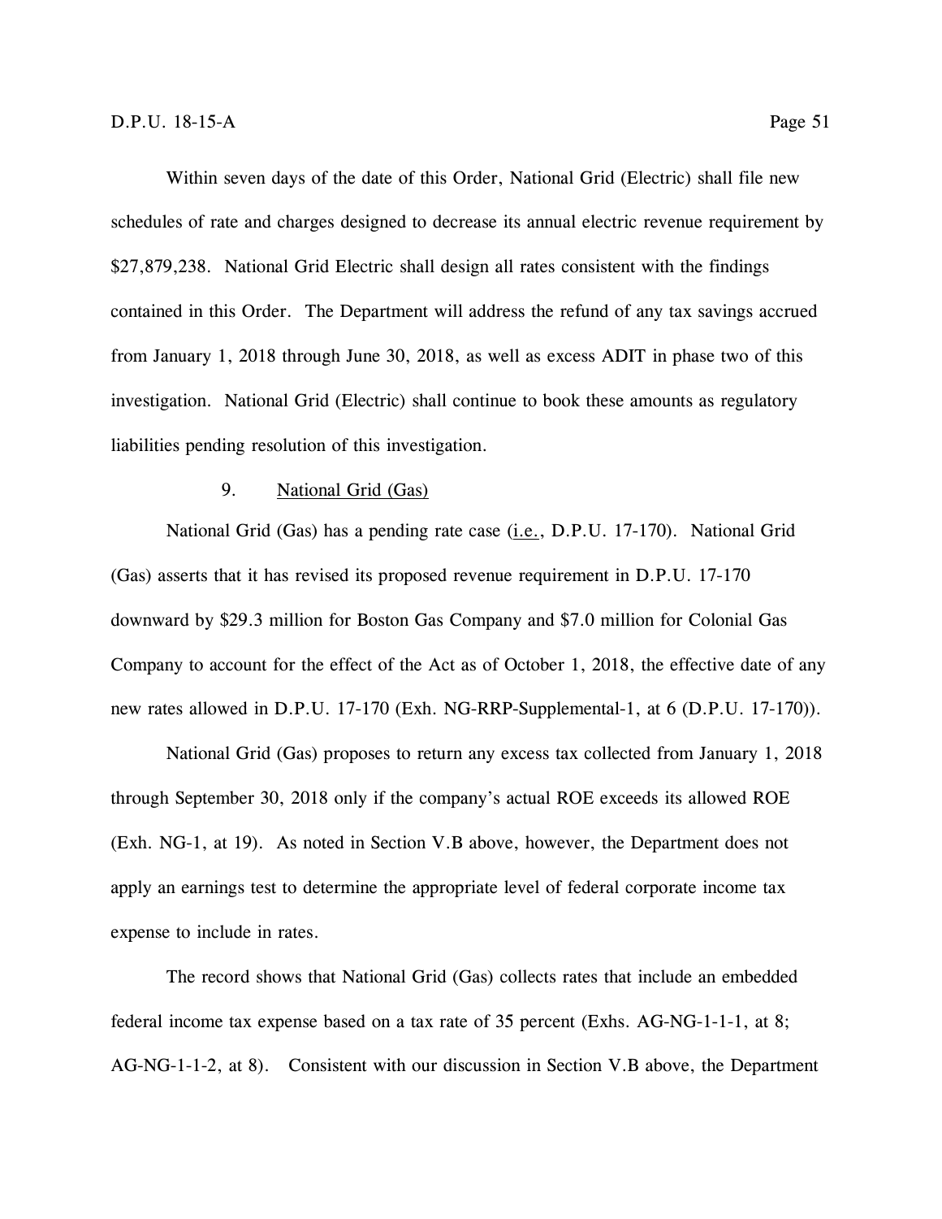Within seven days of the date of this Order, National Grid (Electric) shall file new schedules of rate and charges designed to decrease its annual electric revenue requirement by $27,879,238. National Grid Electric shall design all rates consistent with the findings contained in this Order. The Department will address the refund of any tax savings accrued from January 1, 2018 through June 30, 2018, as well as excess ADIT in phase two of this investigation. National Grid (Electric) shall continue to book these amounts as regulatory liabilities pending resolution of this investigation.

### 9. National Grid (Gas)

National Grid (Gas) has a pending rate case (i.e., D.P.U. 17-170). National Grid (Gas) asserts that it has revised its proposed revenue requirement in D.P.U. 17-170 downward by $29.3 million for Boston Gas Company and $7.0 million for Colonial Gas Company to account for the effect of the Act as of October 1, 2018, the effective date of any new rates allowed in D.P.U. 17-170 (Exh. NG-RRP-Supplemental-1, at 6 (D.P.U. 17-170)).

National Grid (Gas) proposes to return any excess tax collected from January 1, 2018 through September 30, 2018 only if the company's actual ROE exceeds its allowed ROE (Exh. NG-1, at 19). As noted in Section V.B above, however, the Department does not apply an earnings test to determine the appropriate level of federal corporate income tax expense to include in rates.

The record shows that National Grid (Gas) collects rates that include an embedded federal income tax expense based on a tax rate of 35 percent (Exhs. AG-NG-1-1-1, at 8; AG-NG-1-1-2, at 8). Consistent with our discussion in Section V.B above, the Department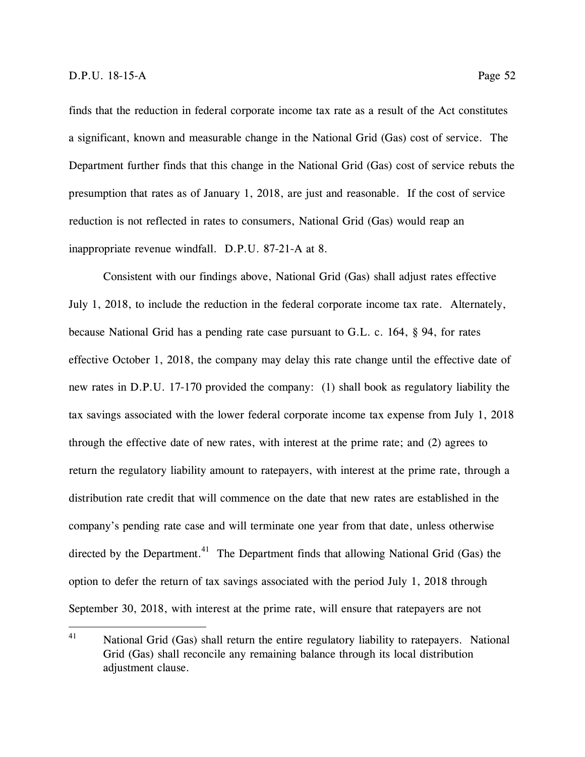finds that the reduction in federal corporate income tax rate as a result of the Act constitutes a significant, known and measurable change in the National Grid (Gas) cost of service. The Department further finds that this change in the National Grid (Gas) cost of service rebuts the presumption that rates as of January 1, 2018, are just and reasonable. If the cost of service reduction is not reflected in rates to consumers, National Grid (Gas) would reap an inappropriate revenue windfall. D.P.U. 87-21-A at 8.

Consistent with our findings above, National Grid (Gas) shall adjust rates effective July 1, 2018, to include the reduction in the federal corporate income tax rate. Alternately, because National Grid has a pending rate case pursuant to G.L. c. 164, § 94, for rates effective October 1, 2018, the company may delay this rate change until the effective date of new rates in D.P.U. 17-170 provided the company: (1) shall book as regulatory liability the tax savings associated with the lower federal corporate income tax expense from July 1, 2018 through the effective date of new rates, with interest at the prime rate; and (2) agrees to return the regulatory liability amount to ratepayers, with interest at the prime rate, through a distribution rate credit that will commence on the date that new rates are established in the company's pending rate case and will terminate one year from that date, unless otherwise directed by the Department.[41] The Department finds that allowing National Grid (Gas) the option to defer the return of tax savings associated with the period July 1, 2018 through September 30, 2018, with interest at the prime rate, will ensure that ratepayers are not

[41] National Grid (Gas) shall return the entire regulatory liability to ratepayers. National Grid (Gas) shall reconcile any remaining balance through its local distribution adjustment clause.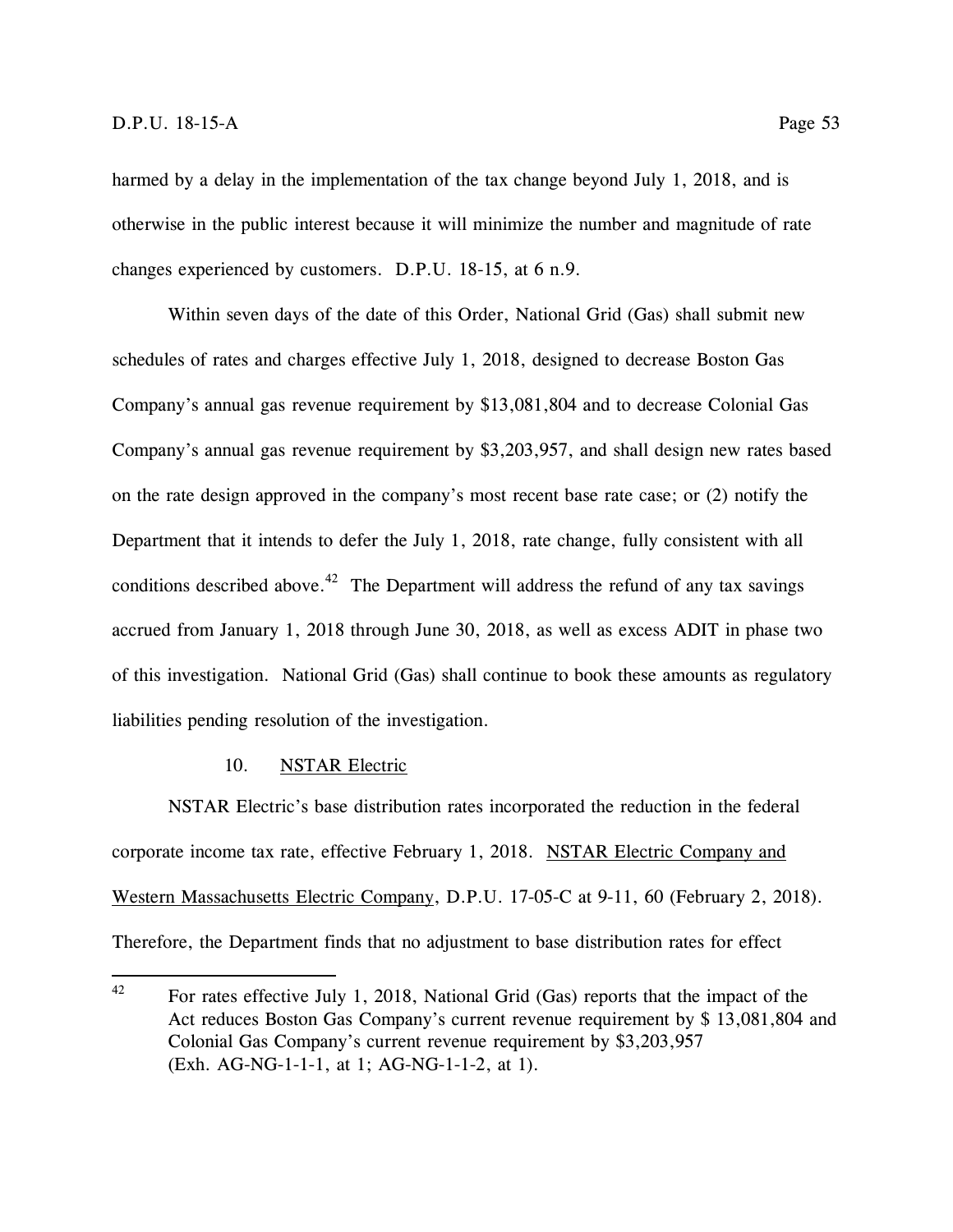harmed by a delay in the implementation of the tax change beyond July 1, 2018, and is otherwise in the public interest because it will minimize the number and magnitude of rate changes experienced by customers. D.P.U. 18-15, at 6 n.9.

Within seven days of the date of this Order, National Grid (Gas) shall submit new schedules of rates and charges effective July 1, 2018, designed to decrease Boston Gas Company's annual gas revenue requirement by $13,081,804 and to decrease Colonial Gas Company's annual gas revenue requirement by $3,203,957, and shall design new rates based on the rate design approved in the company's most recent base rate case; or (2) notify the Department that it intends to defer the July 1, 2018, rate change, fully consistent with all conditions described above.[42] The Department will address the refund of any tax savings accrued from January 1, 2018 through June 30, 2018, as well as excess ADIT in phase two of this investigation. National Grid (Gas) shall continue to book these amounts as regulatory liabilities pending resolution of the investigation.

### 10. NSTAR Electric

NSTAR Electric's base distribution rates incorporated the reduction in the federal corporate income tax rate, effective February 1, 2018. NSTAR Electric Company and Western Massachusetts Electric Company, D.P.U. 17-05-C at 9-11, 60 (February 2, 2018). Therefore, the Department finds that no adjustment to base distribution rates for effect

---

[42] For rates effective July 1, 2018, National Grid (Gas) reports that the impact of the Act reduces Boston Gas Company's current revenue requirement by $ 13,081,804 and Colonial Gas Company's current revenue requirement by $3,203,957 (Exh. AG-NG-1-1-1, at 1; AG-NG-1-1-2, at 1).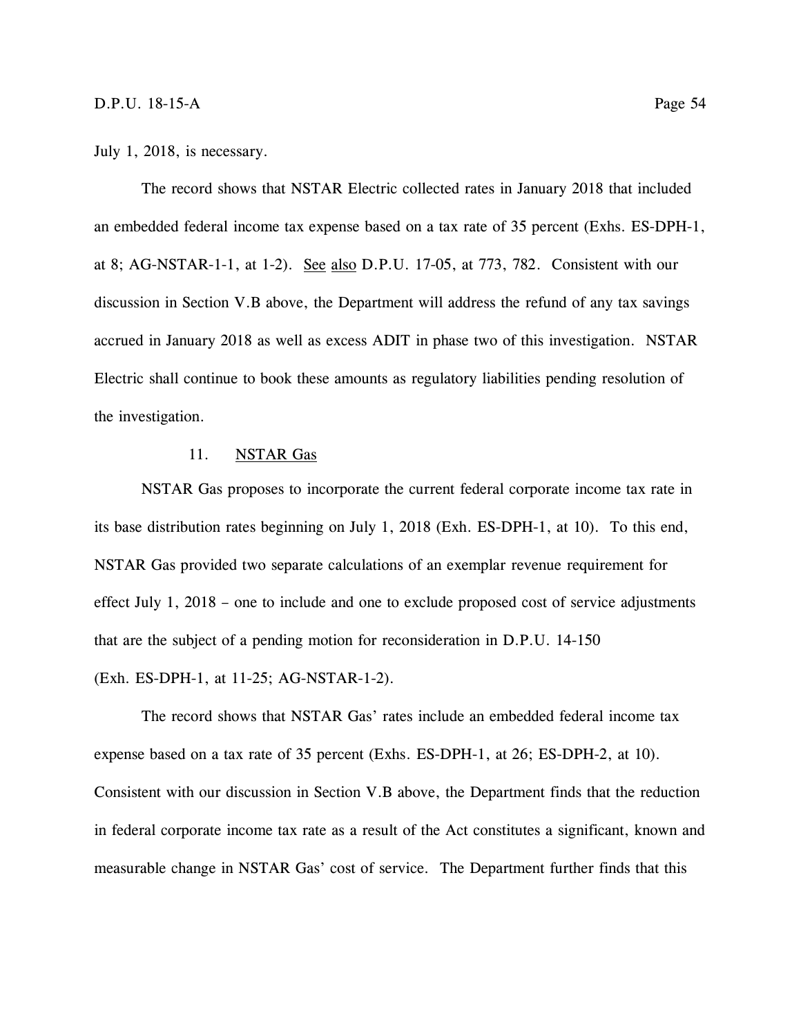July 1, 2018, is necessary.

The record shows that NSTAR Electric collected rates in January 2018 that included an embedded federal income tax expense based on a tax rate of 35 percent (Exhs. ES-DPH-1, at 8; AG-NSTAR-1-1, at 1-2). See also D.P.U. 17-05, at 773, 782. Consistent with our discussion in Section V.B above, the Department will address the refund of any tax savings accrued in January 2018 as well as excess ADIT in phase two of this investigation. NSTAR Electric shall continue to book these amounts as regulatory liabilities pending resolution of the investigation.

### 11. NSTAR Gas

NSTAR Gas proposes to incorporate the current federal corporate income tax rate in its base distribution rates beginning on July 1, 2018 (Exh. ES-DPH-1, at 10). To this end, NSTAR Gas provided two separate calculations of an exemplar revenue requirement for effect July 1, 2018 – one to include and one to exclude proposed cost of service adjustments that are the subject of a pending motion for reconsideration in D.P.U. 14-150 (Exh. ES-DPH-1, at 11-25; AG-NSTAR-1-2).

The record shows that NSTAR Gas' rates include an embedded federal income tax expense based on a tax rate of 35 percent (Exhs. ES-DPH-1, at 26; ES-DPH-2, at 10). Consistent with our discussion in Section V.B above, the Department finds that the reduction in federal corporate income tax rate as a result of the Act constitutes a significant, known and measurable change in NSTAR Gas' cost of service. The Department further finds that this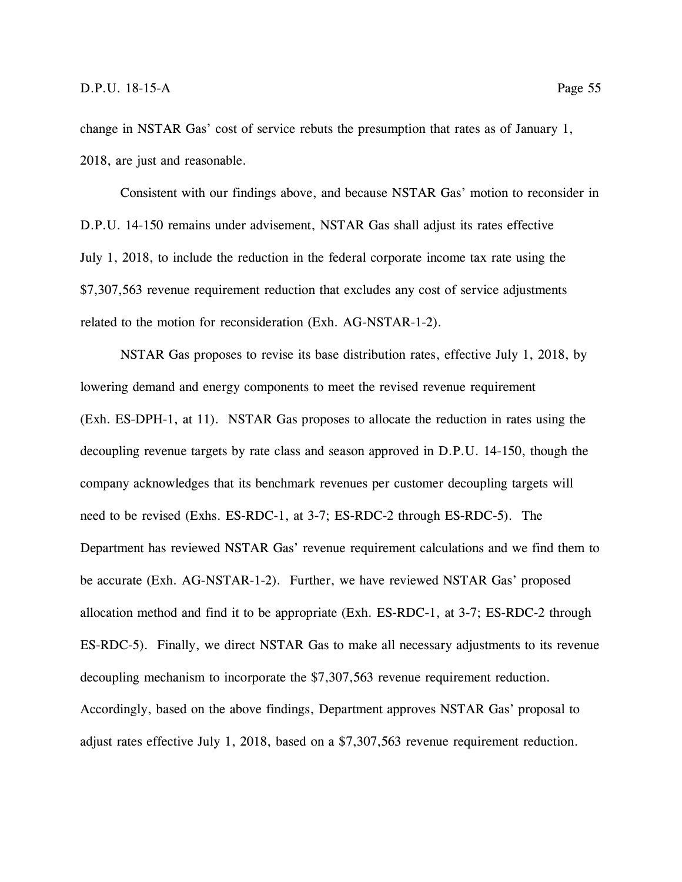change in NSTAR Gas' cost of service rebuts the presumption that rates as of January 1, 2018, are just and reasonable.

Consistent with our findings above, and because NSTAR Gas' motion to reconsider in D.P.U. 14-150 remains under advisement, NSTAR Gas shall adjust its rates effective July 1, 2018, to include the reduction in the federal corporate income tax rate using the $7,307,563 revenue requirement reduction that excludes any cost of service adjustments related to the motion for reconsideration (Exh. AG-NSTAR-1-2).

NSTAR Gas proposes to revise its base distribution rates, effective July 1, 2018, by lowering demand and energy components to meet the revised revenue requirement (Exh. ES-DPH-1, at 11). NSTAR Gas proposes to allocate the reduction in rates using the decoupling revenue targets by rate class and season approved in D.P.U. 14-150, though the company acknowledges that its benchmark revenues per customer decoupling targets will need to be revised (Exhs. ES-RDC-1, at 3-7; ES-RDC-2 through ES-RDC-5). The Department has reviewed NSTAR Gas' revenue requirement calculations and we find them to be accurate (Exh. AG-NSTAR-1-2). Further, we have reviewed NSTAR Gas' proposed allocation method and find it to be appropriate (Exh. ES-RDC-1, at 3-7; ES-RDC-2 through ES-RDC-5). Finally, we direct NSTAR Gas to make all necessary adjustments to its revenue decoupling mechanism to incorporate the $7,307,563 revenue requirement reduction. Accordingly, based on the above findings, Department approves NSTAR Gas' proposal to adjust rates effective July 1, 2018, based on a $7,307,563 revenue requirement reduction.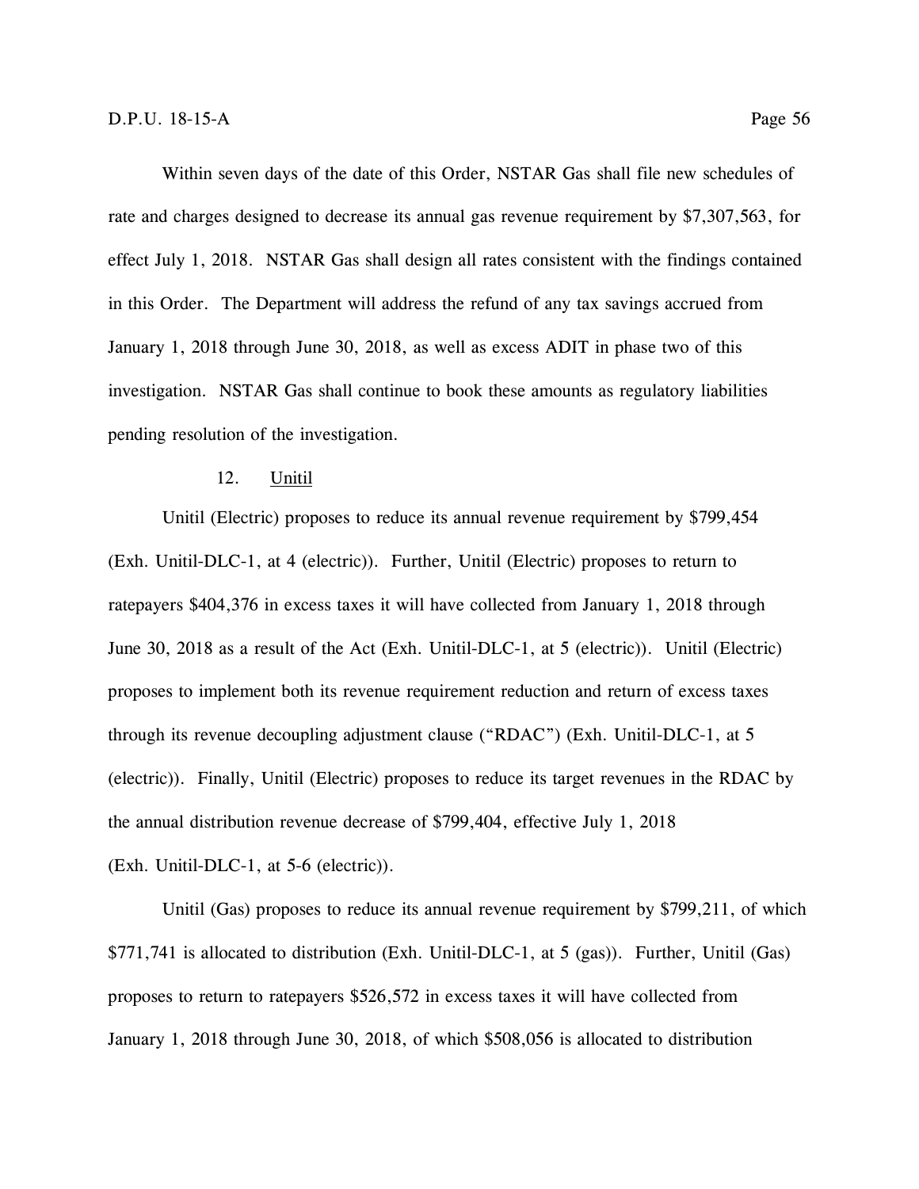Within seven days of the date of this Order, NSTAR Gas shall file new schedules of rate and charges designed to decrease its annual gas revenue requirement by $7,307,563, for effect July 1, 2018. NSTAR Gas shall design all rates consistent with the findings contained in this Order. The Department will address the refund of any tax savings accrued from January 1, 2018 through June 30, 2018, as well as excess ADIT in phase two of this investigation. NSTAR Gas shall continue to book these amounts as regulatory liabilities pending resolution of the investigation.

12. Unitil

Unitil (Electric) proposes to reduce its annual revenue requirement by $799,454 (Exh. Unitil-DLC-1, at 4 (electric)). Further, Unitil (Electric) proposes to return to ratepayers $404,376 in excess taxes it will have collected from January 1, 2018 through June 30, 2018 as a result of the Act (Exh. Unitil-DLC-1, at 5 (electric)). Unitil (Electric) proposes to implement both its revenue requirement reduction and return of excess taxes through its revenue decoupling adjustment clause ("RDAC") (Exh. Unitil-DLC-1, at 5 (electric)). Finally, Unitil (Electric) proposes to reduce its target revenues in the RDAC by the annual distribution revenue decrease of $799,404, effective July 1, 2018 (Exh. Unitil-DLC-1, at 5-6 (electric)).

Unitil (Gas) proposes to reduce its annual revenue requirement by $799,211, of which $771,741 is allocated to distribution (Exh. Unitil-DLC-1, at 5 (gas)). Further, Unitil (Gas) proposes to return to ratepayers $526,572 in excess taxes it will have collected from January 1, 2018 through June 30, 2018, of which $508,056 is allocated to distribution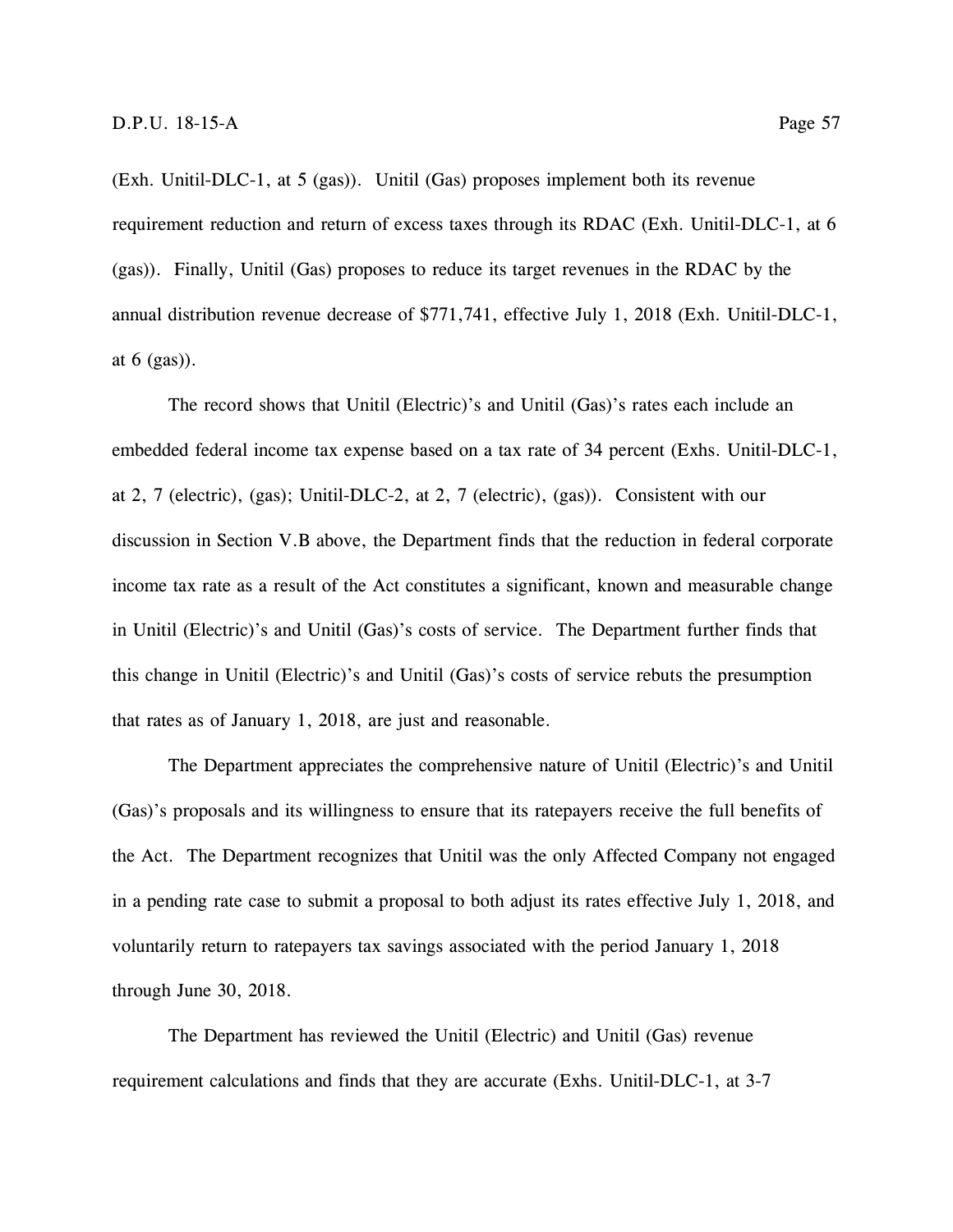(Exh. Unitil-DLC-1, at 5 (gas)). Unitil (Gas) proposes implement both its revenue requirement reduction and return of excess taxes through its RDAC (Exh. Unitil-DLC-1, at 6 (gas)). Finally, Unitil (Gas) proposes to reduce its target revenues in the RDAC by the annual distribution revenue decrease of $771,741, effective July 1, 2018 (Exh. Unitil-DLC-1, at 6 (gas)).

The record shows that Unitil (Electric)'s and Unitil (Gas)'s rates each include an embedded federal income tax expense based on a tax rate of 34 percent (Exhs. Unitil-DLC-1, at 2, 7 (electric), (gas); Unitil-DLC-2, at 2, 7 (electric), (gas)). Consistent with our discussion in Section V.B above, the Department finds that the reduction in federal corporate income tax rate as a result of the Act constitutes a significant, known and measurable change in Unitil (Electric)'s and Unitil (Gas)'s costs of service. The Department further finds that this change in Unitil (Electric)'s and Unitil (Gas)'s costs of service rebuts the presumption that rates as of January 1, 2018, are just and reasonable.

The Department appreciates the comprehensive nature of Unitil (Electric)'s and Unitil (Gas)'s proposals and its willingness to ensure that its ratepayers receive the full benefits of the Act. The Department recognizes that Unitil was the only Affected Company not engaged in a pending rate case to submit a proposal to both adjust its rates effective July 1, 2018, and voluntarily return to ratepayers tax savings associated with the period January 1, 2018 through June 30, 2018.

The Department has reviewed the Unitil (Electric) and Unitil (Gas) revenue requirement calculations and finds that they are accurate (Exhs. Unitil-DLC-1, at 3-7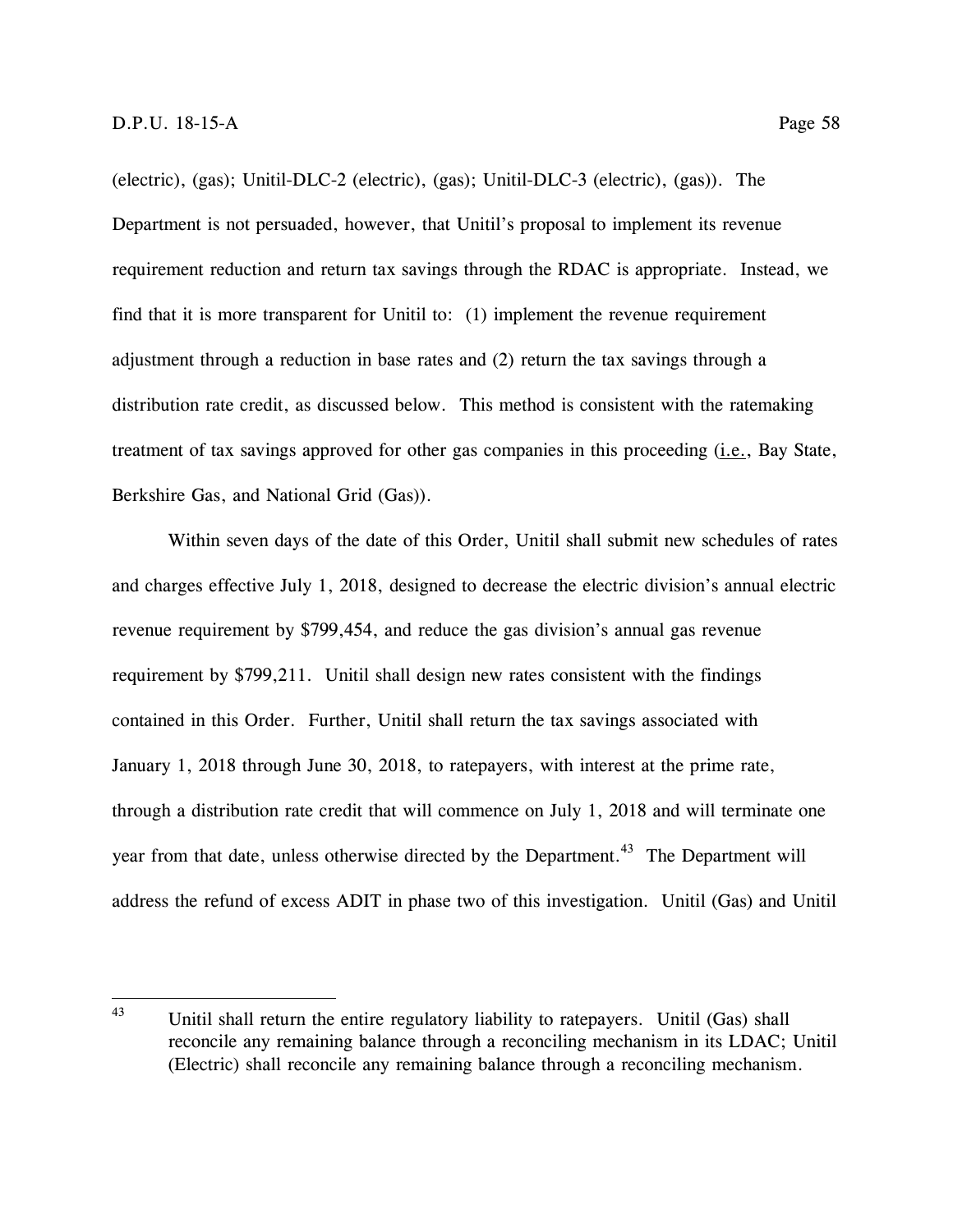(electric), (gas); Unitil-DLC-2 (electric), (gas); Unitil-DLC-3 (electric), (gas)). The Department is not persuaded, however, that Unitil's proposal to implement its revenue requirement reduction and return tax savings through the RDAC is appropriate. Instead, we find that it is more transparent for Unitil to: (1) implement the revenue requirement adjustment through a reduction in base rates and (2) return the tax savings through a distribution rate credit, as discussed below. This method is consistent with the ratemaking treatment of tax savings approved for other gas companies in this proceeding (i.e., Bay State, Berkshire Gas, and National Grid (Gas)).

Within seven days of the date of this Order, Unitil shall submit new schedules of rates and charges effective July 1, 2018, designed to decrease the electric division's annual electric revenue requirement by $799,454, and reduce the gas division's annual gas revenue requirement by $799,211. Unitil shall design new rates consistent with the findings contained in this Order. Further, Unitil shall return the tax savings associated with January 1, 2018 through June 30, 2018, to ratepayers, with interest at the prime rate, through a distribution rate credit that will commence on July 1, 2018 and will terminate one year from that date, unless otherwise directed by the Department.[43] The Department will address the refund of excess ADIT in phase two of this investigation. Unitil (Gas) and Unitil

[43] Unitil shall return the entire regulatory liability to ratepayers. Unitil (Gas) shall reconcile any remaining balance through a reconciling mechanism in its LDAC; Unitil (Electric) shall reconcile any remaining balance through a reconciling mechanism.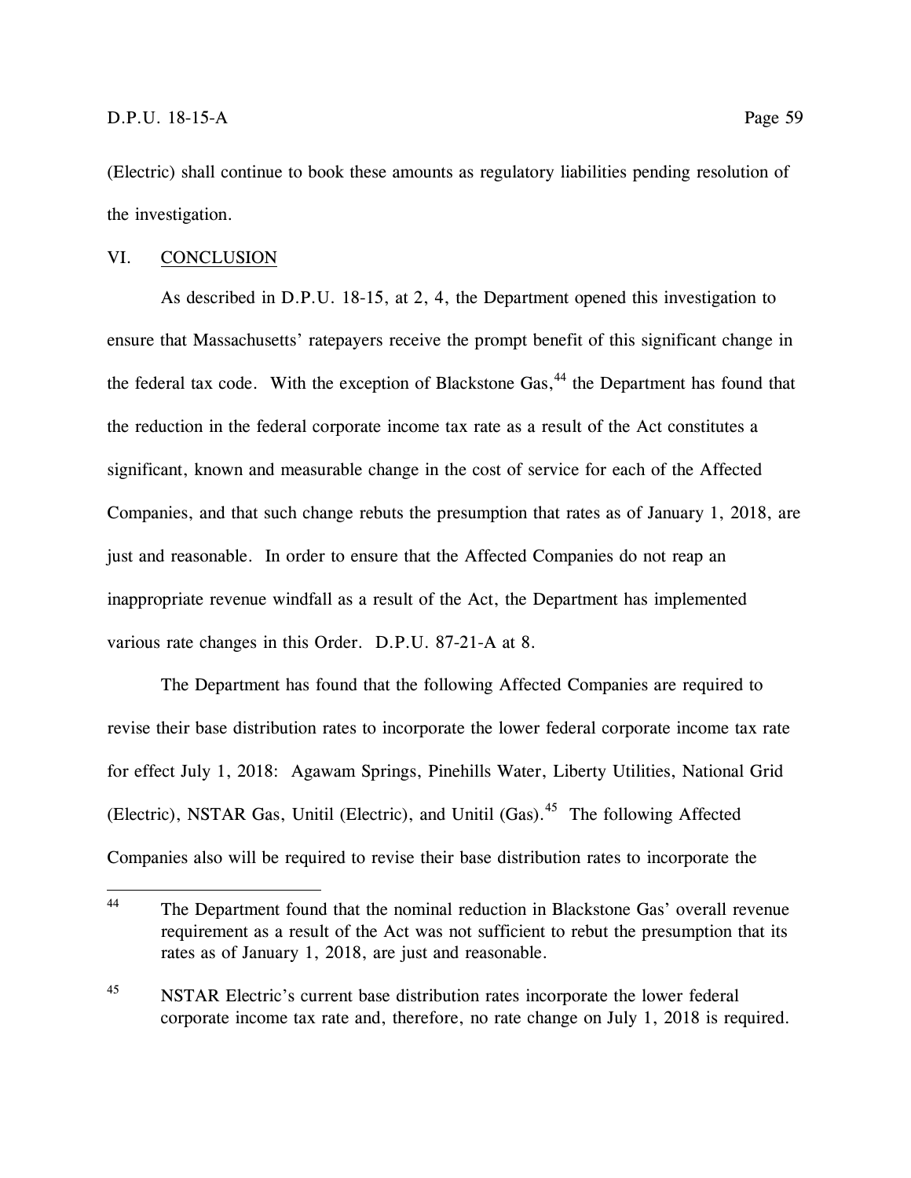(Electric) shall continue to book these amounts as regulatory liabilities pending resolution of the investigation.

## VI. CONCLUSION

As described in D.P.U. 18-15, at 2, 4, the Department opened this investigation to ensure that Massachusetts' ratepayers receive the prompt benefit of this significant change in the federal tax code. With the exception of Blackstone Gas,[44] the Department has found that the reduction in the federal corporate income tax rate as a result of the Act constitutes a significant, known and measurable change in the cost of service for each of the Affected Companies, and that such change rebuts the presumption that rates as of January 1, 2018, are just and reasonable. In order to ensure that the Affected Companies do not reap an inappropriate revenue windfall as a result of the Act, the Department has implemented various rate changes in this Order. D.P.U. 87-21-A at 8.

The Department has found that the following Affected Companies are required to revise their base distribution rates to incorporate the lower federal corporate income tax rate for effect July 1, 2018: Agawam Springs, Pinehills Water, Liberty Utilities, National Grid (Electric), NSTAR Gas, Unitil (Electric), and Unitil (Gas).[45] The following Affected Companies also will be required to revise their base distribution rates to incorporate the

---

[44] The Department found that the nominal reduction in Blackstone Gas' overall revenue requirement as a result of the Act was not sufficient to rebut the presumption that its rates as of January 1, 2018, are just and reasonable.

[45] NSTAR Electric's current base distribution rates incorporate the lower federal corporate income tax rate and, therefore, no rate change on July 1, 2018 is required.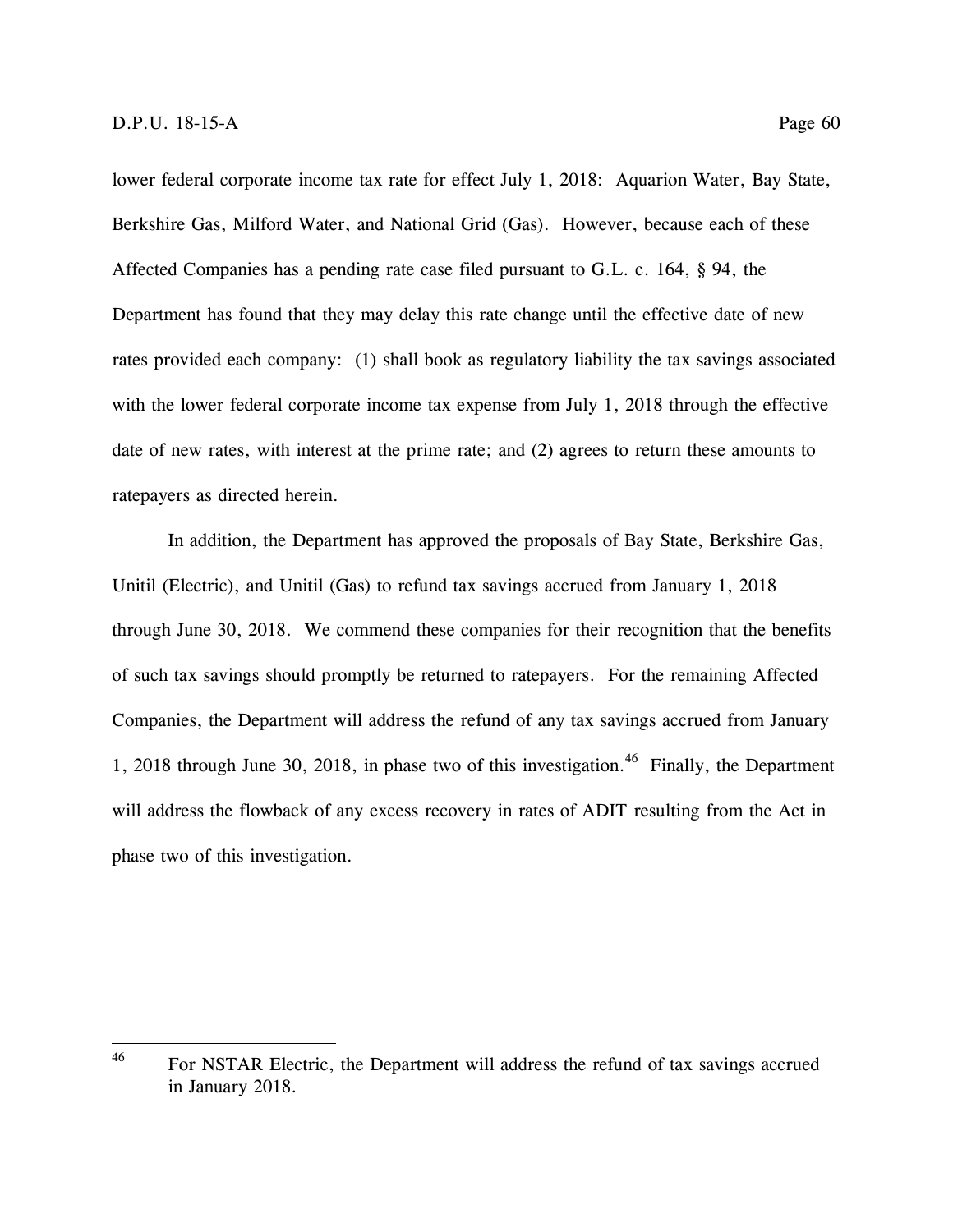lower federal corporate income tax rate for effect July 1, 2018: Aquarion Water, Bay State, Berkshire Gas, Milford Water, and National Grid (Gas). However, because each of these Affected Companies has a pending rate case filed pursuant to G.L. c. 164, § 94, the Department has found that they may delay this rate change until the effective date of new rates provided each company: (1) shall book as regulatory liability the tax savings associated with the lower federal corporate income tax expense from July 1, 2018 through the effective date of new rates, with interest at the prime rate; and (2) agrees to return these amounts to ratepayers as directed herein.

In addition, the Department has approved the proposals of Bay State, Berkshire Gas, Unitil (Electric), and Unitil (Gas) to refund tax savings accrued from January 1, 2018 through June 30, 2018. We commend these companies for their recognition that the benefits of such tax savings should promptly be returned to ratepayers. For the remaining Affected Companies, the Department will address the refund of any tax savings accrued from January 1, 2018 through June 30, 2018, in phase two of this investigation.[46] Finally, the Department will address the flowback of any excess recovery in rates of ADIT resulting from the Act in phase two of this investigation.

---

[46] For NSTAR Electric, the Department will address the refund of tax savings accrued in January 2018.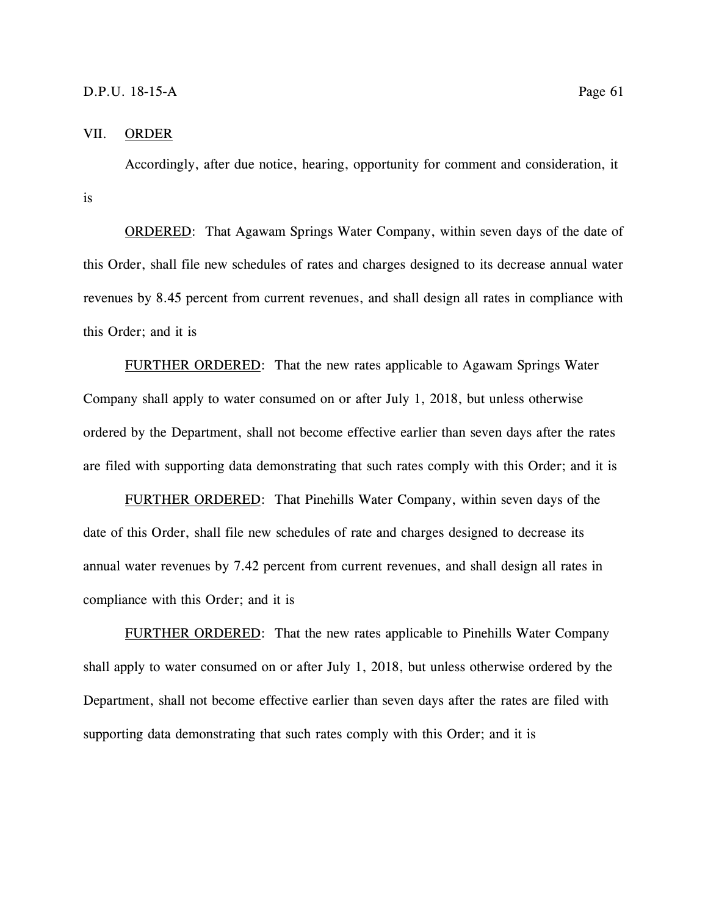## VII. ORDER

Accordingly, after due notice, hearing, opportunity for comment and consideration, it is

ORDERED: That Agawam Springs Water Company, within seven days of the date of this Order, shall file new schedules of rates and charges designed to its decrease annual water revenues by 8.45 percent from current revenues, and shall design all rates in compliance with this Order; and it is

FURTHER ORDERED: That the new rates applicable to Agawam Springs Water Company shall apply to water consumed on or after July 1, 2018, but unless otherwise ordered by the Department, shall not become effective earlier than seven days after the rates are filed with supporting data demonstrating that such rates comply with this Order; and it is

FURTHER ORDERED: That Pinehills Water Company, within seven days of the date of this Order, shall file new schedules of rate and charges designed to decrease its annual water revenues by 7.42 percent from current revenues, and shall design all rates in compliance with this Order; and it is

FURTHER ORDERED: That the new rates applicable to Pinehills Water Company shall apply to water consumed on or after July 1, 2018, but unless otherwise ordered by the Department, shall not become effective earlier than seven days after the rates are filed with supporting data demonstrating that such rates comply with this Order; and it is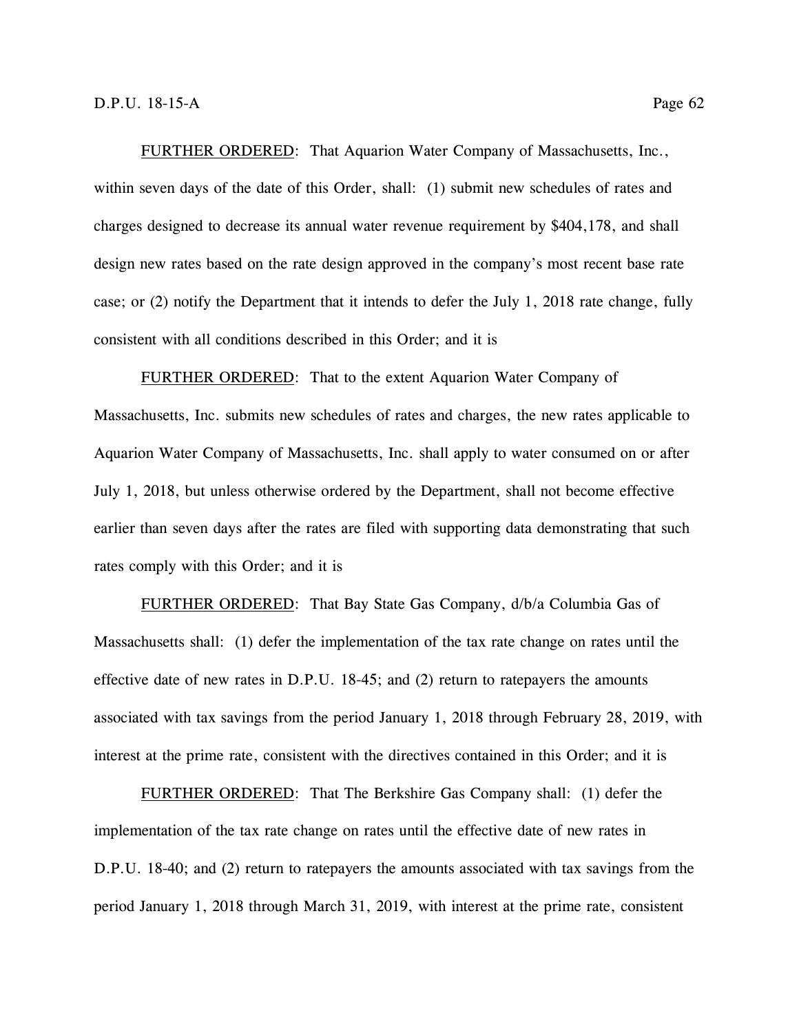<u>FURTHER ORDERED</u>: That Aquarion Water Company of Massachusetts, Inc., within seven days of the date of this Order, shall: (1) submit new schedules of rates and charges designed to decrease its annual water revenue requirement by $404,178, and shall design new rates based on the rate design approved in the company's most recent base rate case; or (2) notify the Department that it intends to defer the July 1, 2018 rate change, fully consistent with all conditions described in this Order; and it is

<u>FURTHER ORDERED</u>: That to the extent Aquarion Water Company of Massachusetts, Inc. submits new schedules of rates and charges, the new rates applicable to Aquarion Water Company of Massachusetts, Inc. shall apply to water consumed on or after July 1, 2018, but unless otherwise ordered by the Department, shall not become effective earlier than seven days after the rates are filed with supporting data demonstrating that such rates comply with this Order; and it is

<u>FURTHER ORDERED</u>: That Bay State Gas Company, d/b/a Columbia Gas of Massachusetts shall: (1) defer the implementation of the tax rate change on rates until the effective date of new rates in D.P.U. 18-45; and (2) return to ratepayers the amounts associated with tax savings from the period January 1, 2018 through February 28, 2019, with interest at the prime rate, consistent with the directives contained in this Order; and it is

<u>FURTHER ORDERED</u>: That The Berkshire Gas Company shall: (1) defer the implementation of the tax rate change on rates until the effective date of new rates in D.P.U. 18-40; and (2) return to ratepayers the amounts associated with tax savings from the period January 1, 2018 through March 31, 2019, with interest at the prime rate, consistent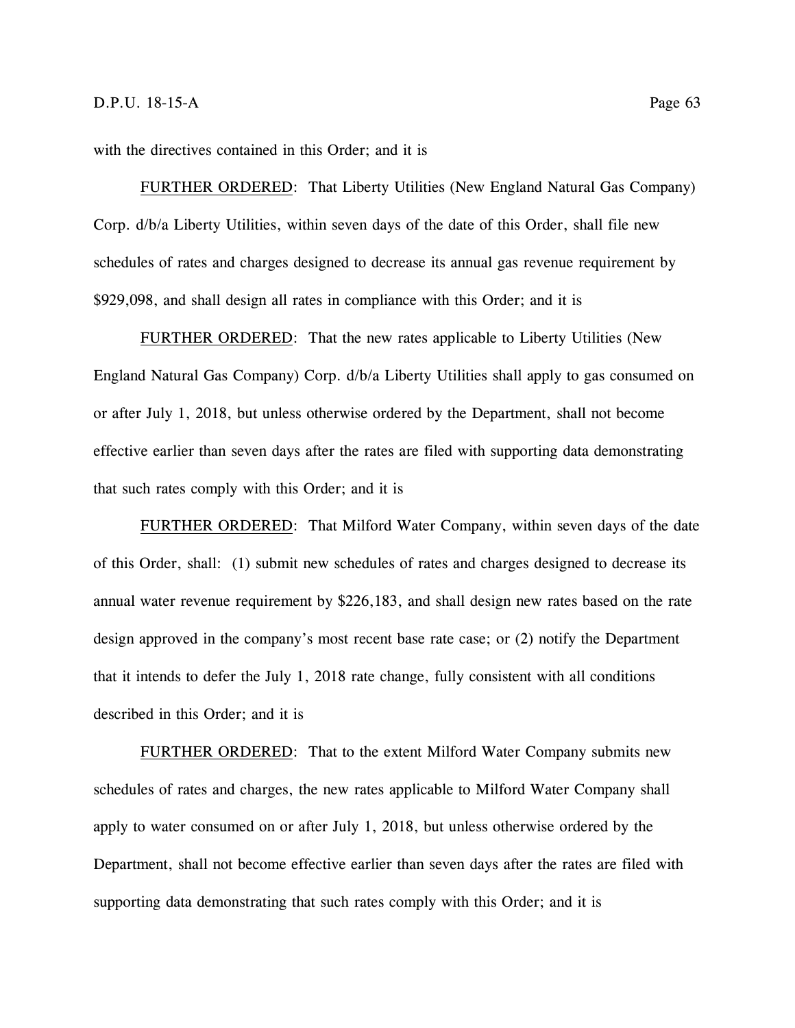with the directives contained in this Order; and it is

<u>FURTHER ORDERED</u>: That Liberty Utilities (New England Natural Gas Company) Corp. d/b/a Liberty Utilities, within seven days of the date of this Order, shall file new schedules of rates and charges designed to decrease its annual gas revenue requirement by $929,098, and shall design all rates in compliance with this Order; and it is

<u>FURTHER ORDERED</u>: That the new rates applicable to Liberty Utilities (New England Natural Gas Company) Corp. d/b/a Liberty Utilities shall apply to gas consumed on or after July 1, 2018, but unless otherwise ordered by the Department, shall not become effective earlier than seven days after the rates are filed with supporting data demonstrating that such rates comply with this Order; and it is

<u>FURTHER ORDERED</u>: That Milford Water Company, within seven days of the date of this Order, shall: (1) submit new schedules of rates and charges designed to decrease its annual water revenue requirement by $226,183, and shall design new rates based on the rate design approved in the company's most recent base rate case; or (2) notify the Department that it intends to defer the July 1, 2018 rate change, fully consistent with all conditions described in this Order; and it is

<u>FURTHER ORDERED</u>: That to the extent Milford Water Company submits new schedules of rates and charges, the new rates applicable to Milford Water Company shall apply to water consumed on or after July 1, 2018, but unless otherwise ordered by the Department, shall not become effective earlier than seven days after the rates are filed with supporting data demonstrating that such rates comply with this Order; and it is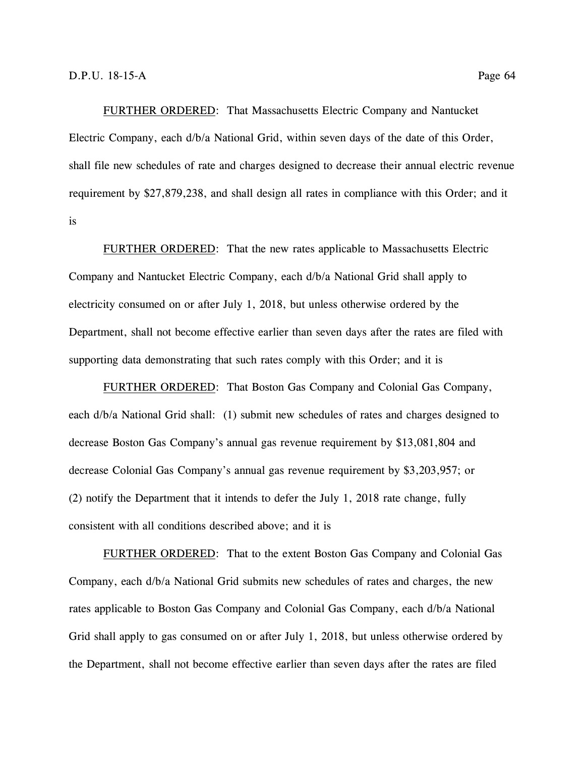FURTHER ORDERED: That Massachusetts Electric Company and Nantucket Electric Company, each d/b/a National Grid, within seven days of the date of this Order, shall file new schedules of rate and charges designed to decrease their annual electric revenue requirement by $27,879,238, and shall design all rates in compliance with this Order; and it is

FURTHER ORDERED: That the new rates applicable to Massachusetts Electric Company and Nantucket Electric Company, each d/b/a National Grid shall apply to electricity consumed on or after July 1, 2018, but unless otherwise ordered by the Department, shall not become effective earlier than seven days after the rates are filed with supporting data demonstrating that such rates comply with this Order; and it is

FURTHER ORDERED: That Boston Gas Company and Colonial Gas Company, each d/b/a National Grid shall: (1) submit new schedules of rates and charges designed to decrease Boston Gas Company's annual gas revenue requirement by $13,081,804 and decrease Colonial Gas Company's annual gas revenue requirement by $3,203,957; or (2) notify the Department that it intends to defer the July 1, 2018 rate change, fully consistent with all conditions described above; and it is

FURTHER ORDERED: That to the extent Boston Gas Company and Colonial Gas Company, each d/b/a National Grid submits new schedules of rates and charges, the new rates applicable to Boston Gas Company and Colonial Gas Company, each d/b/a National Grid shall apply to gas consumed on or after July 1, 2018, but unless otherwise ordered by the Department, shall not become effective earlier than seven days after the rates are filed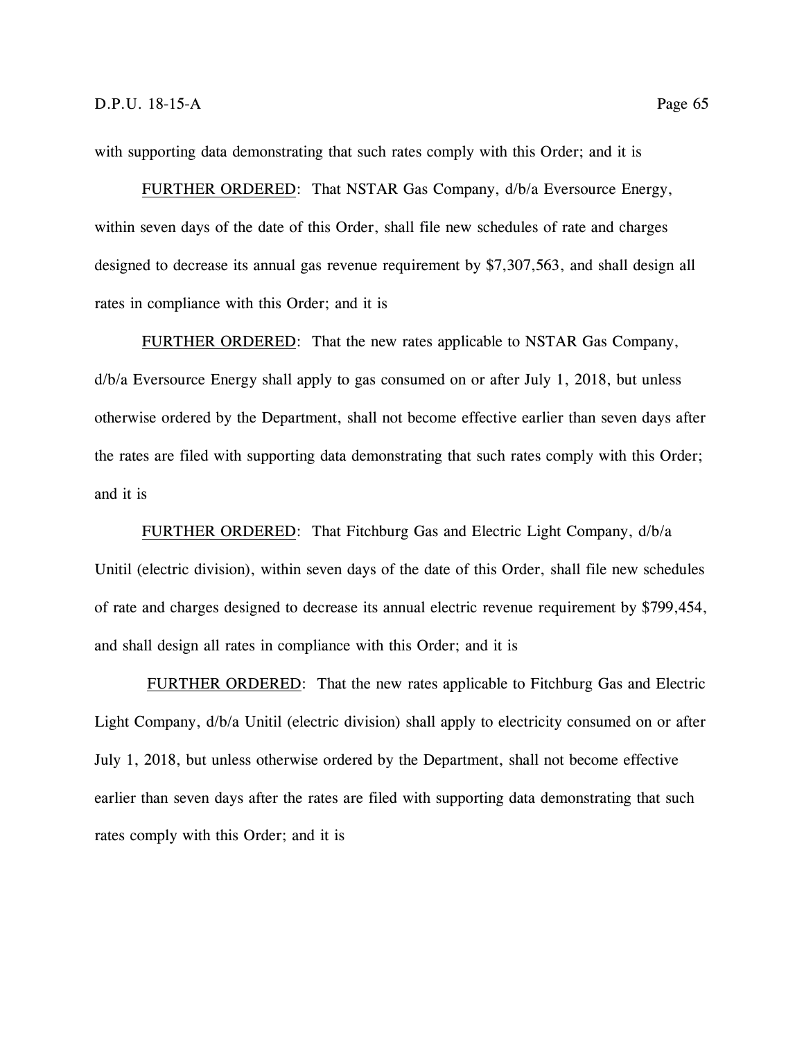with supporting data demonstrating that such rates comply with this Order; and it is

FURTHER ORDERED: That NSTAR Gas Company, d/b/a Eversource Energy, within seven days of the date of this Order, shall file new schedules of rate and charges designed to decrease its annual gas revenue requirement by $7,307,563, and shall design all rates in compliance with this Order; and it is

FURTHER ORDERED: That the new rates applicable to NSTAR Gas Company, d/b/a Eversource Energy shall apply to gas consumed on or after July 1, 2018, but unless otherwise ordered by the Department, shall not become effective earlier than seven days after the rates are filed with supporting data demonstrating that such rates comply with this Order; and it is

FURTHER ORDERED: That Fitchburg Gas and Electric Light Company, d/b/a Unitil (electric division), within seven days of the date of this Order, shall file new schedules of rate and charges designed to decrease its annual electric revenue requirement by $799,454, and shall design all rates in compliance with this Order; and it is

FURTHER ORDERED: That the new rates applicable to Fitchburg Gas and Electric Light Company, d/b/a Unitil (electric division) shall apply to electricity consumed on or after July 1, 2018, but unless otherwise ordered by the Department, shall not become effective earlier than seven days after the rates are filed with supporting data demonstrating that such rates comply with this Order; and it is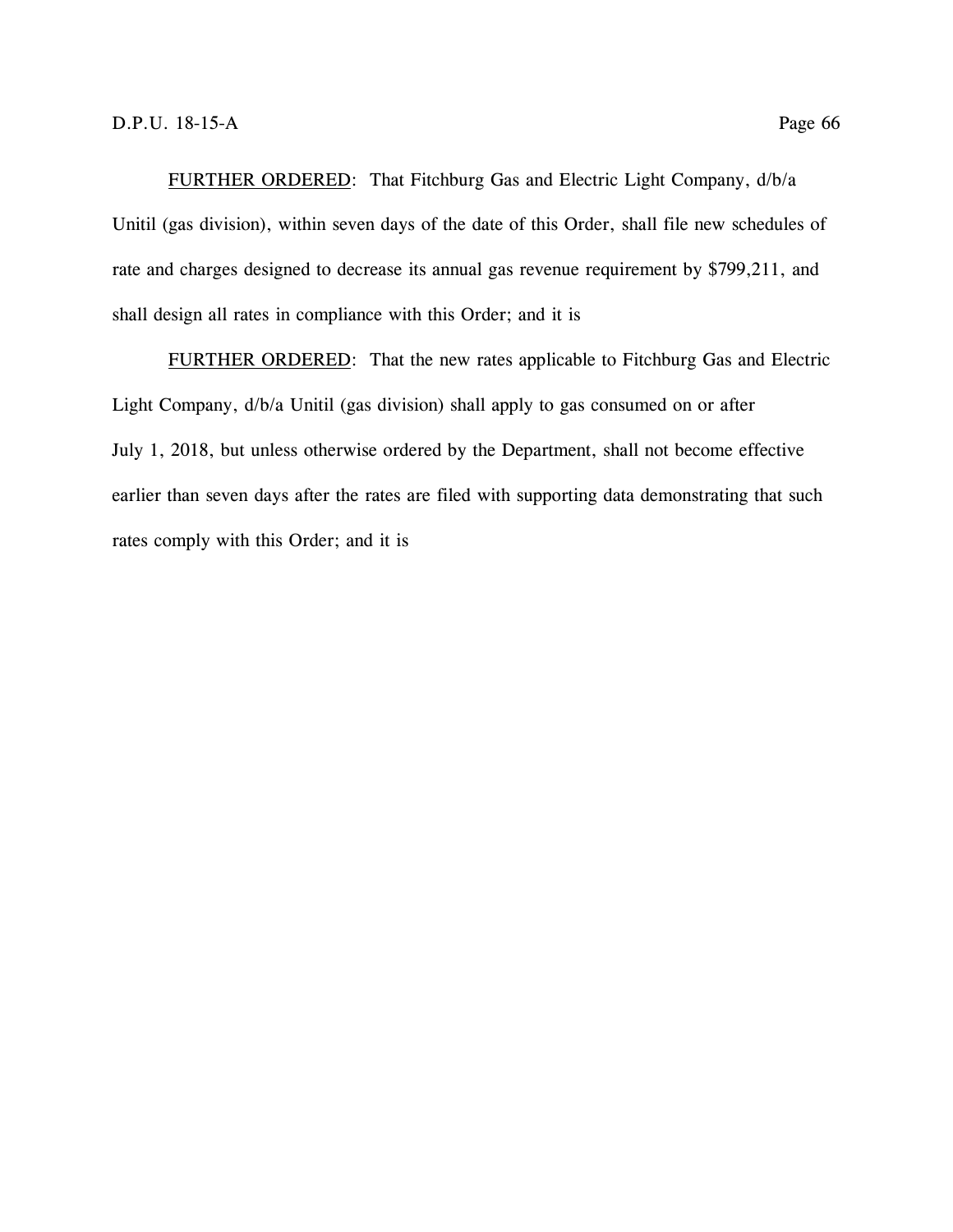<u>FURTHER ORDERED</u>: That Fitchburg Gas and Electric Light Company, d/b/a Unitil (gas division), within seven days of the date of this Order, shall file new schedules of rate and charges designed to decrease its annual gas revenue requirement by $799,211, and shall design all rates in compliance with this Order; and it is

<u>FURTHER ORDERED</u>: That the new rates applicable to Fitchburg Gas and Electric Light Company, d/b/a Unitil (gas division) shall apply to gas consumed on or after July 1, 2018, but unless otherwise ordered by the Department, shall not become effective earlier than seven days after the rates are filed with supporting data demonstrating that such rates comply with this Order; and it is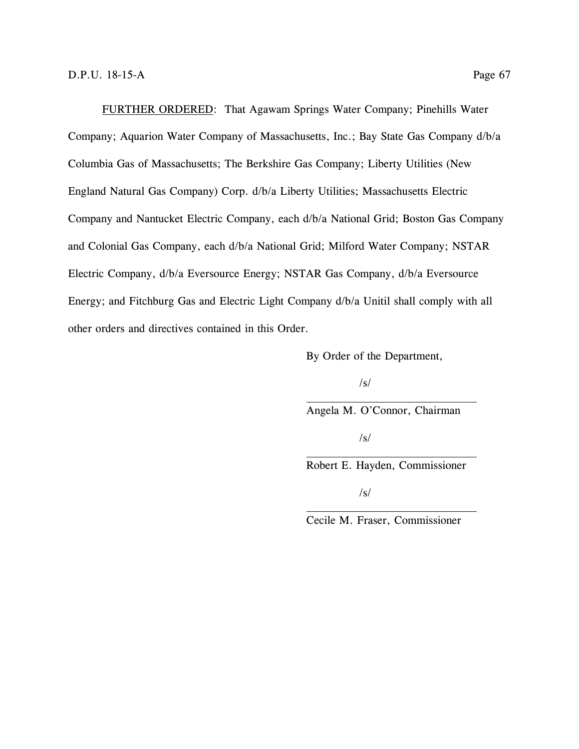FURTHER ORDERED: That Agawam Springs Water Company; Pinehills Water Company; Aquarion Water Company of Massachusetts, Inc.; Bay State Gas Company d/b/a Columbia Gas of Massachusetts; The Berkshire Gas Company; Liberty Utilities (New England Natural Gas Company) Corp. d/b/a Liberty Utilities; Massachusetts Electric Company and Nantucket Electric Company, each d/b/a National Grid; Boston Gas Company and Colonial Gas Company, each d/b/a National Grid; Milford Water Company; NSTAR Electric Company, d/b/a Eversource Energy; NSTAR Gas Company, d/b/a Eversource Energy; and Fitchburg Gas and Electric Light Company d/b/a Unitil shall comply with all other orders and directives contained in this Order.

By Order of the Department,

/s/

Angela M. O'Connor, Chairman

/s/

Robert E. Hayden, Commissioner

/s/

Cecile M. Fraser, Commissioner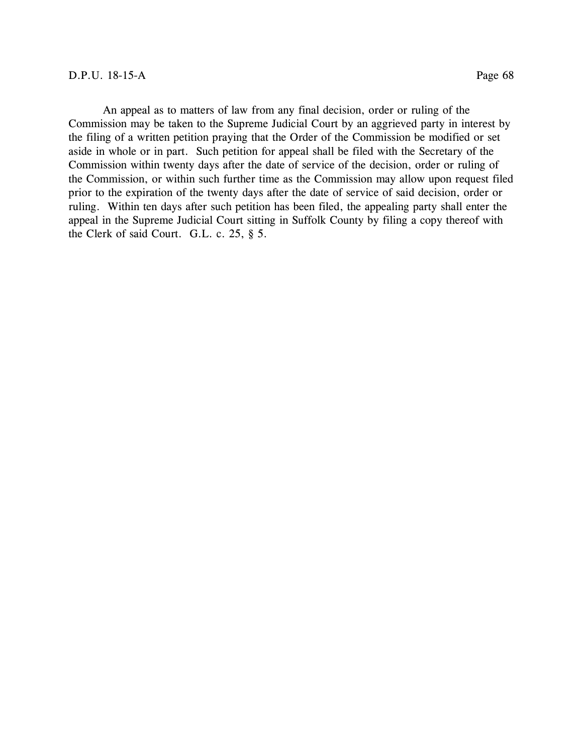An appeal as to matters of law from any final decision, order or ruling of the Commission may be taken to the Supreme Judicial Court by an aggrieved party in interest by the filing of a written petition praying that the Order of the Commission be modified or set aside in whole or in part. Such petition for appeal shall be filed with the Secretary of the Commission within twenty days after the date of service of the decision, order or ruling of the Commission, or within such further time as the Commission may allow upon request filed prior to the expiration of the twenty days after the date of service of said decision, order or ruling. Within ten days after such petition has been filed, the appealing party shall enter the appeal in the Supreme Judicial Court sitting in Suffolk County by filing a copy thereof with the Clerk of said Court. G.L. c. 25, § 5.